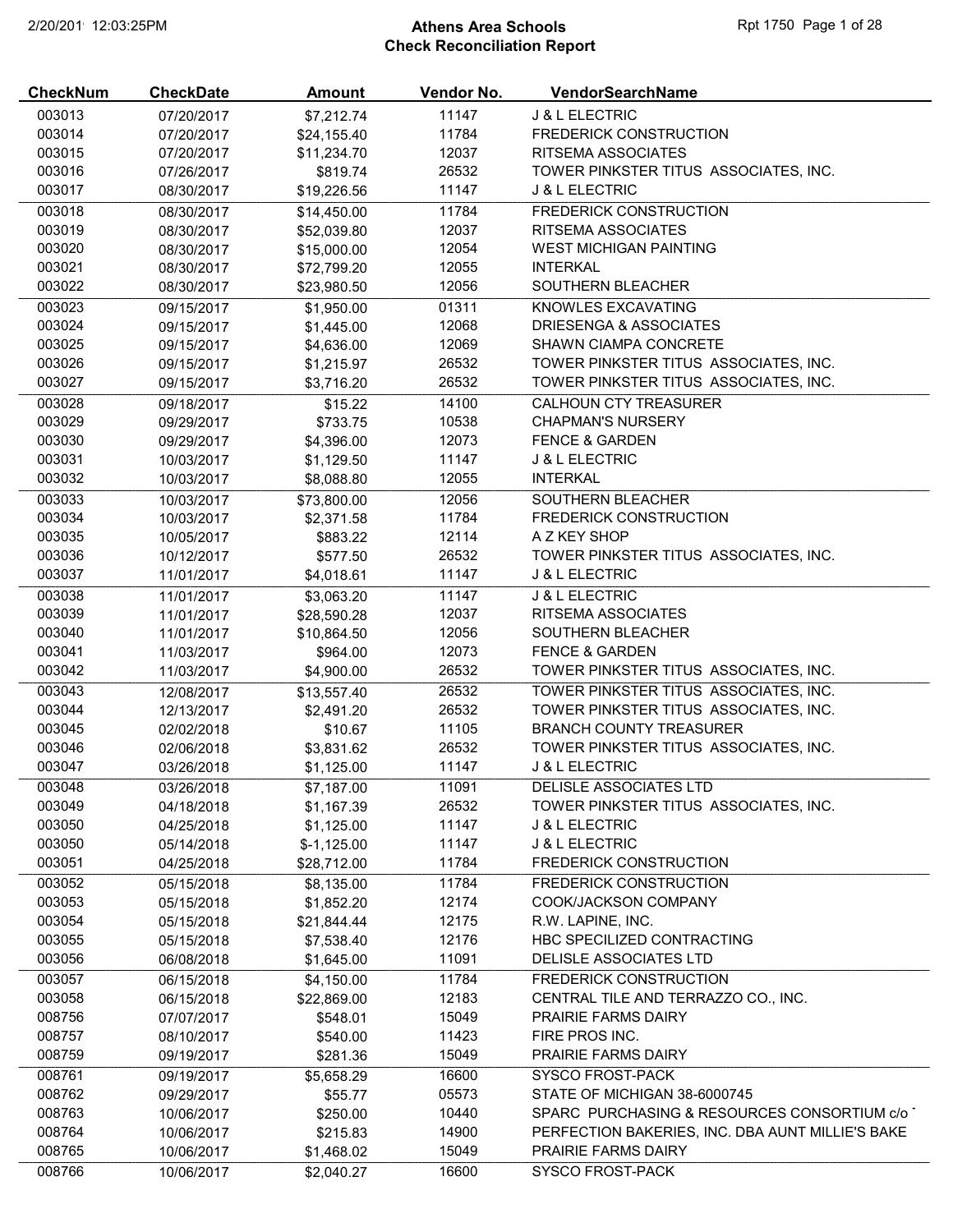# Athens Area Schools
## Check Reconciliation Report

| CheckNum | CheckDate | Amount | Vendor No. | VendorSearchName |
|---|---|---|---|---|
| 003013 | 07/20/2017 | $7,212.74 | 11147 | J & L ELECTRIC |
| 003014 | 07/20/2017 | $24,155.40 | 11784 | FREDERICK CONSTRUCTION |
| 003015 | 07/20/2017 | $11,234.70 | 12037 | RITSEMA ASSOCIATES |
| 003016 | 07/26/2017 | $819.74 | 26532 | TOWER PINKSTER TITUS ASSOCIATES, INC. |
| 003017 | 08/30/2017 | $19,226.56 | 11147 | J & L ELECTRIC |
| 003018 | 08/30/2017 | $14,450.00 | 11784 | FREDERICK CONSTRUCTION |
| 003019 | 08/30/2017 | $52,039.80 | 12037 | RITSEMA ASSOCIATES |
| 003020 | 08/30/2017 | $15,000.00 | 12054 | WEST MICHIGAN PAINTING |
| 003021 | 08/30/2017 | $72,799.20 | 12055 | INTERKAL |
| 003022 | 08/30/2017 | $23,980.50 | 12056 | SOUTHERN BLEACHER |
| 003023 | 09/15/2017 | $1,950.00 | 01311 | KNOWLES EXCAVATING |
| 003024 | 09/15/2017 | $1,445.00 | 12068 | DRIESENGA & ASSOCIATES |
| 003025 | 09/15/2017 | $4,636.00 | 12069 | SHAWN CIAMPA CONCRETE |
| 003026 | 09/15/2017 | $1,215.97 | 26532 | TOWER PINKSTER TITUS ASSOCIATES, INC. |
| 003027 | 09/15/2017 | $3,716.20 | 26532 | TOWER PINKSTER TITUS ASSOCIATES, INC. |
| 003028 | 09/18/2017 | $15.22 | 14100 | CALHOUN CTY TREASURER |
| 003029 | 09/29/2017 | $733.75 | 10538 | CHAPMAN'S NURSERY |
| 003030 | 09/29/2017 | $4,396.00 | 12073 | FENCE & GARDEN |
| 003031 | 10/03/2017 | $1,129.50 | 11147 | J & L ELECTRIC |
| 003032 | 10/03/2017 | $8,088.80 | 12055 | INTERKAL |
| 003033 | 10/03/2017 | $73,800.00 | 12056 | SOUTHERN BLEACHER |
| 003034 | 10/03/2017 | $2,371.58 | 11784 | FREDERICK CONSTRUCTION |
| 003035 | 10/05/2017 | $883.22 | 12114 | A Z KEY SHOP |
| 003036 | 10/12/2017 | $577.50 | 26532 | TOWER PINKSTER TITUS ASSOCIATES, INC. |
| 003037 | 11/01/2017 | $4,018.61 | 11147 | J & L ELECTRIC |
| 003038 | 11/01/2017 | $3,063.20 | 11147 | J & L ELECTRIC |
| 003039 | 11/01/2017 | $28,590.28 | 12037 | RITSEMA ASSOCIATES |
| 003040 | 11/01/2017 | $10,864.50 | 12056 | SOUTHERN BLEACHER |
| 003041 | 11/03/2017 | $964.00 | 12073 | FENCE & GARDEN |
| 003042 | 11/03/2017 | $4,900.00 | 26532 | TOWER PINKSTER TITUS ASSOCIATES, INC. |
| 003043 | 12/08/2017 | $13,557.40 | 26532 | TOWER PINKSTER TITUS ASSOCIATES, INC. |
| 003044 | 12/13/2017 | $2,491.20 | 26532 | TOWER PINKSTER TITUS ASSOCIATES, INC. |
| 003045 | 02/02/2018 | $10.67 | 11105 | BRANCH COUNTY TREASURER |
| 003046 | 02/06/2018 | $3,831.62 | 26532 | TOWER PINKSTER TITUS ASSOCIATES, INC. |
| 003047 | 03/26/2018 | $1,125.00 | 11147 | J & L ELECTRIC |
| 003048 | 03/26/2018 | $7,187.00 | 11091 | DELISLE ASSOCIATES LTD |
| 003049 | 04/18/2018 | $1,167.39 | 26532 | TOWER PINKSTER TITUS ASSOCIATES, INC. |
| 003050 | 04/25/2018 | $1,125.00 | 11147 | J & L ELECTRIC |
| 003050 | 05/14/2018 | $-1,125.00 | 11147 | J & L ELECTRIC |
| 003051 | 04/25/2018 | $28,712.00 | 11784 | FREDERICK CONSTRUCTION |
| 003052 | 05/15/2018 | $8,135.00 | 11784 | FREDERICK CONSTRUCTION |
| 003053 | 05/15/2018 | $1,852.20 | 12174 | COOK/JACKSON COMPANY |
| 003054 | 05/15/2018 | $21,844.44 | 12175 | R.W. LAPINE, INC. |
| 003055 | 05/15/2018 | $7,538.40 | 12176 | HBC SPECILIZED CONTRACTING |
| 003056 | 06/08/2018 | $1,645.00 | 11091 | DELISLE ASSOCIATES LTD |
| 003057 | 06/15/2018 | $4,150.00 | 11784 | FREDERICK CONSTRUCTION |
| 003058 | 06/15/2018 | $22,869.00 | 12183 | CENTRAL TILE AND TERRAZZO CO., INC. |
| 008756 | 07/07/2017 | $548.01 | 15049 | PRAIRIE FARMS DAIRY |
| 008757 | 08/10/2017 | $540.00 | 11423 | FIRE PROS INC. |
| 008759 | 09/19/2017 | $281.36 | 15049 | PRAIRIE FARMS DAIRY |
| 008761 | 09/19/2017 | $5,658.29 | 16600 | SYSCO FROST-PACK |
| 008762 | 09/29/2017 | $55.77 | 05573 | STATE OF MICHIGAN 38-6000745 |
| 008763 | 10/06/2017 | $250.00 | 10440 | SPARC PURCHASING & RESOURCES CONSORTIUM c/o |
| 008764 | 10/06/2017 | $215.83 | 14900 | PERFECTION BAKERIES, INC. DBA AUNT MILLIE'S BAKE |
| 008765 | 10/06/2017 | $1,468.02 | 15049 | PRAIRIE FARMS DAIRY |
| 008766 | 10/06/2017 | $2,040.27 | 16600 | SYSCO FROST-PACK |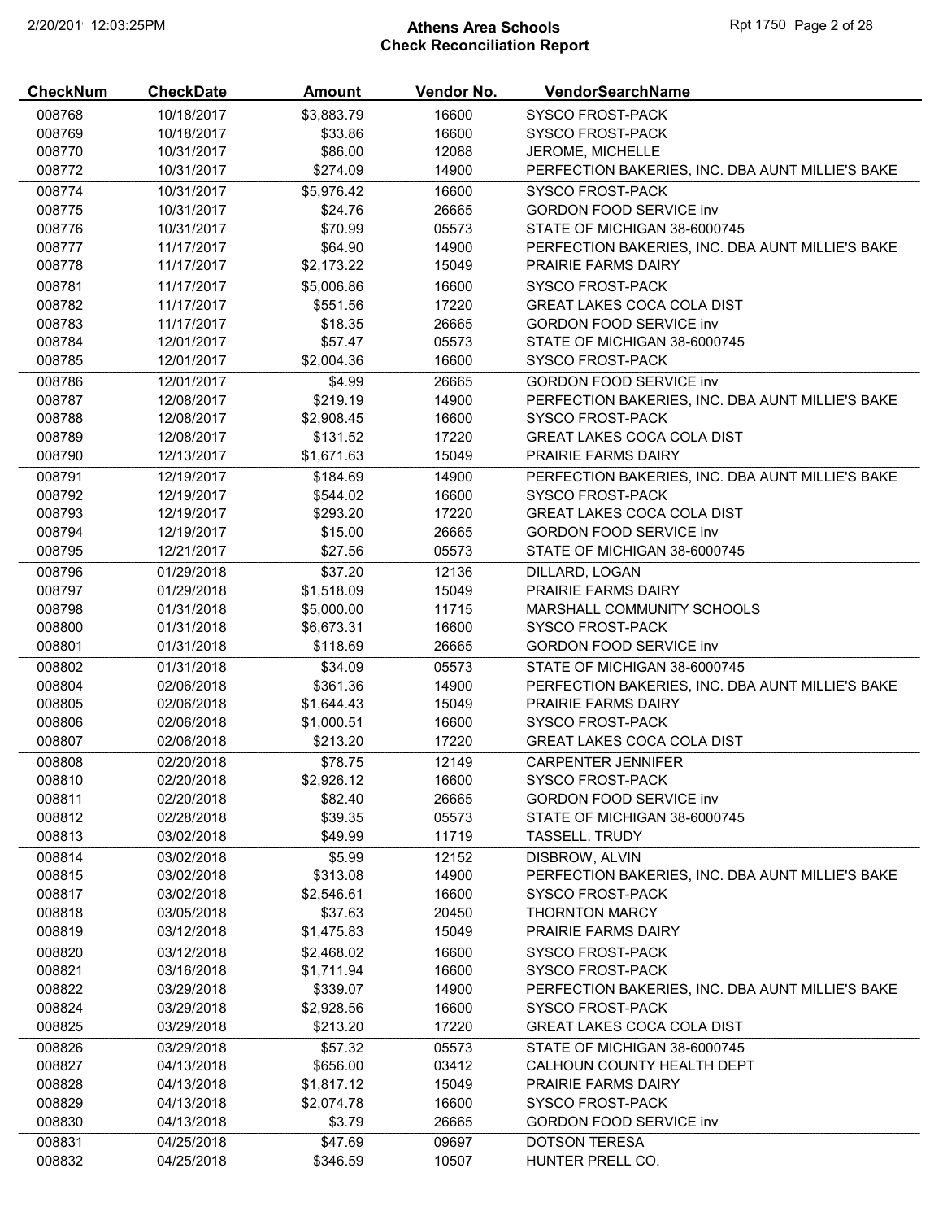# Athens Area Schools
## Check Reconciliation Report

| CheckNum | CheckDate | Amount | Vendor No. | VendorSearchName |
|---|---|---|---|---|
| 008768 | 10/18/2017 | $3,883.79 | 16600 | SYSCO FROST-PACK |
| 008769 | 10/18/2017 | $33.86 | 16600 | SYSCO FROST-PACK |
| 008770 | 10/31/2017 | $86.00 | 12088 | JEROME, MICHELLE |
| 008772 | 10/31/2017 | $274.09 | 14900 | PERFECTION BAKERIES, INC. DBA AUNT MILLIE'S BAKE |
| 008774 | 10/31/2017 | $5,976.42 | 16600 | SYSCO FROST-PACK |
| 008775 | 10/31/2017 | $24.76 | 26665 | GORDON FOOD SERVICE inv |
| 008776 | 10/31/2017 | $70.99 | 05573 | STATE OF MICHIGAN 38-6000745 |
| 008777 | 11/17/2017 | $64.90 | 14900 | PERFECTION BAKERIES, INC. DBA AUNT MILLIE'S BAKE |
| 008778 | 11/17/2017 | $2,173.22 | 15049 | PRAIRIE FARMS DAIRY |
| 008781 | 11/17/2017 | $5,006.86 | 16600 | SYSCO FROST-PACK |
| 008782 | 11/17/2017 | $551.56 | 17220 | GREAT LAKES COCA COLA DIST |
| 008783 | 11/17/2017 | $18.35 | 26665 | GORDON FOOD SERVICE inv |
| 008784 | 12/01/2017 | $57.47 | 05573 | STATE OF MICHIGAN 38-6000745 |
| 008785 | 12/01/2017 | $2,004.36 | 16600 | SYSCO FROST-PACK |
| 008786 | 12/01/2017 | $4.99 | 26665 | GORDON FOOD SERVICE inv |
| 008787 | 12/08/2017 | $219.19 | 14900 | PERFECTION BAKERIES, INC. DBA AUNT MILLIE'S BAKE |
| 008788 | 12/08/2017 | $2,908.45 | 16600 | SYSCO FROST-PACK |
| 008789 | 12/08/2017 | $131.52 | 17220 | GREAT LAKES COCA COLA DIST |
| 008790 | 12/13/2017 | $1,671.63 | 15049 | PRAIRIE FARMS DAIRY |
| 008791 | 12/19/2017 | $184.69 | 14900 | PERFECTION BAKERIES, INC. DBA AUNT MILLIE'S BAKE |
| 008792 | 12/19/2017 | $544.02 | 16600 | SYSCO FROST-PACK |
| 008793 | 12/19/2017 | $293.20 | 17220 | GREAT LAKES COCA COLA DIST |
| 008794 | 12/19/2017 | $15.00 | 26665 | GORDON FOOD SERVICE inv |
| 008795 | 12/21/2017 | $27.56 | 05573 | STATE OF MICHIGAN 38-6000745 |
| 008796 | 01/29/2018 | $37.20 | 12136 | DILLARD, LOGAN |
| 008797 | 01/29/2018 | $1,518.09 | 15049 | PRAIRIE FARMS DAIRY |
| 008798 | 01/31/2018 | $5,000.00 | 11715 | MARSHALL COMMUNITY SCHOOLS |
| 008800 | 01/31/2018 | $6,673.31 | 16600 | SYSCO FROST-PACK |
| 008801 | 01/31/2018 | $118.69 | 26665 | GORDON FOOD SERVICE inv |
| 008802 | 01/31/2018 | $34.09 | 05573 | STATE OF MICHIGAN 38-6000745 |
| 008804 | 02/06/2018 | $361.36 | 14900 | PERFECTION BAKERIES, INC. DBA AUNT MILLIE'S BAKE |
| 008805 | 02/06/2018 | $1,644.43 | 15049 | PRAIRIE FARMS DAIRY |
| 008806 | 02/06/2018 | $1,000.51 | 16600 | SYSCO FROST-PACK |
| 008807 | 02/06/2018 | $213.20 | 17220 | GREAT LAKES COCA COLA DIST |
| 008808 | 02/20/2018 | $78.75 | 12149 | CARPENTER JENNIFER |
| 008810 | 02/20/2018 | $2,926.12 | 16600 | SYSCO FROST-PACK |
| 008811 | 02/20/2018 | $82.40 | 26665 | GORDON FOOD SERVICE inv |
| 008812 | 02/28/2018 | $39.35 | 05573 | STATE OF MICHIGAN 38-6000745 |
| 008813 | 03/02/2018 | $49.99 | 11719 | TASSELL. TRUDY |
| 008814 | 03/02/2018 | $5.99 | 12152 | DISBROW, ALVIN |
| 008815 | 03/02/2018 | $313.08 | 14900 | PERFECTION BAKERIES, INC. DBA AUNT MILLIE'S BAKE |
| 008817 | 03/02/2018 | $2,546.61 | 16600 | SYSCO FROST-PACK |
| 008818 | 03/05/2018 | $37.63 | 20450 | THORNTON MARCY |
| 008819 | 03/12/2018 | $1,475.83 | 15049 | PRAIRIE FARMS DAIRY |
| 008820 | 03/12/2018 | $2,468.02 | 16600 | SYSCO FROST-PACK |
| 008821 | 03/16/2018 | $1,711.94 | 16600 | SYSCO FROST-PACK |
| 008822 | 03/29/2018 | $339.07 | 14900 | PERFECTION BAKERIES, INC. DBA AUNT MILLIE'S BAKE |
| 008824 | 03/29/2018 | $2,928.56 | 16600 | SYSCO FROST-PACK |
| 008825 | 03/29/2018 | $213.20 | 17220 | GREAT LAKES COCA COLA DIST |
| 008826 | 03/29/2018 | $57.32 | 05573 | STATE OF MICHIGAN 38-6000745 |
| 008827 | 04/13/2018 | $656.00 | 03412 | CALHOUN COUNTY HEALTH DEPT |
| 008828 | 04/13/2018 | $1,817.12 | 15049 | PRAIRIE FARMS DAIRY |
| 008829 | 04/13/2018 | $2,074.78 | 16600 | SYSCO FROST-PACK |
| 008830 | 04/13/2018 | $3.79 | 26665 | GORDON FOOD SERVICE inv |
| 008831 | 04/25/2018 | $47.69 | 09697 | DOTSON TERESA |
| 008832 | 04/25/2018 | $346.59 | 10507 | HUNTER PRELL CO. |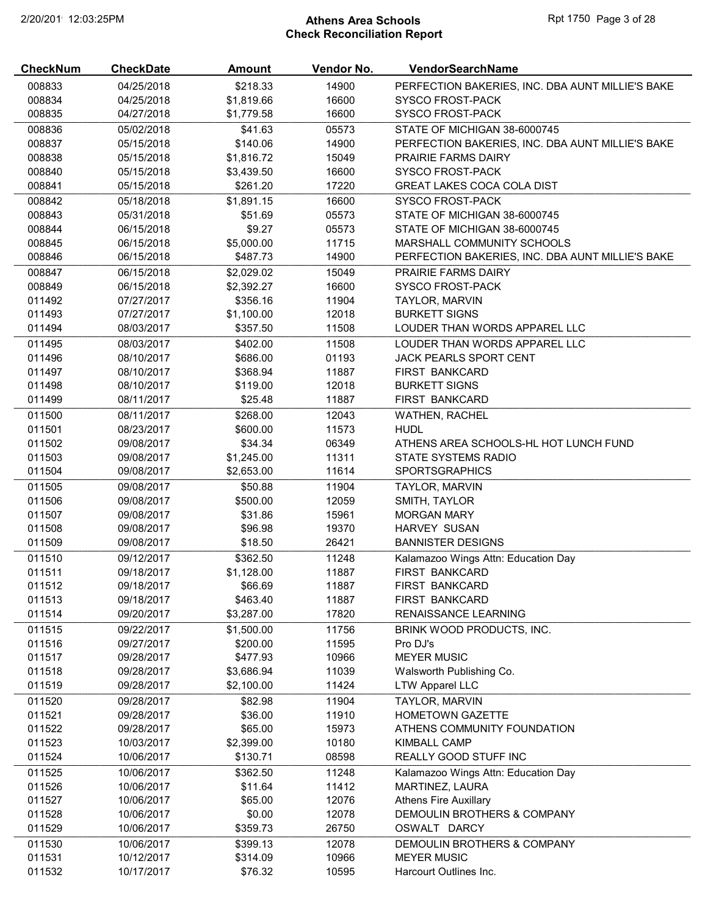# Athens Area Schools
## Check Reconciliation Report

| CheckNum | CheckDate | Amount | Vendor No. | VendorSearchName |
|---|---|---|---|---|
| 008833 | 04/25/2018 | $218.33 | 14900 | PERFECTION BAKERIES, INC. DBA AUNT MILLIE'S BAKE |
| 008834 | 04/25/2018 | $1,819.66 | 16600 | SYSCO FROST-PACK |
| 008835 | 04/27/2018 | $1,779.58 | 16600 | SYSCO FROST-PACK |
| 008836 | 05/02/2018 | $41.63 | 05573 | STATE OF MICHIGAN 38-6000745 |
| 008837 | 05/15/2018 | $140.06 | 14900 | PERFECTION BAKERIES, INC. DBA AUNT MILLIE'S BAKE |
| 008838 | 05/15/2018 | $1,816.72 | 15049 | PRAIRIE FARMS DAIRY |
| 008840 | 05/15/2018 | $3,439.50 | 16600 | SYSCO FROST-PACK |
| 008841 | 05/15/2018 | $261.20 | 17220 | GREAT LAKES COCA COLA DIST |
| 008842 | 05/18/2018 | $1,891.15 | 16600 | SYSCO FROST-PACK |
| 008843 | 05/31/2018 | $51.69 | 05573 | STATE OF MICHIGAN 38-6000745 |
| 008844 | 06/15/2018 | $9.27 | 05573 | STATE OF MICHIGAN 38-6000745 |
| 008845 | 06/15/2018 | $5,000.00 | 11715 | MARSHALL COMMUNITY SCHOOLS |
| 008846 | 06/15/2018 | $487.73 | 14900 | PERFECTION BAKERIES, INC. DBA AUNT MILLIE'S BAKE |
| 008847 | 06/15/2018 | $2,029.02 | 15049 | PRAIRIE FARMS DAIRY |
| 008849 | 06/15/2018 | $2,392.27 | 16600 | SYSCO FROST-PACK |
| 011492 | 07/27/2017 | $356.16 | 11904 | TAYLOR, MARVIN |
| 011493 | 07/27/2017 | $1,100.00 | 12018 | BURKETT SIGNS |
| 011494 | 08/03/2017 | $357.50 | 11508 | LOUDER THAN WORDS APPAREL LLC |
| 011495 | 08/03/2017 | $402.00 | 11508 | LOUDER THAN WORDS APPAREL LLC |
| 011496 | 08/10/2017 | $686.00 | 01193 | JACK PEARLS SPORT CENT |
| 011497 | 08/10/2017 | $368.94 | 11887 | FIRST BANKCARD |
| 011498 | 08/10/2017 | $119.00 | 12018 | BURKETT SIGNS |
| 011499 | 08/11/2017 | $25.48 | 11887 | FIRST BANKCARD |
| 011500 | 08/11/2017 | $268.00 | 12043 | WATHEN, RACHEL |
| 011501 | 08/23/2017 | $600.00 | 11573 | HUDL |
| 011502 | 09/08/2017 | $34.34 | 06349 | ATHENS AREA SCHOOLS-HL HOT LUNCH FUND |
| 011503 | 09/08/2017 | $1,245.00 | 11311 | STATE SYSTEMS RADIO |
| 011504 | 09/08/2017 | $2,653.00 | 11614 | SPORTSGRAPHICS |
| 011505 | 09/08/2017 | $50.88 | 11904 | TAYLOR, MARVIN |
| 011506 | 09/08/2017 | $500.00 | 12059 | SMITH, TAYLOR |
| 011507 | 09/08/2017 | $31.86 | 15961 | MORGAN MARY |
| 011508 | 09/08/2017 | $96.98 | 19370 | HARVEY SUSAN |
| 011509 | 09/08/2017 | $18.50 | 26421 | BANNISTER DESIGNS |
| 011510 | 09/12/2017 | $362.50 | 11248 | Kalamazoo Wings Attn: Education Day |
| 011511 | 09/18/2017 | $1,128.00 | 11887 | FIRST BANKCARD |
| 011512 | 09/18/2017 | $66.69 | 11887 | FIRST BANKCARD |
| 011513 | 09/18/2017 | $463.40 | 11887 | FIRST BANKCARD |
| 011514 | 09/20/2017 | $3,287.00 | 17820 | RENAISSANCE LEARNING |
| 011515 | 09/22/2017 | $1,500.00 | 11756 | BRINK WOOD PRODUCTS, INC. |
| 011516 | 09/27/2017 | $200.00 | 11595 | Pro DJ's |
| 011517 | 09/28/2017 | $477.93 | 10966 | MEYER MUSIC |
| 011518 | 09/28/2017 | $3,686.94 | 11039 | Walsworth Publishing Co. |
| 011519 | 09/28/2017 | $2,100.00 | 11424 | LTW Apparel LLC |
| 011520 | 09/28/2017 | $82.98 | 11904 | TAYLOR, MARVIN |
| 011521 | 09/28/2017 | $36.00 | 11910 | HOMETOWN GAZETTE |
| 011522 | 09/28/2017 | $65.00 | 15973 | ATHENS COMMUNITY FOUNDATION |
| 011523 | 10/03/2017 | $2,399.00 | 10180 | KIMBALL CAMP |
| 011524 | 10/06/2017 | $130.71 | 08598 | REALLY GOOD STUFF INC |
| 011525 | 10/06/2017 | $362.50 | 11248 | Kalamazoo Wings Attn: Education Day |
| 011526 | 10/06/2017 | $11.64 | 11412 | MARTINEZ, LAURA |
| 011527 | 10/06/2017 | $65.00 | 12076 | Athens Fire Auxillary |
| 011528 | 10/06/2017 | $0.00 | 12078 | DEMOULIN BROTHERS & COMPANY |
| 011529 | 10/06/2017 | $359.73 | 26750 | OSWALT DARCY |
| 011530 | 10/06/2017 | $399.13 | 12078 | DEMOULIN BROTHERS & COMPANY |
| 011531 | 10/12/2017 | $314.09 | 10966 | MEYER MUSIC |
| 011532 | 10/17/2017 | $76.32 | 10595 | Harcourt Outlines Inc. |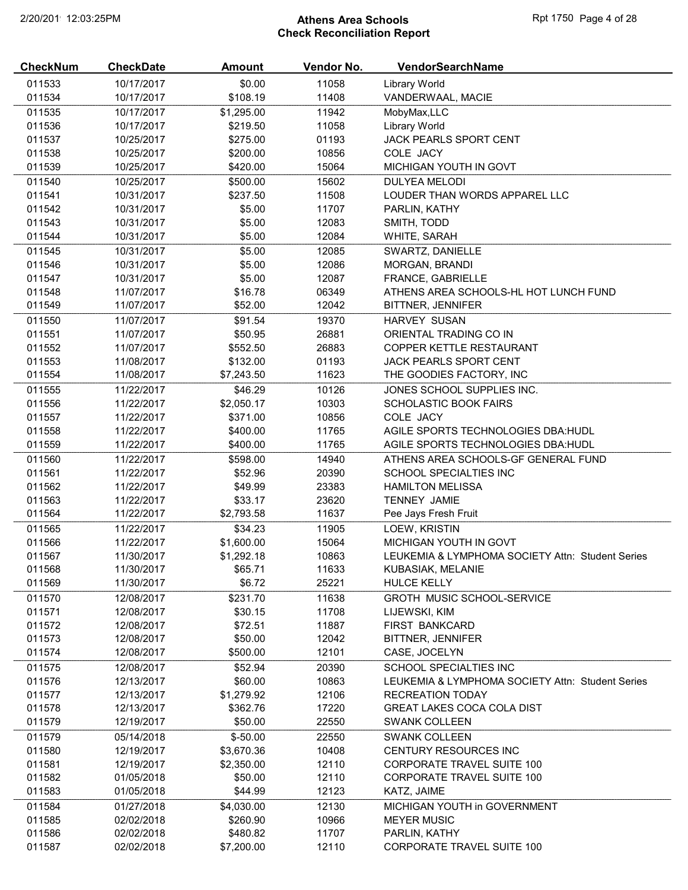# Athens Area Schools
## Check Reconciliation Report

| CheckNum | CheckDate | Amount | Vendor No. | VendorSearchName |
|---|---|---|---|---|
| 011533 | 10/17/2017 | $0.00 | 11058 | Library World |
| 011534 | 10/17/2017 | $108.19 | 11408 | VANDERWAAL, MACIE |
| 011535 | 10/17/2017 | $1,295.00 | 11942 | MobyMax,LLC |
| 011536 | 10/17/2017 | $219.50 | 11058 | Library World |
| 011537 | 10/25/2017 | $275.00 | 01193 | JACK PEARLS SPORT CENT |
| 011538 | 10/25/2017 | $200.00 | 10856 | COLE JACY |
| 011539 | 10/25/2017 | $420.00 | 15064 | MICHIGAN YOUTH IN GOVT |
| 011540 | 10/25/2017 | $500.00 | 15602 | DULYEA MELODI |
| 011541 | 10/31/2017 | $237.50 | 11508 | LOUDER THAN WORDS APPAREL LLC |
| 011542 | 10/31/2017 | $5.00 | 11707 | PARLIN, KATHY |
| 011543 | 10/31/2017 | $5.00 | 12083 | SMITH, TODD |
| 011544 | 10/31/2017 | $5.00 | 12084 | WHITE, SARAH |
| 011545 | 10/31/2017 | $5.00 | 12085 | SWARTZ, DANIELLE |
| 011546 | 10/31/2017 | $5.00 | 12086 | MORGAN, BRANDI |
| 011547 | 10/31/2017 | $5.00 | 12087 | FRANCE, GABRIELLE |
| 011548 | 11/07/2017 | $16.78 | 06349 | ATHENS AREA SCHOOLS-HL HOT LUNCH FUND |
| 011549 | 11/07/2017 | $52.00 | 12042 | BITTNER, JENNIFER |
| 011550 | 11/07/2017 | $91.54 | 19370 | HARVEY SUSAN |
| 011551 | 11/07/2017 | $50.95 | 26881 | ORIENTAL TRADING CO IN |
| 011552 | 11/07/2017 | $552.50 | 26883 | COPPER KETTLE RESTAURANT |
| 011553 | 11/08/2017 | $132.00 | 01193 | JACK PEARLS SPORT CENT |
| 011554 | 11/08/2017 | $7,243.50 | 11623 | THE GOODIES FACTORY, INC |
| 011555 | 11/22/2017 | $46.29 | 10126 | JONES SCHOOL SUPPLIES INC. |
| 011556 | 11/22/2017 | $2,050.17 | 10303 | SCHOLASTIC BOOK FAIRS |
| 011557 | 11/22/2017 | $371.00 | 10856 | COLE JACY |
| 011558 | 11/22/2017 | $400.00 | 11765 | AGILE SPORTS TECHNOLOGIES DBA:HUDL |
| 011559 | 11/22/2017 | $400.00 | 11765 | AGILE SPORTS TECHNOLOGIES DBA:HUDL |
| 011560 | 11/22/2017 | $598.00 | 14940 | ATHENS AREA SCHOOLS-GF GENERAL FUND |
| 011561 | 11/22/2017 | $52.96 | 20390 | SCHOOL SPECIALTIES INC |
| 011562 | 11/22/2017 | $49.99 | 23383 | HAMILTON MELISSA |
| 011563 | 11/22/2017 | $33.17 | 23620 | TENNEY JAMIE |
| 011564 | 11/22/2017 | $2,793.58 | 11637 | Pee Jays Fresh Fruit |
| 011565 | 11/22/2017 | $34.23 | 11905 | LOEW, KRISTIN |
| 011566 | 11/22/2017 | $1,600.00 | 15064 | MICHIGAN YOUTH IN GOVT |
| 011567 | 11/30/2017 | $1,292.18 | 10863 | LEUKEMIA & LYMPHOMA SOCIETY Attn: Student Series |
| 011568 | 11/30/2017 | $65.71 | 11633 | KUBASIAK, MELANIE |
| 011569 | 11/30/2017 | $6.72 | 25221 | HULCE KELLY |
| 011570 | 12/08/2017 | $231.70 | 11638 | GROTH MUSIC SCHOOL-SERVICE |
| 011571 | 12/08/2017 | $30.15 | 11708 | LIJEWSKI, KIM |
| 011572 | 12/08/2017 | $72.51 | 11887 | FIRST BANKCARD |
| 011573 | 12/08/2017 | $50.00 | 12042 | BITTNER, JENNIFER |
| 011574 | 12/08/2017 | $500.00 | 12101 | CASE, JOCELYN |
| 011575 | 12/08/2017 | $52.94 | 20390 | SCHOOL SPECIALTIES INC |
| 011576 | 12/13/2017 | $60.00 | 10863 | LEUKEMIA & LYMPHOMA SOCIETY Attn: Student Series |
| 011577 | 12/13/2017 | $1,279.92 | 12106 | RECREATION TODAY |
| 011578 | 12/13/2017 | $362.76 | 17220 | GREAT LAKES COCA COLA DIST |
| 011579 | 12/19/2017 | $50.00 | 22550 | SWANK COLLEEN |
| 011579 | 05/14/2018 | $-50.00 | 22550 | SWANK COLLEEN |
| 011580 | 12/19/2017 | $3,670.36 | 10408 | CENTURY RESOURCES INC |
| 011581 | 12/19/2017 | $2,350.00 | 12110 | CORPORATE TRAVEL SUITE 100 |
| 011582 | 01/05/2018 | $50.00 | 12110 | CORPORATE TRAVEL SUITE 100 |
| 011583 | 01/05/2018 | $44.99 | 12123 | KATZ, JAIME |
| 011584 | 01/27/2018 | $4,030.00 | 12130 | MICHIGAN YOUTH in GOVERNMENT |
| 011585 | 02/02/2018 | $260.90 | 10966 | MEYER MUSIC |
| 011586 | 02/02/2018 | $480.82 | 11707 | PARLIN, KATHY |
| 011587 | 02/02/2018 | $7,200.00 | 12110 | CORPORATE TRAVEL SUITE 100 |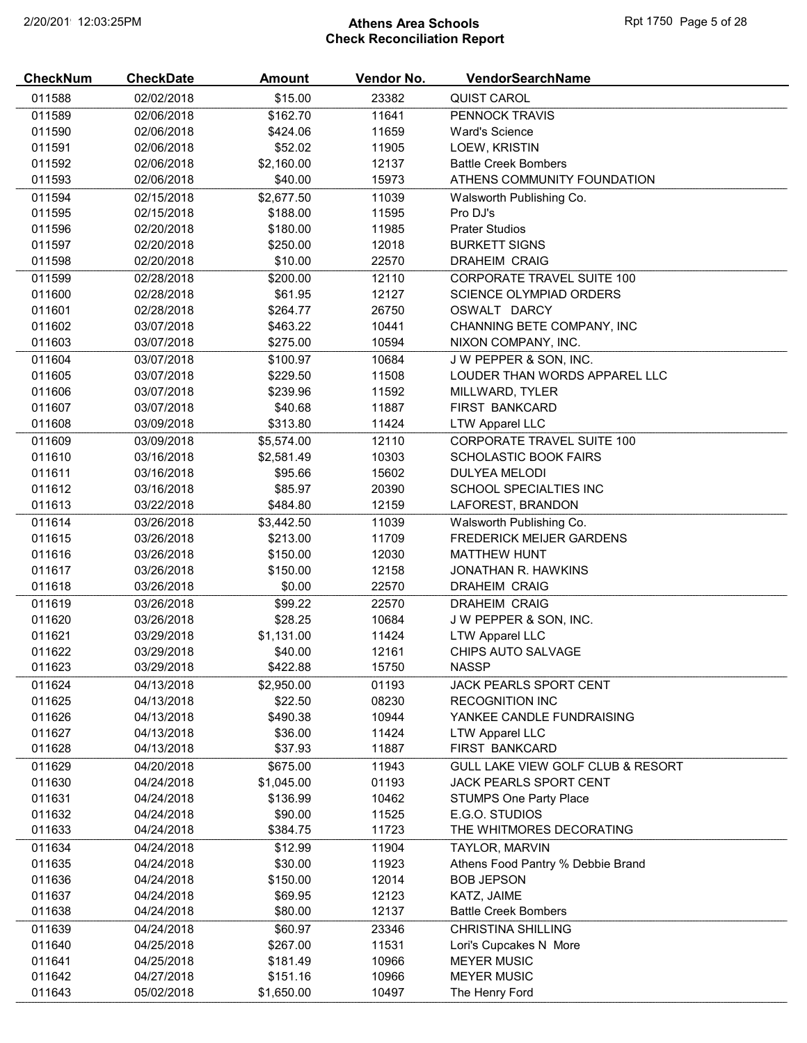# Athens Area Schools
## Check Reconciliation Report

| CheckNum | CheckDate | Amount | Vendor No. | VendorSearchName |
|---|---|---|---|---|
| 011588 | 02/02/2018 | $15.00 | 23382 | QUIST CAROL |
| 011589 | 02/06/2018 | $162.70 | 11641 | PENNOCK TRAVIS |
| 011590 | 02/06/2018 | $424.06 | 11659 | Ward's Science |
| 011591 | 02/06/2018 | $52.02 | 11905 | LOEW, KRISTIN |
| 011592 | 02/06/2018 | $2,160.00 | 12137 | Battle Creek Bombers |
| 011593 | 02/06/2018 | $40.00 | 15973 | ATHENS COMMUNITY FOUNDATION |
| 011594 | 02/15/2018 | $2,677.50 | 11039 | Walsworth Publishing Co. |
| 011595 | 02/15/2018 | $188.00 | 11595 | Pro DJ's |
| 011596 | 02/20/2018 | $180.00 | 11985 | Prater Studios |
| 011597 | 02/20/2018 | $250.00 | 12018 | BURKETT SIGNS |
| 011598 | 02/20/2018 | $10.00 | 22570 | DRAHEIM CRAIG |
| 011599 | 02/28/2018 | $200.00 | 12110 | CORPORATE TRAVEL SUITE 100 |
| 011600 | 02/28/2018 | $61.95 | 12127 | SCIENCE OLYMPIAD ORDERS |
| 011601 | 02/28/2018 | $264.77 | 26750 | OSWALT DARCY |
| 011602 | 03/07/2018 | $463.22 | 10441 | CHANNING BETE COMPANY, INC |
| 011603 | 03/07/2018 | $275.00 | 10594 | NIXON COMPANY, INC. |
| 011604 | 03/07/2018 | $100.97 | 10684 | J W PEPPER & SON, INC. |
| 011605 | 03/07/2018 | $229.50 | 11508 | LOUDER THAN WORDS APPAREL LLC |
| 011606 | 03/07/2018 | $239.96 | 11592 | MILLWARD, TYLER |
| 011607 | 03/07/2018 | $40.68 | 11887 | FIRST BANKCARD |
| 011608 | 03/09/2018 | $313.80 | 11424 | LTW Apparel LLC |
| 011609 | 03/09/2018 | $5,574.00 | 12110 | CORPORATE TRAVEL SUITE 100 |
| 011610 | 03/16/2018 | $2,581.49 | 10303 | SCHOLASTIC BOOK FAIRS |
| 011611 | 03/16/2018 | $95.66 | 15602 | DULYEA MELODI |
| 011612 | 03/16/2018 | $85.97 | 20390 | SCHOOL SPECIALTIES INC |
| 011613 | 03/22/2018 | $484.80 | 12159 | LAFOREST, BRANDON |
| 011614 | 03/26/2018 | $3,442.50 | 11039 | Walsworth Publishing Co. |
| 011615 | 03/26/2018 | $213.00 | 11709 | FREDERICK MEIJER GARDENS |
| 011616 | 03/26/2018 | $150.00 | 12030 | MATTHEW HUNT |
| 011617 | 03/26/2018 | $150.00 | 12158 | JONATHAN R. HAWKINS |
| 011618 | 03/26/2018 | $0.00 | 22570 | DRAHEIM CRAIG |
| 011619 | 03/26/2018 | $99.22 | 22570 | DRAHEIM CRAIG |
| 011620 | 03/26/2018 | $28.25 | 10684 | J W PEPPER & SON, INC. |
| 011621 | 03/29/2018 | $1,131.00 | 11424 | LTW Apparel LLC |
| 011622 | 03/29/2018 | $40.00 | 12161 | CHIPS AUTO SALVAGE |
| 011623 | 03/29/2018 | $422.88 | 15750 | NASSP |
| 011624 | 04/13/2018 | $2,950.00 | 01193 | JACK PEARLS SPORT CENT |
| 011625 | 04/13/2018 | $22.50 | 08230 | RECOGNITION INC |
| 011626 | 04/13/2018 | $490.38 | 10944 | YANKEE CANDLE FUNDRAISING |
| 011627 | 04/13/2018 | $36.00 | 11424 | LTW Apparel LLC |
| 011628 | 04/13/2018 | $37.93 | 11887 | FIRST BANKCARD |
| 011629 | 04/20/2018 | $675.00 | 11943 | GULL LAKE VIEW GOLF CLUB & RESORT |
| 011630 | 04/24/2018 | $1,045.00 | 01193 | JACK PEARLS SPORT CENT |
| 011631 | 04/24/2018 | $136.99 | 10462 | STUMPS One Party Place |
| 011632 | 04/24/2018 | $90.00 | 11525 | E.G.O. STUDIOS |
| 011633 | 04/24/2018 | $384.75 | 11723 | THE WHITMORES DECORATING |
| 011634 | 04/24/2018 | $12.99 | 11904 | TAYLOR, MARVIN |
| 011635 | 04/24/2018 | $30.00 | 11923 | Athens Food Pantry % Debbie Brand |
| 011636 | 04/24/2018 | $150.00 | 12014 | BOB JEPSON |
| 011637 | 04/24/2018 | $69.95 | 12123 | KATZ, JAIME |
| 011638 | 04/24/2018 | $80.00 | 12137 | Battle Creek Bombers |
| 011639 | 04/24/2018 | $60.97 | 23346 | CHRISTINA SHILLING |
| 011640 | 04/25/2018 | $267.00 | 11531 | Lori's Cupcakes N More |
| 011641 | 04/25/2018 | $181.49 | 10966 | MEYER MUSIC |
| 011642 | 04/27/2018 | $151.16 | 10966 | MEYER MUSIC |
| 011643 | 05/02/2018 | $1,650.00 | 10497 | The Henry Ford |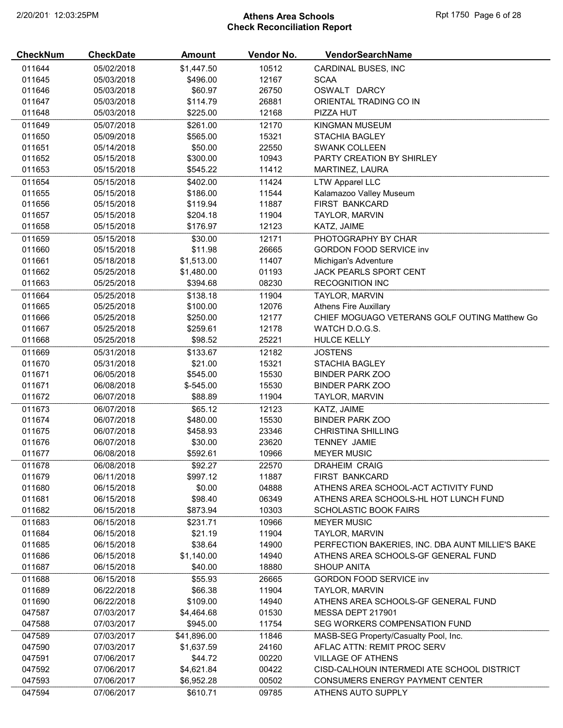# Athens Area Schools
## Check Reconciliation Report

| CheckNum | CheckDate | Amount | Vendor No. | VendorSearchName |
|---|---|---|---|---|
| 011644 | 05/02/2018 | $1,447.50 | 10512 | CARDINAL BUSES, INC |
| 011645 | 05/03/2018 | $496.00 | 12167 | SCAA |
| 011646 | 05/03/2018 | $60.97 | 26750 | OSWALT DARCY |
| 011647 | 05/03/2018 | $114.79 | 26881 | ORIENTAL TRADING CO IN |
| 011648 | 05/03/2018 | $225.00 | 12168 | PIZZA HUT |
| 011649 | 05/07/2018 | $261.00 | 12170 | KINGMAN MUSEUM |
| 011650 | 05/09/2018 | $565.00 | 15321 | STACHIA BAGLEY |
| 011651 | 05/14/2018 | $50.00 | 22550 | SWANK COLLEEN |
| 011652 | 05/15/2018 | $300.00 | 10943 | PARTY CREATION BY SHIRLEY |
| 011653 | 05/15/2018 | $545.22 | 11412 | MARTINEZ, LAURA |
| 011654 | 05/15/2018 | $402.00 | 11424 | LTW Apparel LLC |
| 011655 | 05/15/2018 | $186.00 | 11544 | Kalamazoo Valley Museum |
| 011656 | 05/15/2018 | $119.94 | 11887 | FIRST BANKCARD |
| 011657 | 05/15/2018 | $204.18 | 11904 | TAYLOR, MARVIN |
| 011658 | 05/15/2018 | $176.97 | 12123 | KATZ, JAIME |
| 011659 | 05/15/2018 | $30.00 | 12171 | PHOTOGRAPHY BY CHAR |
| 011660 | 05/15/2018 | $11.98 | 26665 | GORDON FOOD SERVICE inv |
| 011661 | 05/18/2018 | $1,513.00 | 11407 | Michigan's Adventure |
| 011662 | 05/25/2018 | $1,480.00 | 01193 | JACK PEARLS SPORT CENT |
| 011663 | 05/25/2018 | $394.68 | 08230 | RECOGNITION INC |
| 011664 | 05/25/2018 | $138.18 | 11904 | TAYLOR, MARVIN |
| 011665 | 05/25/2018 | $100.00 | 12076 | Athens Fire Auxillary |
| 011666 | 05/25/2018 | $250.00 | 12177 | CHIEF MOGUAGO VETERANS GOLF OUTING Matthew Go |
| 011667 | 05/25/2018 | $259.61 | 12178 | WATCH D.O.G.S. |
| 011668 | 05/25/2018 | $98.52 | 25221 | HULCE KELLY |
| 011669 | 05/31/2018 | $133.67 | 12182 | JOSTENS |
| 011670 | 05/31/2018 | $21.00 | 15321 | STACHIA BAGLEY |
| 011671 | 06/05/2018 | $545.00 | 15530 | BINDER PARK ZOO |
| 011671 | 06/08/2018 | $-545.00 | 15530 | BINDER PARK ZOO |
| 011672 | 06/07/2018 | $88.89 | 11904 | TAYLOR, MARVIN |
| 011673 | 06/07/2018 | $65.12 | 12123 | KATZ, JAIME |
| 011674 | 06/07/2018 | $480.00 | 15530 | BINDER PARK ZOO |
| 011675 | 06/07/2018 | $458.93 | 23346 | CHRISTINA SHILLING |
| 011676 | 06/07/2018 | $30.00 | 23620 | TENNEY JAMIE |
| 011677 | 06/08/2018 | $592.61 | 10966 | MEYER MUSIC |
| 011678 | 06/08/2018 | $92.27 | 22570 | DRAHEIM CRAIG |
| 011679 | 06/11/2018 | $997.12 | 11887 | FIRST BANKCARD |
| 011680 | 06/15/2018 | $0.00 | 04888 | ATHENS AREA SCHOOL-ACT ACTIVITY FUND |
| 011681 | 06/15/2018 | $98.40 | 06349 | ATHENS AREA SCHOOLS-HL HOT LUNCH FUND |
| 011682 | 06/15/2018 | $873.94 | 10303 | SCHOLASTIC BOOK FAIRS |
| 011683 | 06/15/2018 | $231.71 | 10966 | MEYER MUSIC |
| 011684 | 06/15/2018 | $21.19 | 11904 | TAYLOR, MARVIN |
| 011685 | 06/15/2018 | $38.64 | 14900 | PERFECTION BAKERIES, INC. DBA AUNT MILLIE'S BAKE |
| 011686 | 06/15/2018 | $1,140.00 | 14940 | ATHENS AREA SCHOOLS-GF GENERAL FUND |
| 011687 | 06/15/2018 | $40.00 | 18880 | SHOUP ANITA |
| 011688 | 06/15/2018 | $55.93 | 26665 | GORDON FOOD SERVICE inv |
| 011689 | 06/22/2018 | $66.38 | 11904 | TAYLOR, MARVIN |
| 011690 | 06/22/2018 | $109.00 | 14940 | ATHENS AREA SCHOOLS-GF GENERAL FUND |
| 047587 | 07/03/2017 | $4,464.68 | 01530 | MESSA DEPT 217901 |
| 047588 | 07/03/2017 | $945.00 | 11754 | SEG WORKERS COMPENSATION FUND |
| 047589 | 07/03/2017 | $41,896.00 | 11846 | MASB-SEG Property/Casualty Pool, Inc. |
| 047590 | 07/03/2017 | $1,637.59 | 24160 | AFLAC ATTN: REMIT PROC SERV |
| 047591 | 07/06/2017 | $44.72 | 00220 | VILLAGE OF ATHENS |
| 047592 | 07/06/2017 | $4,621.84 | 00422 | CISD-CALHOUN INTERMEDI ATE SCHOOL DISTRICT |
| 047593 | 07/06/2017 | $6,952.28 | 00502 | CONSUMERS ENERGY PAYMENT CENTER |
| 047594 | 07/06/2017 | $610.71 | 09785 | ATHENS AUTO SUPPLY |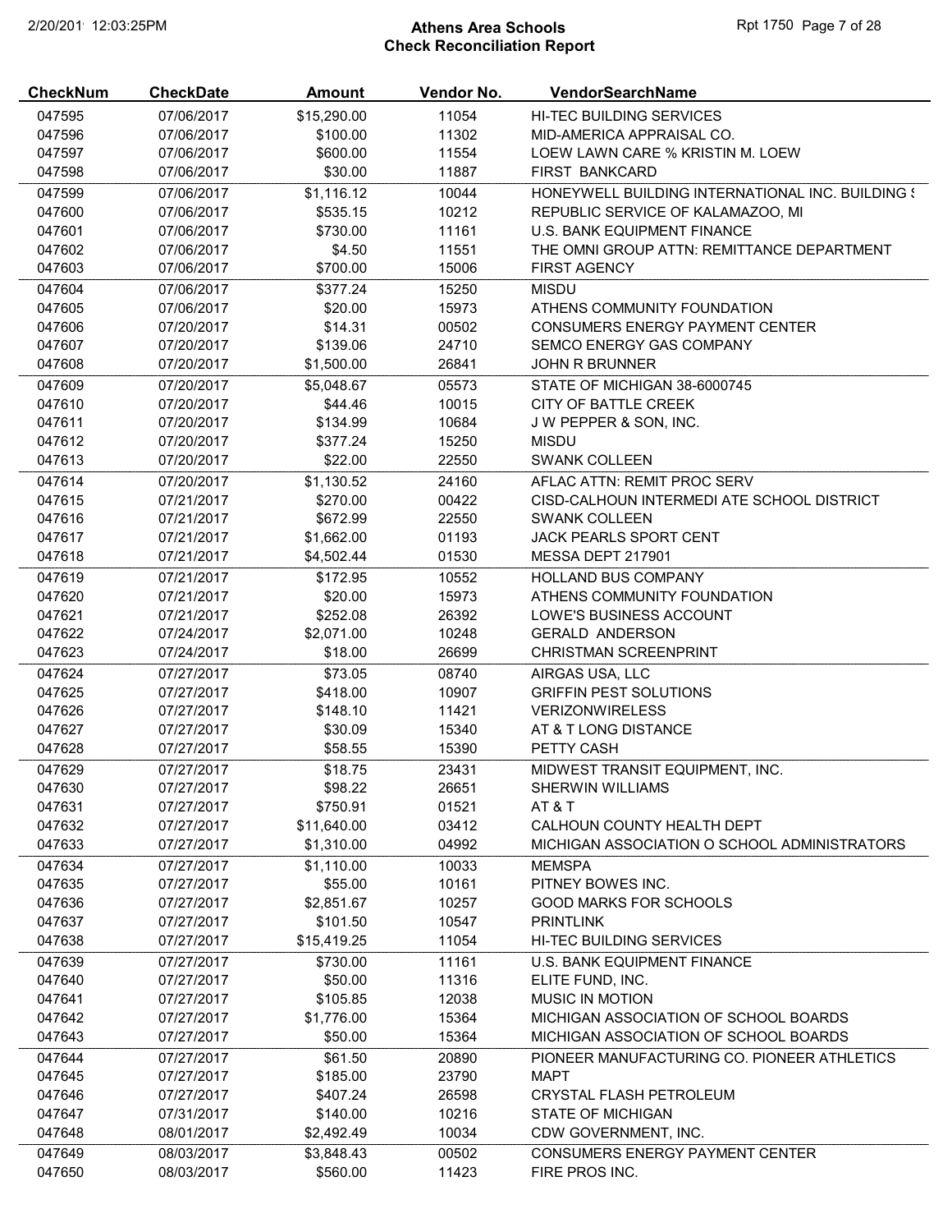# Athens Area Schools
## Check Reconciliation Report

| CheckNum | CheckDate | Amount | Vendor No. | VendorSearchName |
|---|---|---|---|---|
| 047595 | 07/06/2017 | $15,290.00 | 11054 | HI-TEC BUILDING SERVICES |
| 047596 | 07/06/2017 | $100.00 | 11302 | MID-AMERICA APPRAISAL CO. |
| 047597 | 07/06/2017 | $600.00 | 11554 | LOEW LAWN CARE % KRISTIN M. LOEW |
| 047598 | 07/06/2017 | $30.00 | 11887 | FIRST BANKCARD |
| 047599 | 07/06/2017 | $1,116.12 | 10044 | HONEYWELL BUILDING INTERNATIONAL INC. BUILDING S |
| 047600 | 07/06/2017 | $535.15 | 10212 | REPUBLIC SERVICE OF KALAMAZOO, MI |
| 047601 | 07/06/2017 | $730.00 | 11161 | U.S. BANK EQUIPMENT FINANCE |
| 047602 | 07/06/2017 | $4.50 | 11551 | THE OMNI GROUP ATTN: REMITTANCE DEPARTMENT |
| 047603 | 07/06/2017 | $700.00 | 15006 | FIRST AGENCY |
| 047604 | 07/06/2017 | $377.24 | 15250 | MISDU |
| 047605 | 07/06/2017 | $20.00 | 15973 | ATHENS COMMUNITY FOUNDATION |
| 047606 | 07/20/2017 | $14.31 | 00502 | CONSUMERS ENERGY PAYMENT CENTER |
| 047607 | 07/20/2017 | $139.06 | 24710 | SEMCO ENERGY GAS COMPANY |
| 047608 | 07/20/2017 | $1,500.00 | 26841 | JOHN R BRUNNER |
| 047609 | 07/20/2017 | $5,048.67 | 05573 | STATE OF MICHIGAN 38-6000745 |
| 047610 | 07/20/2017 | $44.46 | 10015 | CITY OF BATTLE CREEK |
| 047611 | 07/20/2017 | $134.99 | 10684 | J W PEPPER & SON, INC. |
| 047612 | 07/20/2017 | $377.24 | 15250 | MISDU |
| 047613 | 07/20/2017 | $22.00 | 22550 | SWANK COLLEEN |
| 047614 | 07/20/2017 | $1,130.52 | 24160 | AFLAC ATTN: REMIT PROC SERV |
| 047615 | 07/21/2017 | $270.00 | 00422 | CISD-CALHOUN INTERMEDI ATE SCHOOL DISTRICT |
| 047616 | 07/21/2017 | $672.99 | 22550 | SWANK COLLEEN |
| 047617 | 07/21/2017 | $1,662.00 | 01193 | JACK PEARLS SPORT CENT |
| 047618 | 07/21/2017 | $4,502.44 | 01530 | MESSA DEPT 217901 |
| 047619 | 07/21/2017 | $172.95 | 10552 | HOLLAND BUS COMPANY |
| 047620 | 07/21/2017 | $20.00 | 15973 | ATHENS COMMUNITY FOUNDATION |
| 047621 | 07/21/2017 | $252.08 | 26392 | LOWE'S BUSINESS ACCOUNT |
| 047622 | 07/24/2017 | $2,071.00 | 10248 | GERALD ANDERSON |
| 047623 | 07/24/2017 | $18.00 | 26699 | CHRISTMAN SCREENPRINT |
| 047624 | 07/27/2017 | $73.05 | 08740 | AIRGAS USA, LLC |
| 047625 | 07/27/2017 | $418.00 | 10907 | GRIFFIN PEST SOLUTIONS |
| 047626 | 07/27/2017 | $148.10 | 11421 | VERIZONWIRELESS |
| 047627 | 07/27/2017 | $30.09 | 15340 | AT & T LONG DISTANCE |
| 047628 | 07/27/2017 | $58.55 | 15390 | PETTY CASH |
| 047629 | 07/27/2017 | $18.75 | 23431 | MIDWEST TRANSIT EQUIPMENT, INC. |
| 047630 | 07/27/2017 | $98.22 | 26651 | SHERWIN WILLIAMS |
| 047631 | 07/27/2017 | $750.91 | 01521 | AT & T |
| 047632 | 07/27/2017 | $11,640.00 | 03412 | CALHOUN COUNTY HEALTH DEPT |
| 047633 | 07/27/2017 | $1,310.00 | 04992 | MICHIGAN ASSOCIATION O SCHOOL ADMINISTRATORS |
| 047634 | 07/27/2017 | $1,110.00 | 10033 | MEMSPA |
| 047635 | 07/27/2017 | $55.00 | 10161 | PITNEY BOWES INC. |
| 047636 | 07/27/2017 | $2,851.67 | 10257 | GOOD MARKS FOR SCHOOLS |
| 047637 | 07/27/2017 | $101.50 | 10547 | PRINTLINK |
| 047638 | 07/27/2017 | $15,419.25 | 11054 | HI-TEC BUILDING SERVICES |
| 047639 | 07/27/2017 | $730.00 | 11161 | U.S. BANK EQUIPMENT FINANCE |
| 047640 | 07/27/2017 | $50.00 | 11316 | ELITE FUND, INC. |
| 047641 | 07/27/2017 | $105.85 | 12038 | MUSIC IN MOTION |
| 047642 | 07/27/2017 | $1,776.00 | 15364 | MICHIGAN ASSOCIATION OF SCHOOL BOARDS |
| 047643 | 07/27/2017 | $50.00 | 15364 | MICHIGAN ASSOCIATION OF SCHOOL BOARDS |
| 047644 | 07/27/2017 | $61.50 | 20890 | PIONEER MANUFACTURING CO. PIONEER ATHLETICS |
| 047645 | 07/27/2017 | $185.00 | 23790 | MAPT |
| 047646 | 07/27/2017 | $407.24 | 26598 | CRYSTAL FLASH PETROLEUM |
| 047647 | 07/31/2017 | $140.00 | 10216 | STATE OF MICHIGAN |
| 047648 | 08/01/2017 | $2,492.49 | 10034 | CDW GOVERNMENT, INC. |
| 047649 | 08/03/2017 | $3,848.43 | 00502 | CONSUMERS ENERGY PAYMENT CENTER |
| 047650 | 08/03/2017 | $560.00 | 11423 | FIRE PROS INC. |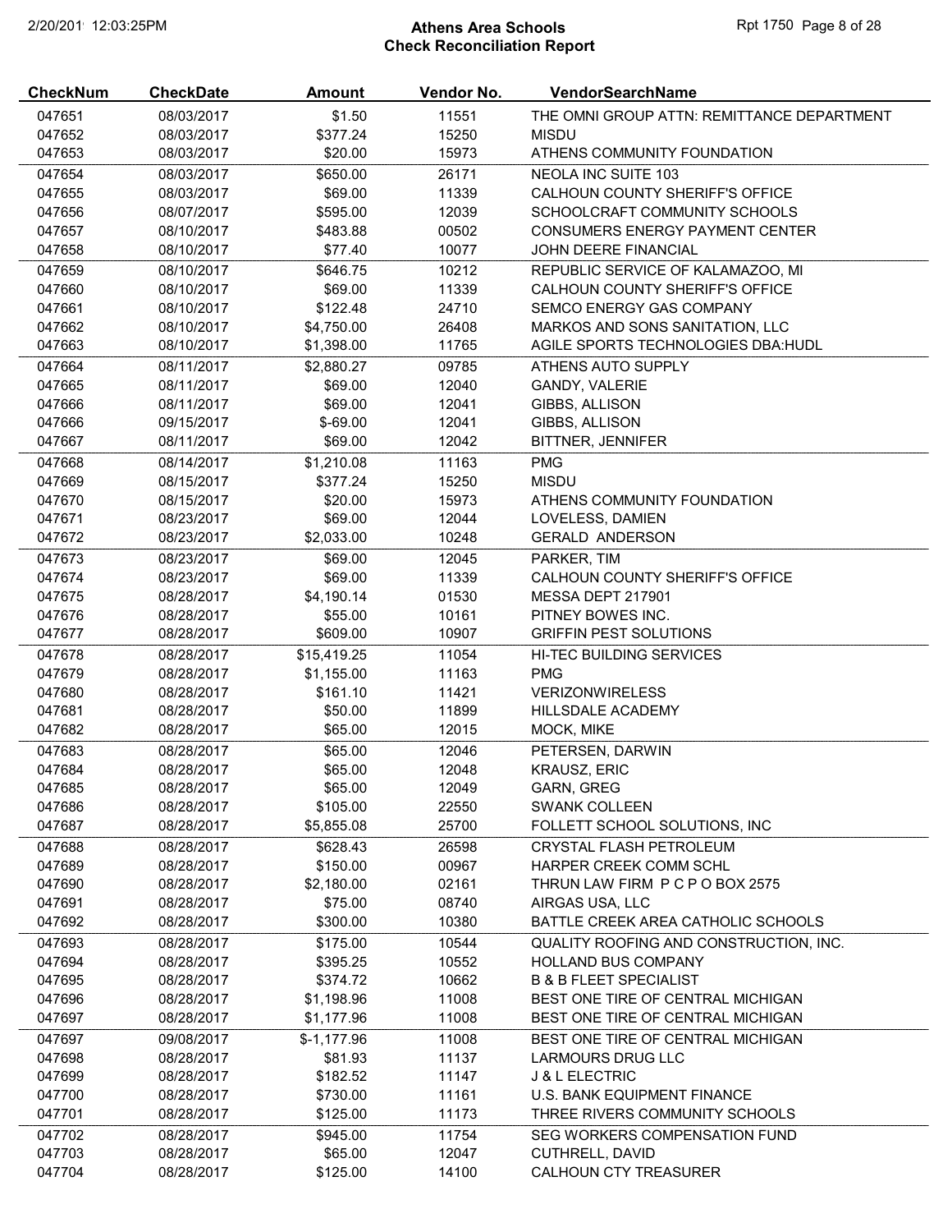# Athens Area Schools
## Check Reconciliation Report

| CheckNum | CheckDate | Amount | Vendor No. | VendorSearchName |
|---|---|---|---|---|
| 047651 | 08/03/2017 | $1.50 | 11551 | THE OMNI GROUP ATTN: REMITTANCE DEPARTMENT |
| 047652 | 08/03/2017 | $377.24 | 15250 | MISDU |
| 047653 | 08/03/2017 | $20.00 | 15973 | ATHENS COMMUNITY FOUNDATION |
| 047654 | 08/03/2017 | $650.00 | 26171 | NEOLA INC SUITE 103 |
| 047655 | 08/03/2017 | $69.00 | 11339 | CALHOUN COUNTY SHERIFF'S OFFICE |
| 047656 | 08/07/2017 | $595.00 | 12039 | SCHOOLCRAFT COMMUNITY SCHOOLS |
| 047657 | 08/10/2017 | $483.88 | 00502 | CONSUMERS ENERGY PAYMENT CENTER |
| 047658 | 08/10/2017 | $77.40 | 10077 | JOHN DEERE FINANCIAL |
| 047659 | 08/10/2017 | $646.75 | 10212 | REPUBLIC SERVICE OF KALAMAZOO, MI |
| 047660 | 08/10/2017 | $69.00 | 11339 | CALHOUN COUNTY SHERIFF'S OFFICE |
| 047661 | 08/10/2017 | $122.48 | 24710 | SEMCO ENERGY GAS COMPANY |
| 047662 | 08/10/2017 | $4,750.00 | 26408 | MARKOS AND SONS SANITATION, LLC |
| 047663 | 08/10/2017 | $1,398.00 | 11765 | AGILE SPORTS TECHNOLOGIES DBA:HUDL |
| 047664 | 08/11/2017 | $2,880.27 | 09785 | ATHENS AUTO SUPPLY |
| 047665 | 08/11/2017 | $69.00 | 12040 | GANDY, VALERIE |
| 047666 | 08/11/2017 | $69.00 | 12041 | GIBBS, ALLISON |
| 047666 | 09/15/2017 | $-69.00 | 12041 | GIBBS, ALLISON |
| 047667 | 08/11/2017 | $69.00 | 12042 | BITTNER, JENNIFER |
| 047668 | 08/14/2017 | $1,210.08 | 11163 | PMG |
| 047669 | 08/15/2017 | $377.24 | 15250 | MISDU |
| 047670 | 08/15/2017 | $20.00 | 15973 | ATHENS COMMUNITY FOUNDATION |
| 047671 | 08/23/2017 | $69.00 | 12044 | LOVELESS, DAMIEN |
| 047672 | 08/23/2017 | $2,033.00 | 10248 | GERALD ANDERSON |
| 047673 | 08/23/2017 | $69.00 | 12045 | PARKER, TIM |
| 047674 | 08/23/2017 | $69.00 | 11339 | CALHOUN COUNTY SHERIFF'S OFFICE |
| 047675 | 08/28/2017 | $4,190.14 | 01530 | MESSA DEPT 217901 |
| 047676 | 08/28/2017 | $55.00 | 10161 | PITNEY BOWES INC. |
| 047677 | 08/28/2017 | $609.00 | 10907 | GRIFFIN PEST SOLUTIONS |
| 047678 | 08/28/2017 | $15,419.25 | 11054 | HI-TEC BUILDING SERVICES |
| 047679 | 08/28/2017 | $1,155.00 | 11163 | PMG |
| 047680 | 08/28/2017 | $161.10 | 11421 | VERIZONWIRELESS |
| 047681 | 08/28/2017 | $50.00 | 11899 | HILLSDALE ACADEMY |
| 047682 | 08/28/2017 | $65.00 | 12015 | MOCK, MIKE |
| 047683 | 08/28/2017 | $65.00 | 12046 | PETERSEN, DARWIN |
| 047684 | 08/28/2017 | $65.00 | 12048 | KRAUSZ, ERIC |
| 047685 | 08/28/2017 | $65.00 | 12049 | GARN, GREG |
| 047686 | 08/28/2017 | $105.00 | 22550 | SWANK COLLEEN |
| 047687 | 08/28/2017 | $5,855.08 | 25700 | FOLLETT SCHOOL SOLUTIONS, INC |
| 047688 | 08/28/2017 | $628.43 | 26598 | CRYSTAL FLASH PETROLEUM |
| 047689 | 08/28/2017 | $150.00 | 00967 | HARPER CREEK COMM SCHL |
| 047690 | 08/28/2017 | $2,180.00 | 02161 | THRUN LAW FIRM P C P O BOX 2575 |
| 047691 | 08/28/2017 | $75.00 | 08740 | AIRGAS USA, LLC |
| 047692 | 08/28/2017 | $300.00 | 10380 | BATTLE CREEK AREA CATHOLIC SCHOOLS |
| 047693 | 08/28/2017 | $175.00 | 10544 | QUALITY ROOFING AND CONSTRUCTION, INC. |
| 047694 | 08/28/2017 | $395.25 | 10552 | HOLLAND BUS COMPANY |
| 047695 | 08/28/2017 | $374.72 | 10662 | B & B FLEET SPECIALIST |
| 047696 | 08/28/2017 | $1,198.96 | 11008 | BEST ONE TIRE OF CENTRAL MICHIGAN |
| 047697 | 08/28/2017 | $1,177.96 | 11008 | BEST ONE TIRE OF CENTRAL MICHIGAN |
| 047697 | 09/08/2017 | $-1,177.96 | 11008 | BEST ONE TIRE OF CENTRAL MICHIGAN |
| 047698 | 08/28/2017 | $81.93 | 11137 | LARMOURS DRUG LLC |
| 047699 | 08/28/2017 | $182.52 | 11147 | J & L ELECTRIC |
| 047700 | 08/28/2017 | $730.00 | 11161 | U.S. BANK EQUIPMENT FINANCE |
| 047701 | 08/28/2017 | $125.00 | 11173 | THREE RIVERS COMMUNITY SCHOOLS |
| 047702 | 08/28/2017 | $945.00 | 11754 | SEG WORKERS COMPENSATION FUND |
| 047703 | 08/28/2017 | $65.00 | 12047 | CUTHRELL, DAVID |
| 047704 | 08/28/2017 | $125.00 | 14100 | CALHOUN CTY TREASURER |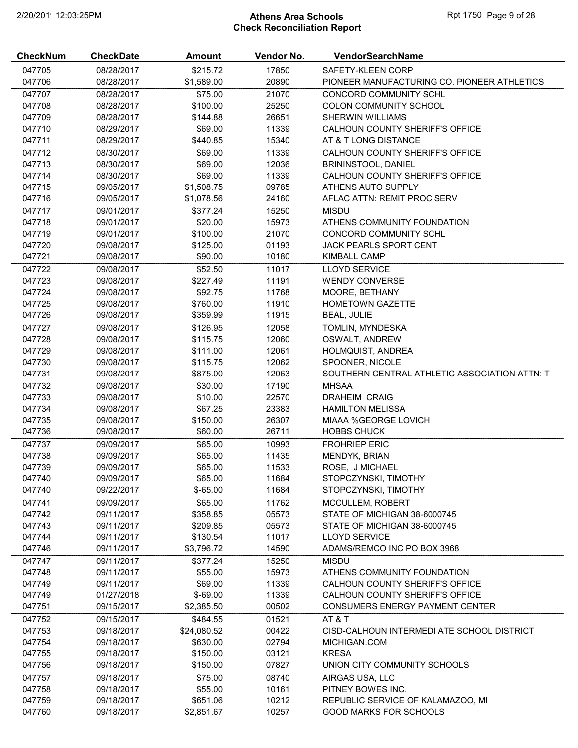# Athens Area Schools
## Check Reconciliation Report

| CheckNum | CheckDate | Amount | Vendor No. | VendorSearchName |
|---|---|---|---|---|
| 047705 | 08/28/2017 | $215.72 | 17850 | SAFETY-KLEEN CORP |
| 047706 | 08/28/2017 | $1,589.00 | 20890 | PIONEER MANUFACTURING CO. PIONEER ATHLETICS |
| 047707 | 08/28/2017 | $75.00 | 21070 | CONCORD COMMUNITY SCHL |
| 047708 | 08/28/2017 | $100.00 | 25250 | COLON COMMUNITY SCHOOL |
| 047709 | 08/28/2017 | $144.88 | 26651 | SHERWIN WILLIAMS |
| 047710 | 08/29/2017 | $69.00 | 11339 | CALHOUN COUNTY SHERIFF'S OFFICE |
| 047711 | 08/29/2017 | $440.85 | 15340 | AT & T LONG DISTANCE |
| 047712 | 08/30/2017 | $69.00 | 11339 | CALHOUN COUNTY SHERIFF'S OFFICE |
| 047713 | 08/30/2017 | $69.00 | 12036 | BRININSTOOL, DANIEL |
| 047714 | 08/30/2017 | $69.00 | 11339 | CALHOUN COUNTY SHERIFF'S OFFICE |
| 047715 | 09/05/2017 | $1,508.75 | 09785 | ATHENS AUTO SUPPLY |
| 047716 | 09/05/2017 | $1,078.56 | 24160 | AFLAC ATTN: REMIT PROC SERV |
| 047717 | 09/01/2017 | $377.24 | 15250 | MISDU |
| 047718 | 09/01/2017 | $20.00 | 15973 | ATHENS COMMUNITY FOUNDATION |
| 047719 | 09/01/2017 | $100.00 | 21070 | CONCORD COMMUNITY SCHL |
| 047720 | 09/08/2017 | $125.00 | 01193 | JACK PEARLS SPORT CENT |
| 047721 | 09/08/2017 | $90.00 | 10180 | KIMBALL CAMP |
| 047722 | 09/08/2017 | $52.50 | 11017 | LLOYD SERVICE |
| 047723 | 09/08/2017 | $227.49 | 11191 | WENDY CONVERSE |
| 047724 | 09/08/2017 | $92.75 | 11768 | MOORE, BETHANY |
| 047725 | 09/08/2017 | $760.00 | 11910 | HOMETOWN GAZETTE |
| 047726 | 09/08/2017 | $359.99 | 11915 | BEAL, JULIE |
| 047727 | 09/08/2017 | $126.95 | 12058 | TOMLIN, MYNDESKA |
| 047728 | 09/08/2017 | $115.75 | 12060 | OSWALT, ANDREW |
| 047729 | 09/08/2017 | $111.00 | 12061 | HOLMQUIST, ANDREA |
| 047730 | 09/08/2017 | $115.75 | 12062 | SPOONER, NICOLE |
| 047731 | 09/08/2017 | $875.00 | 12063 | SOUTHERN CENTRAL ATHLETIC ASSOCIATION ATTN: T |
| 047732 | 09/08/2017 | $30.00 | 17190 | MHSAA |
| 047733 | 09/08/2017 | $10.00 | 22570 | DRAHEIM CRAIG |
| 047734 | 09/08/2017 | $67.25 | 23383 | HAMILTON MELISSA |
| 047735 | 09/08/2017 | $150.00 | 26307 | MIAAA %GEORGE LOVICH |
| 047736 | 09/08/2017 | $60.00 | 26711 | HOBBS CHUCK |
| 047737 | 09/09/2017 | $65.00 | 10993 | FROHRIEP ERIC |
| 047738 | 09/09/2017 | $65.00 | 11435 | MENDYK, BRIAN |
| 047739 | 09/09/2017 | $65.00 | 11533 | ROSE, J MICHAEL |
| 047740 | 09/09/2017 | $65.00 | 11684 | STOPCZYNSKI, TIMOTHY |
| 047740 | 09/22/2017 | $-65.00 | 11684 | STOPCZYNSKI, TIMOTHY |
| 047741 | 09/09/2017 | $65.00 | 11762 | MCCULLEM, ROBERT |
| 047742 | 09/11/2017 | $358.85 | 05573 | STATE OF MICHIGAN 38-6000745 |
| 047743 | 09/11/2017 | $209.85 | 05573 | STATE OF MICHIGAN 38-6000745 |
| 047744 | 09/11/2017 | $130.54 | 11017 | LLOYD SERVICE |
| 047746 | 09/11/2017 | $3,796.72 | 14590 | ADAMS/REMCO INC PO BOX 3968 |
| 047747 | 09/11/2017 | $377.24 | 15250 | MISDU |
| 047748 | 09/11/2017 | $55.00 | 15973 | ATHENS COMMUNITY FOUNDATION |
| 047749 | 09/11/2017 | $69.00 | 11339 | CALHOUN COUNTY SHERIFF'S OFFICE |
| 047749 | 01/27/2018 | $-69.00 | 11339 | CALHOUN COUNTY SHERIFF'S OFFICE |
| 047751 | 09/15/2017 | $2,385.50 | 00502 | CONSUMERS ENERGY PAYMENT CENTER |
| 047752 | 09/15/2017 | $484.55 | 01521 | AT & T |
| 047753 | 09/18/2017 | $24,080.52 | 00422 | CISD-CALHOUN INTERMEDI ATE SCHOOL DISTRICT |
| 047754 | 09/18/2017 | $630.00 | 02794 | MICHIGAN.COM |
| 047755 | 09/18/2017 | $150.00 | 03121 | KRESA |
| 047756 | 09/18/2017 | $150.00 | 07827 | UNION CITY COMMUNITY SCHOOLS |
| 047757 | 09/18/2017 | $75.00 | 08740 | AIRGAS USA, LLC |
| 047758 | 09/18/2017 | $55.00 | 10161 | PITNEY BOWES INC. |
| 047759 | 09/18/2017 | $651.06 | 10212 | REPUBLIC SERVICE OF KALAMAZOO, MI |
| 047760 | 09/18/2017 | $2,851.67 | 10257 | GOOD MARKS FOR SCHOOLS |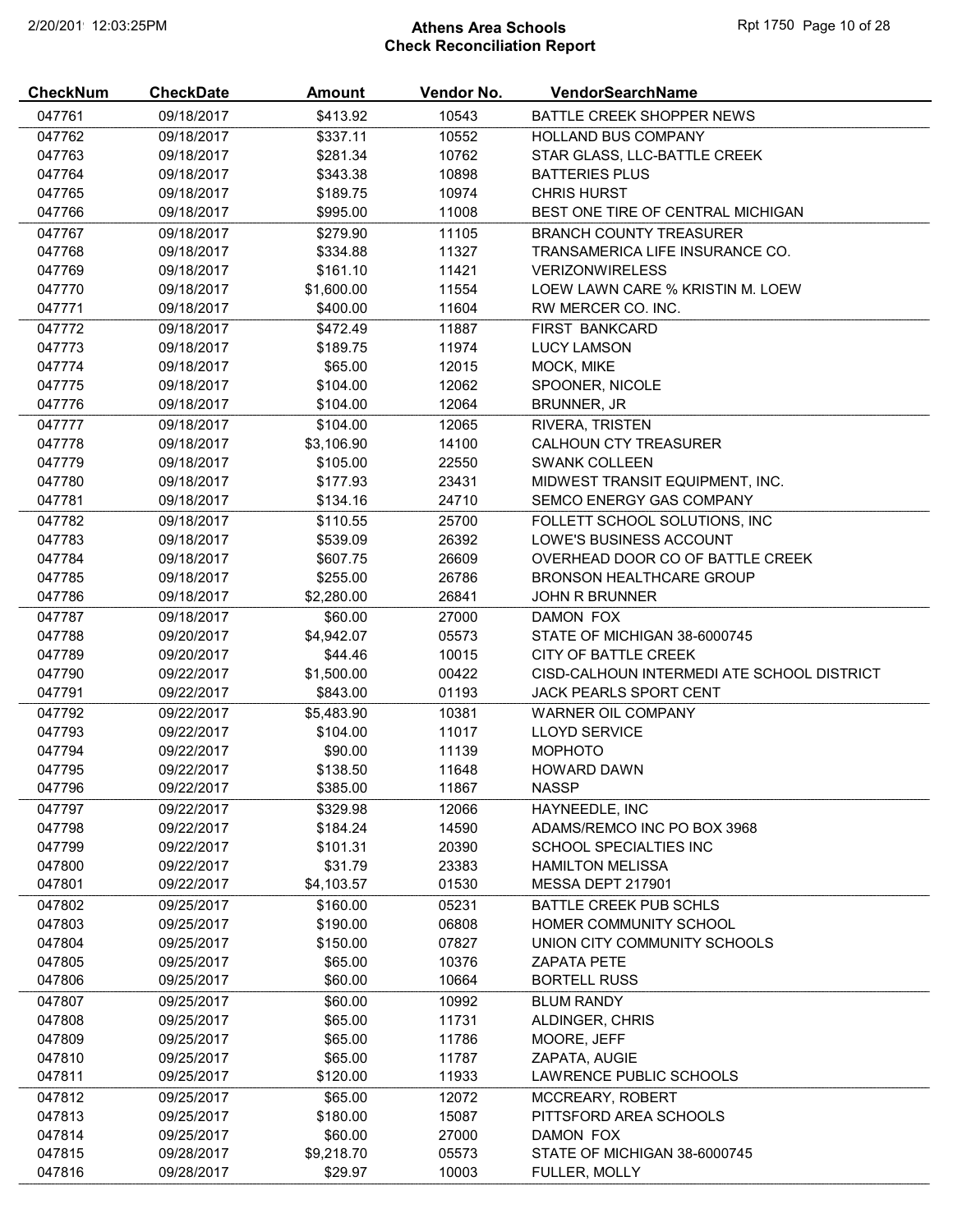# Athens Area Schools
## Check Reconciliation Report

| CheckNum | CheckDate | Amount | Vendor No. | VendorSearchName |
|---|---|---|---|---|
| 047761 | 09/18/2017 | $413.92 | 10543 | BATTLE CREEK SHOPPER NEWS |
| 047762 | 09/18/2017 | $337.11 | 10552 | HOLLAND BUS COMPANY |
| 047763 | 09/18/2017 | $281.34 | 10762 | STAR GLASS, LLC-BATTLE CREEK |
| 047764 | 09/18/2017 | $343.38 | 10898 | BATTERIES PLUS |
| 047765 | 09/18/2017 | $189.75 | 10974 | CHRIS HURST |
| 047766 | 09/18/2017 | $995.00 | 11008 | BEST ONE TIRE OF CENTRAL MICHIGAN |
| 047767 | 09/18/2017 | $279.90 | 11105 | BRANCH COUNTY TREASURER |
| 047768 | 09/18/2017 | $334.88 | 11327 | TRANSAMERICA LIFE INSURANCE CO. |
| 047769 | 09/18/2017 | $161.10 | 11421 | VERIZONWIRELESS |
| 047770 | 09/18/2017 | $1,600.00 | 11554 | LOEW LAWN CARE % KRISTIN M. LOEW |
| 047771 | 09/18/2017 | $400.00 | 11604 | RW MERCER CO. INC. |
| 047772 | 09/18/2017 | $472.49 | 11887 | FIRST BANKCARD |
| 047773 | 09/18/2017 | $189.75 | 11974 | LUCY LAMSON |
| 047774 | 09/18/2017 | $65.00 | 12015 | MOCK, MIKE |
| 047775 | 09/18/2017 | $104.00 | 12062 | SPOONER, NICOLE |
| 047776 | 09/18/2017 | $104.00 | 12064 | BRUNNER, JR |
| 047777 | 09/18/2017 | $104.00 | 12065 | RIVERA, TRISTEN |
| 047778 | 09/18/2017 | $3,106.90 | 14100 | CALHOUN CTY TREASURER |
| 047779 | 09/18/2017 | $105.00 | 22550 | SWANK COLLEEN |
| 047780 | 09/18/2017 | $177.93 | 23431 | MIDWEST TRANSIT EQUIPMENT, INC. |
| 047781 | 09/18/2017 | $134.16 | 24710 | SEMCO ENERGY GAS COMPANY |
| 047782 | 09/18/2017 | $110.55 | 25700 | FOLLETT SCHOOL SOLUTIONS, INC |
| 047783 | 09/18/2017 | $539.09 | 26392 | LOWE'S BUSINESS ACCOUNT |
| 047784 | 09/18/2017 | $607.75 | 26609 | OVERHEAD DOOR CO OF BATTLE CREEK |
| 047785 | 09/18/2017 | $255.00 | 26786 | BRONSON HEALTHCARE GROUP |
| 047786 | 09/18/2017 | $2,280.00 | 26841 | JOHN R BRUNNER |
| 047787 | 09/18/2017 | $60.00 | 27000 | DAMON FOX |
| 047788 | 09/20/2017 | $4,942.07 | 05573 | STATE OF MICHIGAN 38-6000745 |
| 047789 | 09/20/2017 | $44.46 | 10015 | CITY OF BATTLE CREEK |
| 047790 | 09/22/2017 | $1,500.00 | 00422 | CISD-CALHOUN INTERMEDI ATE SCHOOL DISTRICT |
| 047791 | 09/22/2017 | $843.00 | 01193 | JACK PEARLS SPORT CENT |
| 047792 | 09/22/2017 | $5,483.90 | 10381 | WARNER OIL COMPANY |
| 047793 | 09/22/2017 | $104.00 | 11017 | LLOYD SERVICE |
| 047794 | 09/22/2017 | $90.00 | 11139 | MOPHOTO |
| 047795 | 09/22/2017 | $138.50 | 11648 | HOWARD DAWN |
| 047796 | 09/22/2017 | $385.00 | 11867 | NASSP |
| 047797 | 09/22/2017 | $329.98 | 12066 | HAYNEEDLE, INC |
| 047798 | 09/22/2017 | $184.24 | 14590 | ADAMS/REMCO INC PO BOX 3968 |
| 047799 | 09/22/2017 | $101.31 | 20390 | SCHOOL SPECIALTIES INC |
| 047800 | 09/22/2017 | $31.79 | 23383 | HAMILTON MELISSA |
| 047801 | 09/22/2017 | $4,103.57 | 01530 | MESSA DEPT 217901 |
| 047802 | 09/25/2017 | $160.00 | 05231 | BATTLE CREEK PUB SCHLS |
| 047803 | 09/25/2017 | $190.00 | 06808 | HOMER COMMUNITY SCHOOL |
| 047804 | 09/25/2017 | $150.00 | 07827 | UNION CITY COMMUNITY SCHOOLS |
| 047805 | 09/25/2017 | $65.00 | 10376 | ZAPATA PETE |
| 047806 | 09/25/2017 | $60.00 | 10664 | BORTELL RUSS |
| 047807 | 09/25/2017 | $60.00 | 10992 | BLUM RANDY |
| 047808 | 09/25/2017 | $65.00 | 11731 | ALDINGER, CHRIS |
| 047809 | 09/25/2017 | $65.00 | 11786 | MOORE, JEFF |
| 047810 | 09/25/2017 | $65.00 | 11787 | ZAPATA, AUGIE |
| 047811 | 09/25/2017 | $120.00 | 11933 | LAWRENCE PUBLIC SCHOOLS |
| 047812 | 09/25/2017 | $65.00 | 12072 | MCCREARY, ROBERT |
| 047813 | 09/25/2017 | $180.00 | 15087 | PITTSFORD AREA SCHOOLS |
| 047814 | 09/25/2017 | $60.00 | 27000 | DAMON FOX |
| 047815 | 09/28/2017 | $9,218.70 | 05573 | STATE OF MICHIGAN 38-6000745 |
| 047816 | 09/28/2017 | $29.97 | 10003 | FULLER, MOLLY |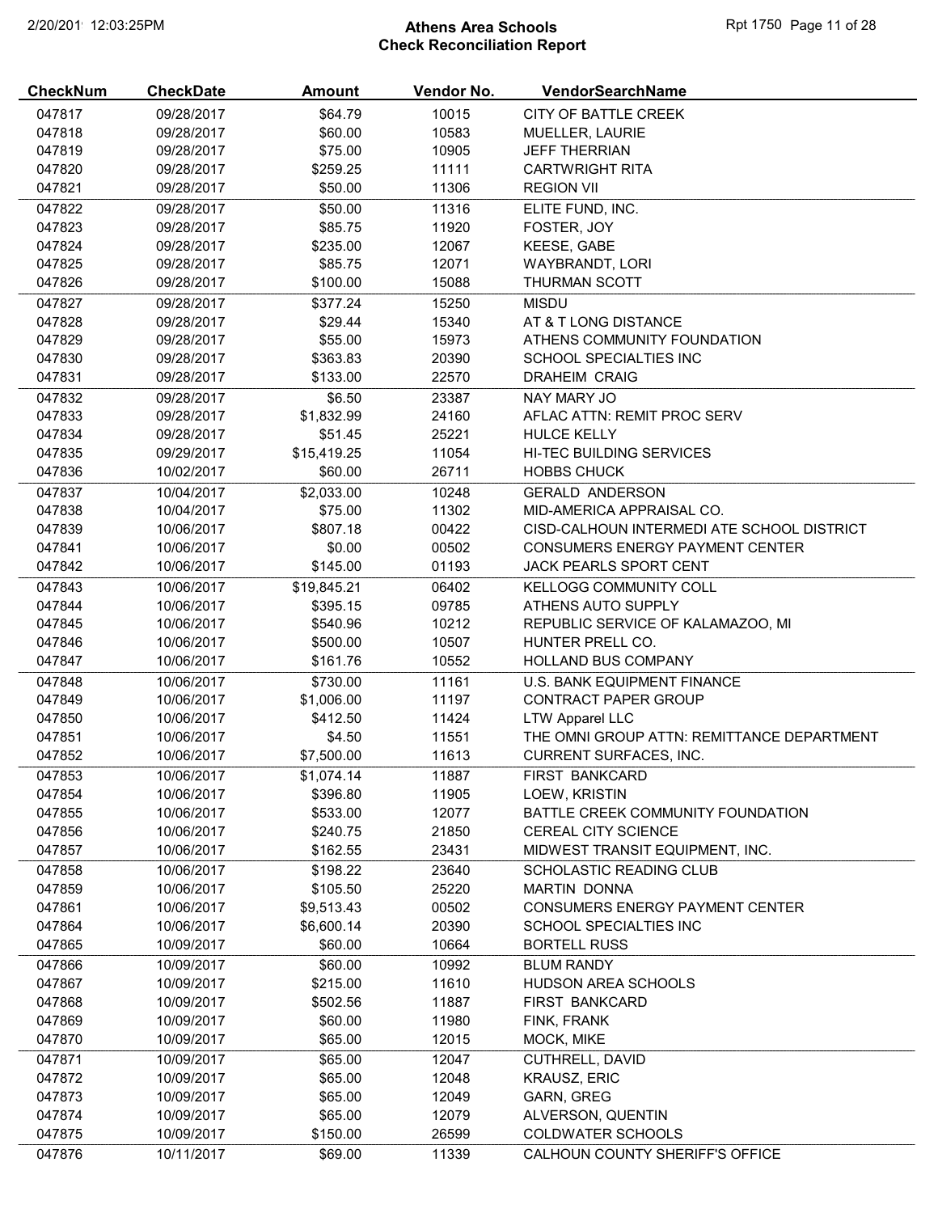# Athens Area Schools
## Check Reconciliation Report

| CheckNum | CheckDate | Amount | Vendor No. | VendorSearchName |
|---|---|---|---|---|
| 047817 | 09/28/2017 | $64.79 | 10015 | CITY OF BATTLE CREEK |
| 047818 | 09/28/2017 | $60.00 | 10583 | MUELLER, LAURIE |
| 047819 | 09/28/2017 | $75.00 | 10905 | JEFF THERRIAN |
| 047820 | 09/28/2017 | $259.25 | 11111 | CARTWRIGHT RITA |
| 047821 | 09/28/2017 | $50.00 | 11306 | REGION VII |
| 047822 | 09/28/2017 | $50.00 | 11316 | ELITE FUND, INC. |
| 047823 | 09/28/2017 | $85.75 | 11920 | FOSTER, JOY |
| 047824 | 09/28/2017 | $235.00 | 12067 | KEESE, GABE |
| 047825 | 09/28/2017 | $85.75 | 12071 | WAYBRANDT, LORI |
| 047826 | 09/28/2017 | $100.00 | 15088 | THURMAN SCOTT |
| 047827 | 09/28/2017 | $377.24 | 15250 | MISDU |
| 047828 | 09/28/2017 | $29.44 | 15340 | AT & T LONG DISTANCE |
| 047829 | 09/28/2017 | $55.00 | 15973 | ATHENS COMMUNITY FOUNDATION |
| 047830 | 09/28/2017 | $363.83 | 20390 | SCHOOL SPECIALTIES INC |
| 047831 | 09/28/2017 | $133.00 | 22570 | DRAHEIM CRAIG |
| 047832 | 09/28/2017 | $6.50 | 23387 | NAY MARY JO |
| 047833 | 09/28/2017 | $1,832.99 | 24160 | AFLAC ATTN: REMIT PROC SERV |
| 047834 | 09/28/2017 | $51.45 | 25221 | HULCE KELLY |
| 047835 | 09/29/2017 | $15,419.25 | 11054 | HI-TEC BUILDING SERVICES |
| 047836 | 10/02/2017 | $60.00 | 26711 | HOBBS CHUCK |
| 047837 | 10/04/2017 | $2,033.00 | 10248 | GERALD ANDERSON |
| 047838 | 10/04/2017 | $75.00 | 11302 | MID-AMERICA APPRAISAL CO. |
| 047839 | 10/06/2017 | $807.18 | 00422 | CISD-CALHOUN INTERMEDI ATE SCHOOL DISTRICT |
| 047841 | 10/06/2017 | $0.00 | 00502 | CONSUMERS ENERGY PAYMENT CENTER |
| 047842 | 10/06/2017 | $145.00 | 01193 | JACK PEARLS SPORT CENT |
| 047843 | 10/06/2017 | $19,845.21 | 06402 | KELLOGG COMMUNITY COLL |
| 047844 | 10/06/2017 | $395.15 | 09785 | ATHENS AUTO SUPPLY |
| 047845 | 10/06/2017 | $540.96 | 10212 | REPUBLIC SERVICE OF KALAMAZOO, MI |
| 047846 | 10/06/2017 | $500.00 | 10507 | HUNTER PRELL CO. |
| 047847 | 10/06/2017 | $161.76 | 10552 | HOLLAND BUS COMPANY |
| 047848 | 10/06/2017 | $730.00 | 11161 | U.S. BANK EQUIPMENT FINANCE |
| 047849 | 10/06/2017 | $1,006.00 | 11197 | CONTRACT PAPER GROUP |
| 047850 | 10/06/2017 | $412.50 | 11424 | LTW Apparel LLC |
| 047851 | 10/06/2017 | $4.50 | 11551 | THE OMNI GROUP ATTN: REMITTANCE DEPARTMENT |
| 047852 | 10/06/2017 | $7,500.00 | 11613 | CURRENT SURFACES, INC. |
| 047853 | 10/06/2017 | $1,074.14 | 11887 | FIRST BANKCARD |
| 047854 | 10/06/2017 | $396.80 | 11905 | LOEW, KRISTIN |
| 047855 | 10/06/2017 | $533.00 | 12077 | BATTLE CREEK COMMUNITY FOUNDATION |
| 047856 | 10/06/2017 | $240.75 | 21850 | CEREAL CITY SCIENCE |
| 047857 | 10/06/2017 | $162.55 | 23431 | MIDWEST TRANSIT EQUIPMENT, INC. |
| 047858 | 10/06/2017 | $198.22 | 23640 | SCHOLASTIC READING CLUB |
| 047859 | 10/06/2017 | $105.50 | 25220 | MARTIN DONNA |
| 047861 | 10/06/2017 | $9,513.43 | 00502 | CONSUMERS ENERGY PAYMENT CENTER |
| 047864 | 10/06/2017 | $6,600.14 | 20390 | SCHOOL SPECIALTIES INC |
| 047865 | 10/09/2017 | $60.00 | 10664 | BORTELL RUSS |
| 047866 | 10/09/2017 | $60.00 | 10992 | BLUM RANDY |
| 047867 | 10/09/2017 | $215.00 | 11610 | HUDSON AREA SCHOOLS |
| 047868 | 10/09/2017 | $502.56 | 11887 | FIRST BANKCARD |
| 047869 | 10/09/2017 | $60.00 | 11980 | FINK, FRANK |
| 047870 | 10/09/2017 | $65.00 | 12015 | MOCK, MIKE |
| 047871 | 10/09/2017 | $65.00 | 12047 | CUTHRELL, DAVID |
| 047872 | 10/09/2017 | $65.00 | 12048 | KRAUSZ, ERIC |
| 047873 | 10/09/2017 | $65.00 | 12049 | GARN, GREG |
| 047874 | 10/09/2017 | $65.00 | 12079 | ALVERSON, QUENTIN |
| 047875 | 10/09/2017 | $150.00 | 26599 | COLDWATER SCHOOLS |
| 047876 | 10/11/2017 | $69.00 | 11339 | CALHOUN COUNTY SHERIFF'S OFFICE |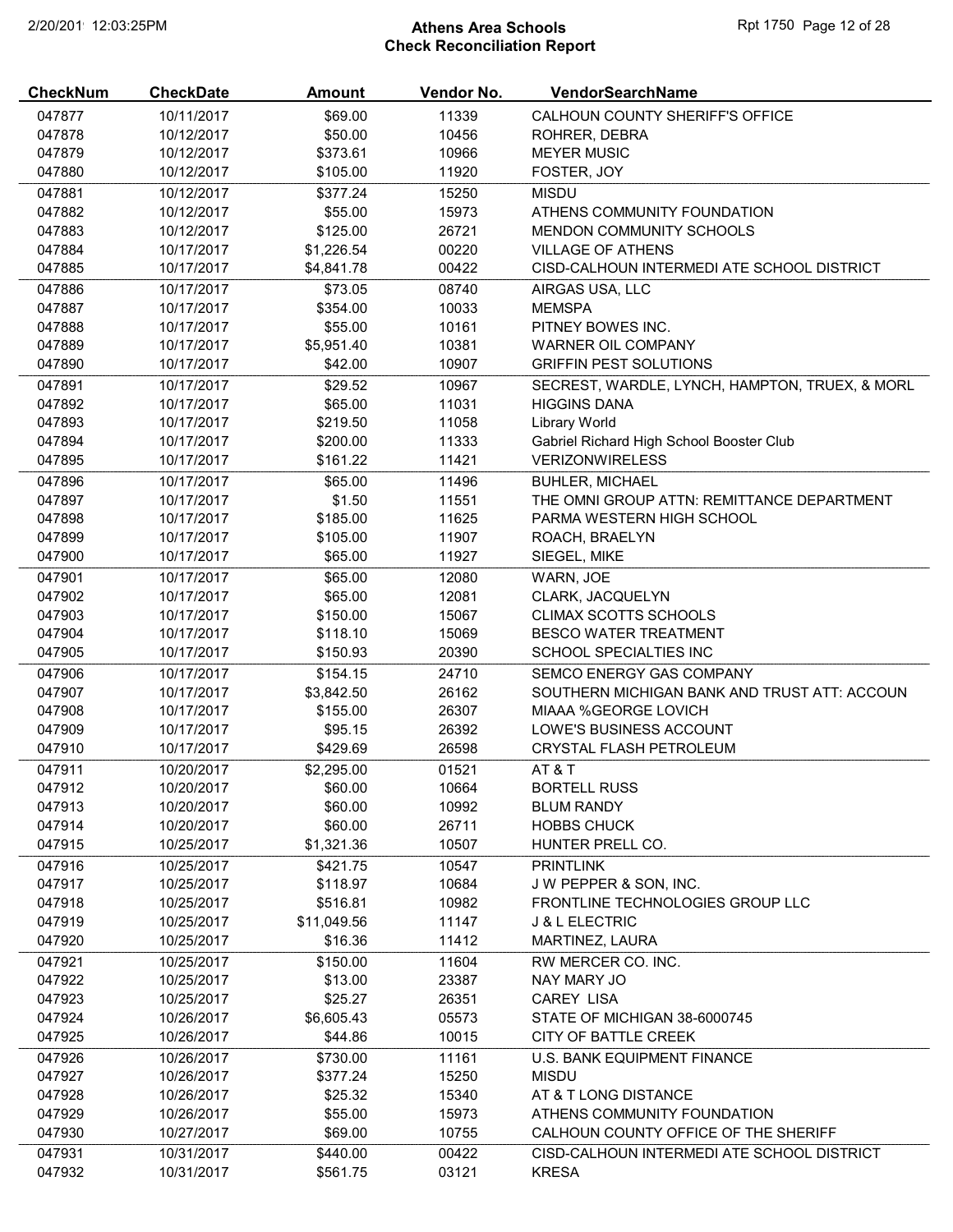# Athens Area Schools
## Check Reconciliation Report

| CheckNum | CheckDate | Amount | Vendor No. | VendorSearchName |
|---|---|---|---|---|
| 047877 | 10/11/2017 | $69.00 | 11339 | CALHOUN COUNTY SHERIFF'S OFFICE |
| 047878 | 10/12/2017 | $50.00 | 10456 | ROHRER, DEBRA |
| 047879 | 10/12/2017 | $373.61 | 10966 | MEYER MUSIC |
| 047880 | 10/12/2017 | $105.00 | 11920 | FOSTER, JOY |
| 047881 | 10/12/2017 | $377.24 | 15250 | MISDU |
| 047882 | 10/12/2017 | $55.00 | 15973 | ATHENS COMMUNITY FOUNDATION |
| 047883 | 10/12/2017 | $125.00 | 26721 | MENDON COMMUNITY SCHOOLS |
| 047884 | 10/17/2017 | $1,226.54 | 00220 | VILLAGE OF ATHENS |
| 047885 | 10/17/2017 | $4,841.78 | 00422 | CISD-CALHOUN INTERMEDI ATE SCHOOL DISTRICT |
| 047886 | 10/17/2017 | $73.05 | 08740 | AIRGAS USA, LLC |
| 047887 | 10/17/2017 | $354.00 | 10033 | MEMSPA |
| 047888 | 10/17/2017 | $55.00 | 10161 | PITNEY BOWES INC. |
| 047889 | 10/17/2017 | $5,951.40 | 10381 | WARNER OIL COMPANY |
| 047890 | 10/17/2017 | $42.00 | 10907 | GRIFFIN PEST SOLUTIONS |
| 047891 | 10/17/2017 | $29.52 | 10967 | SECREST, WARDLE, LYNCH, HAMPTON, TRUEX, & MORL |
| 047892 | 10/17/2017 | $65.00 | 11031 | HIGGINS DANA |
| 047893 | 10/17/2017 | $219.50 | 11058 | Library World |
| 047894 | 10/17/2017 | $200.00 | 11333 | Gabriel Richard High School Booster Club |
| 047895 | 10/17/2017 | $161.22 | 11421 | VERIZONWIRELESS |
| 047896 | 10/17/2017 | $65.00 | 11496 | BUHLER, MICHAEL |
| 047897 | 10/17/2017 | $1.50 | 11551 | THE OMNI GROUP ATTN: REMITTANCE DEPARTMENT |
| 047898 | 10/17/2017 | $185.00 | 11625 | PARMA WESTERN HIGH SCHOOL |
| 047899 | 10/17/2017 | $105.00 | 11907 | ROACH, BRAELYN |
| 047900 | 10/17/2017 | $65.00 | 11927 | SIEGEL, MIKE |
| 047901 | 10/17/2017 | $65.00 | 12080 | WARN, JOE |
| 047902 | 10/17/2017 | $65.00 | 12081 | CLARK, JACQUELYN |
| 047903 | 10/17/2017 | $150.00 | 15067 | CLIMAX SCOTTS SCHOOLS |
| 047904 | 10/17/2017 | $118.10 | 15069 | BESCO WATER TREATMENT |
| 047905 | 10/17/2017 | $150.93 | 20390 | SCHOOL SPECIALTIES INC |
| 047906 | 10/17/2017 | $154.15 | 24710 | SEMCO ENERGY GAS COMPANY |
| 047907 | 10/17/2017 | $3,842.50 | 26162 | SOUTHERN MICHIGAN BANK AND TRUST ATT: ACCOUN |
| 047908 | 10/17/2017 | $155.00 | 26307 | MIAAA %GEORGE LOVICH |
| 047909 | 10/17/2017 | $95.15 | 26392 | LOWE'S BUSINESS ACCOUNT |
| 047910 | 10/17/2017 | $429.69 | 26598 | CRYSTAL FLASH PETROLEUM |
| 047911 | 10/20/2017 | $2,295.00 | 01521 | AT & T |
| 047912 | 10/20/2017 | $60.00 | 10664 | BORTELL RUSS |
| 047913 | 10/20/2017 | $60.00 | 10992 | BLUM RANDY |
| 047914 | 10/20/2017 | $60.00 | 26711 | HOBBS CHUCK |
| 047915 | 10/25/2017 | $1,321.36 | 10507 | HUNTER PRELL CO. |
| 047916 | 10/25/2017 | $421.75 | 10547 | PRINTLINK |
| 047917 | 10/25/2017 | $118.97 | 10684 | J W PEPPER & SON, INC. |
| 047918 | 10/25/2017 | $516.81 | 10982 | FRONTLINE TECHNOLOGIES GROUP LLC |
| 047919 | 10/25/2017 | $11,049.56 | 11147 | J & L ELECTRIC |
| 047920 | 10/25/2017 | $16.36 | 11412 | MARTINEZ, LAURA |
| 047921 | 10/25/2017 | $150.00 | 11604 | RW MERCER CO. INC. |
| 047922 | 10/25/2017 | $13.00 | 23387 | NAY MARY JO |
| 047923 | 10/25/2017 | $25.27 | 26351 | CAREY LISA |
| 047924 | 10/26/2017 | $6,605.43 | 05573 | STATE OF MICHIGAN 38-6000745 |
| 047925 | 10/26/2017 | $44.86 | 10015 | CITY OF BATTLE CREEK |
| 047926 | 10/26/2017 | $730.00 | 11161 | U.S. BANK EQUIPMENT FINANCE |
| 047927 | 10/26/2017 | $377.24 | 15250 | MISDU |
| 047928 | 10/26/2017 | $25.32 | 15340 | AT & T LONG DISTANCE |
| 047929 | 10/26/2017 | $55.00 | 15973 | ATHENS COMMUNITY FOUNDATION |
| 047930 | 10/27/2017 | $69.00 | 10755 | CALHOUN COUNTY OFFICE OF THE SHERIFF |
| 047931 | 10/31/2017 | $440.00 | 00422 | CISD-CALHOUN INTERMEDI ATE SCHOOL DISTRICT |
| 047932 | 10/31/2017 | $561.75 | 03121 | KRESA |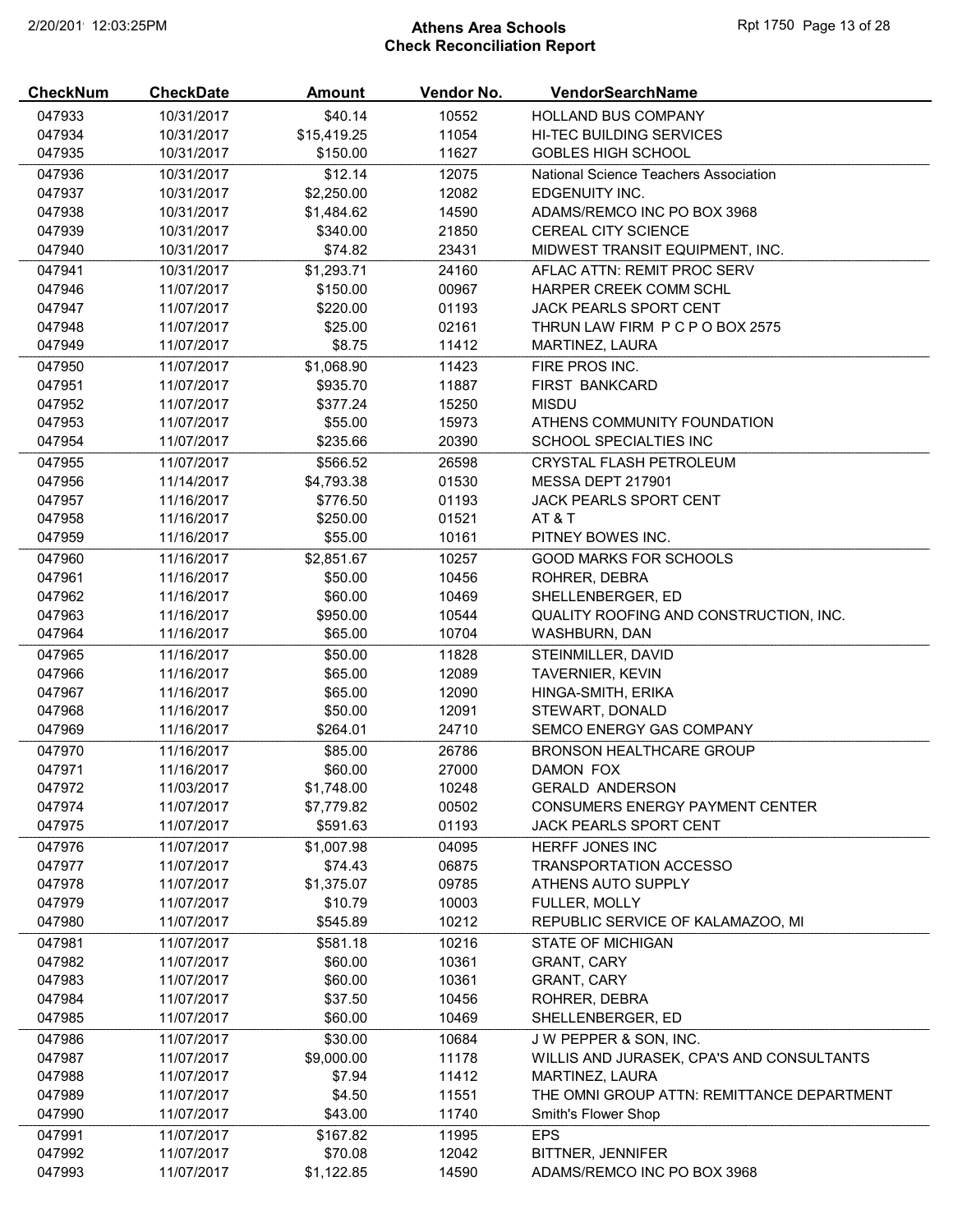# Athens Area Schools
## Check Reconciliation Report

| CheckNum | CheckDate | Amount | Vendor No. | VendorSearchName |
|---|---|---|---|---|
| 047933 | 10/31/2017 | $40.14 | 10552 | HOLLAND BUS COMPANY |
| 047934 | 10/31/2017 | $15,419.25 | 11054 | HI-TEC BUILDING SERVICES |
| 047935 | 10/31/2017 | $150.00 | 11627 | GOBLES HIGH SCHOOL |
| 047936 | 10/31/2017 | $12.14 | 12075 | National Science Teachers Association |
| 047937 | 10/31/2017 | $2,250.00 | 12082 | EDGENUITY INC. |
| 047938 | 10/31/2017 | $1,484.62 | 14590 | ADAMS/REMCO INC PO BOX 3968 |
| 047939 | 10/31/2017 | $340.00 | 21850 | CEREAL CITY SCIENCE |
| 047940 | 10/31/2017 | $74.82 | 23431 | MIDWEST TRANSIT EQUIPMENT, INC. |
| 047941 | 10/31/2017 | $1,293.71 | 24160 | AFLAC ATTN: REMIT PROC SERV |
| 047946 | 11/07/2017 | $150.00 | 00967 | HARPER CREEK COMM SCHL |
| 047947 | 11/07/2017 | $220.00 | 01193 | JACK PEARLS SPORT CENT |
| 047948 | 11/07/2017 | $25.00 | 02161 | THRUN LAW FIRM P C P O BOX 2575 |
| 047949 | 11/07/2017 | $8.75 | 11412 | MARTINEZ, LAURA |
| 047950 | 11/07/2017 | $1,068.90 | 11423 | FIRE PROS INC. |
| 047951 | 11/07/2017 | $935.70 | 11887 | FIRST BANKCARD |
| 047952 | 11/07/2017 | $377.24 | 15250 | MISDU |
| 047953 | 11/07/2017 | $55.00 | 15973 | ATHENS COMMUNITY FOUNDATION |
| 047954 | 11/07/2017 | $235.66 | 20390 | SCHOOL SPECIALTIES INC |
| 047955 | 11/07/2017 | $566.52 | 26598 | CRYSTAL FLASH PETROLEUM |
| 047956 | 11/14/2017 | $4,793.38 | 01530 | MESSA DEPT 217901 |
| 047957 | 11/16/2017 | $776.50 | 01193 | JACK PEARLS SPORT CENT |
| 047958 | 11/16/2017 | $250.00 | 01521 | AT & T |
| 047959 | 11/16/2017 | $55.00 | 10161 | PITNEY BOWES INC. |
| 047960 | 11/16/2017 | $2,851.67 | 10257 | GOOD MARKS FOR SCHOOLS |
| 047961 | 11/16/2017 | $50.00 | 10456 | ROHRER, DEBRA |
| 047962 | 11/16/2017 | $60.00 | 10469 | SHELLENBERGER, ED |
| 047963 | 11/16/2017 | $950.00 | 10544 | QUALITY ROOFING AND CONSTRUCTION, INC. |
| 047964 | 11/16/2017 | $65.00 | 10704 | WASHBURN, DAN |
| 047965 | 11/16/2017 | $50.00 | 11828 | STEINMILLER, DAVID |
| 047966 | 11/16/2017 | $65.00 | 12089 | TAVERNIER, KEVIN |
| 047967 | 11/16/2017 | $65.00 | 12090 | HINGA-SMITH, ERIKA |
| 047968 | 11/16/2017 | $50.00 | 12091 | STEWART, DONALD |
| 047969 | 11/16/2017 | $264.01 | 24710 | SEMCO ENERGY GAS COMPANY |
| 047970 | 11/16/2017 | $85.00 | 26786 | BRONSON HEALTHCARE GROUP |
| 047971 | 11/16/2017 | $60.00 | 27000 | DAMON FOX |
| 047972 | 11/03/2017 | $1,748.00 | 10248 | GERALD ANDERSON |
| 047974 | 11/07/2017 | $7,779.82 | 00502 | CONSUMERS ENERGY PAYMENT CENTER |
| 047975 | 11/07/2017 | $591.63 | 01193 | JACK PEARLS SPORT CENT |
| 047976 | 11/07/2017 | $1,007.98 | 04095 | HERFF JONES INC |
| 047977 | 11/07/2017 | $74.43 | 06875 | TRANSPORTATION ACCESSO |
| 047978 | 11/07/2017 | $1,375.07 | 09785 | ATHENS AUTO SUPPLY |
| 047979 | 11/07/2017 | $10.79 | 10003 | FULLER, MOLLY |
| 047980 | 11/07/2017 | $545.89 | 10212 | REPUBLIC SERVICE OF KALAMAZOO, MI |
| 047981 | 11/07/2017 | $581.18 | 10216 | STATE OF MICHIGAN |
| 047982 | 11/07/2017 | $60.00 | 10361 | GRANT, CARY |
| 047983 | 11/07/2017 | $60.00 | 10361 | GRANT, CARY |
| 047984 | 11/07/2017 | $37.50 | 10456 | ROHRER, DEBRA |
| 047985 | 11/07/2017 | $60.00 | 10469 | SHELLENBERGER, ED |
| 047986 | 11/07/2017 | $30.00 | 10684 | J W PEPPER & SON, INC. |
| 047987 | 11/07/2017 | $9,000.00 | 11178 | WILLIS AND JURASEK, CPA'S AND CONSULTANTS |
| 047988 | 11/07/2017 | $7.94 | 11412 | MARTINEZ, LAURA |
| 047989 | 11/07/2017 | $4.50 | 11551 | THE OMNI GROUP ATTN: REMITTANCE DEPARTMENT |
| 047990 | 11/07/2017 | $43.00 | 11740 | Smith's Flower Shop |
| 047991 | 11/07/2017 | $167.82 | 11995 | EPS |
| 047992 | 11/07/2017 | $70.08 | 12042 | BITTNER, JENNIFER |
| 047993 | 11/07/2017 | $1,122.85 | 14590 | ADAMS/REMCO INC PO BOX 3968 |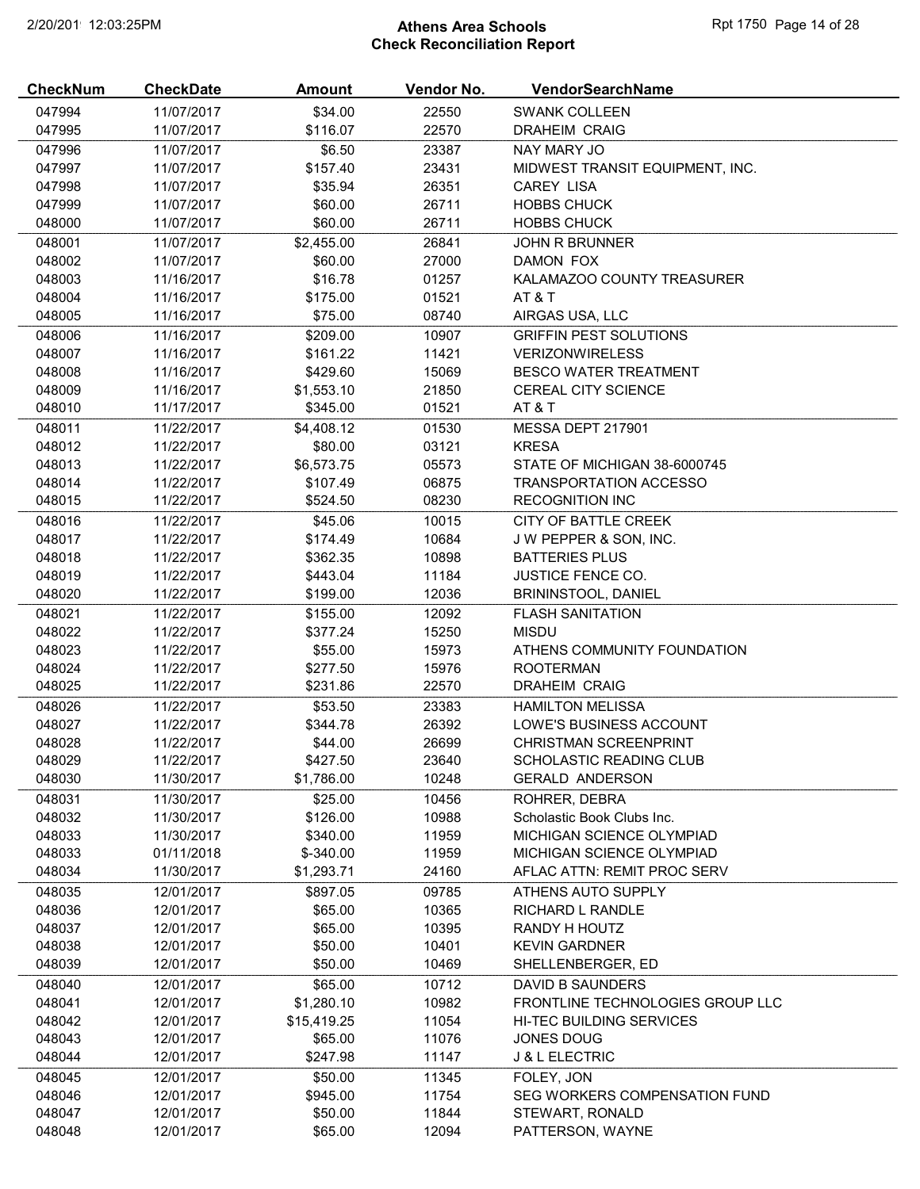# Athens Area Schools
## Check Reconciliation Report

| CheckNum | CheckDate | Amount | Vendor No. | VendorSearchName |
|---|---|---|---|---|
| 047994 | 11/07/2017 | $34.00 | 22550 | SWANK COLLEEN |
| 047995 | 11/07/2017 | $116.07 | 22570 | DRAHEIM CRAIG |
| 047996 | 11/07/2017 | $6.50 | 23387 | NAY MARY JO |
| 047997 | 11/07/2017 | $157.40 | 23431 | MIDWEST TRANSIT EQUIPMENT, INC. |
| 047998 | 11/07/2017 | $35.94 | 26351 | CAREY LISA |
| 047999 | 11/07/2017 | $60.00 | 26711 | HOBBS CHUCK |
| 048000 | 11/07/2017 | $60.00 | 26711 | HOBBS CHUCK |
| 048001 | 11/07/2017 | $2,455.00 | 26841 | JOHN R BRUNNER |
| 048002 | 11/07/2017 | $60.00 | 27000 | DAMON FOX |
| 048003 | 11/16/2017 | $16.78 | 01257 | KALAMAZOO COUNTY TREASURER |
| 048004 | 11/16/2017 | $175.00 | 01521 | AT & T |
| 048005 | 11/16/2017 | $75.00 | 08740 | AIRGAS USA, LLC |
| 048006 | 11/16/2017 | $209.00 | 10907 | GRIFFIN PEST SOLUTIONS |
| 048007 | 11/16/2017 | $161.22 | 11421 | VERIZONWIRELESS |
| 048008 | 11/16/2017 | $429.60 | 15069 | BESCO WATER TREATMENT |
| 048009 | 11/16/2017 | $1,553.10 | 21850 | CEREAL CITY SCIENCE |
| 048010 | 11/17/2017 | $345.00 | 01521 | AT & T |
| 048011 | 11/22/2017 | $4,408.12 | 01530 | MESSA DEPT 217901 |
| 048012 | 11/22/2017 | $80.00 | 03121 | KRESA |
| 048013 | 11/22/2017 | $6,573.75 | 05573 | STATE OF MICHIGAN 38-6000745 |
| 048014 | 11/22/2017 | $107.49 | 06875 | TRANSPORTATION ACCESSO |
| 048015 | 11/22/2017 | $524.50 | 08230 | RECOGNITION INC |
| 048016 | 11/22/2017 | $45.06 | 10015 | CITY OF BATTLE CREEK |
| 048017 | 11/22/2017 | $174.49 | 10684 | J W PEPPER & SON, INC. |
| 048018 | 11/22/2017 | $362.35 | 10898 | BATTERIES PLUS |
| 048019 | 11/22/2017 | $443.04 | 11184 | JUSTICE FENCE CO. |
| 048020 | 11/22/2017 | $199.00 | 12036 | BRININSTOOL, DANIEL |
| 048021 | 11/22/2017 | $155.00 | 12092 | FLASH SANITATION |
| 048022 | 11/22/2017 | $377.24 | 15250 | MISDU |
| 048023 | 11/22/2017 | $55.00 | 15973 | ATHENS COMMUNITY FOUNDATION |
| 048024 | 11/22/2017 | $277.50 | 15976 | ROOTERMAN |
| 048025 | 11/22/2017 | $231.86 | 22570 | DRAHEIM CRAIG |
| 048026 | 11/22/2017 | $53.50 | 23383 | HAMILTON MELISSA |
| 048027 | 11/22/2017 | $344.78 | 26392 | LOWE'S BUSINESS ACCOUNT |
| 048028 | 11/22/2017 | $44.00 | 26699 | CHRISTMAN SCREENPRINT |
| 048029 | 11/22/2017 | $427.50 | 23640 | SCHOLASTIC READING CLUB |
| 048030 | 11/30/2017 | $1,786.00 | 10248 | GERALD ANDERSON |
| 048031 | 11/30/2017 | $25.00 | 10456 | ROHRER, DEBRA |
| 048032 | 11/30/2017 | $126.00 | 10988 | Scholastic Book Clubs Inc. |
| 048033 | 11/30/2017 | $340.00 | 11959 | MICHIGAN SCIENCE OLYMPIAD |
| 048033 | 01/11/2018 | $-340.00 | 11959 | MICHIGAN SCIENCE OLYMPIAD |
| 048034 | 11/30/2017 | $1,293.71 | 24160 | AFLAC ATTN: REMIT PROC SERV |
| 048035 | 12/01/2017 | $897.05 | 09785 | ATHENS AUTO SUPPLY |
| 048036 | 12/01/2017 | $65.00 | 10365 | RICHARD L RANDLE |
| 048037 | 12/01/2017 | $65.00 | 10395 | RANDY H HOUTZ |
| 048038 | 12/01/2017 | $50.00 | 10401 | KEVIN GARDNER |
| 048039 | 12/01/2017 | $50.00 | 10469 | SHELLENBERGER, ED |
| 048040 | 12/01/2017 | $65.00 | 10712 | DAVID B SAUNDERS |
| 048041 | 12/01/2017 | $1,280.10 | 10982 | FRONTLINE TECHNOLOGIES GROUP LLC |
| 048042 | 12/01/2017 | $15,419.25 | 11054 | HI-TEC BUILDING SERVICES |
| 048043 | 12/01/2017 | $65.00 | 11076 | JONES DOUG |
| 048044 | 12/01/2017 | $247.98 | 11147 | J & L ELECTRIC |
| 048045 | 12/01/2017 | $50.00 | 11345 | FOLEY, JON |
| 048046 | 12/01/2017 | $945.00 | 11754 | SEG WORKERS COMPENSATION FUND |
| 048047 | 12/01/2017 | $50.00 | 11844 | STEWART, RONALD |
| 048048 | 12/01/2017 | $65.00 | 12094 | PATTERSON, WAYNE |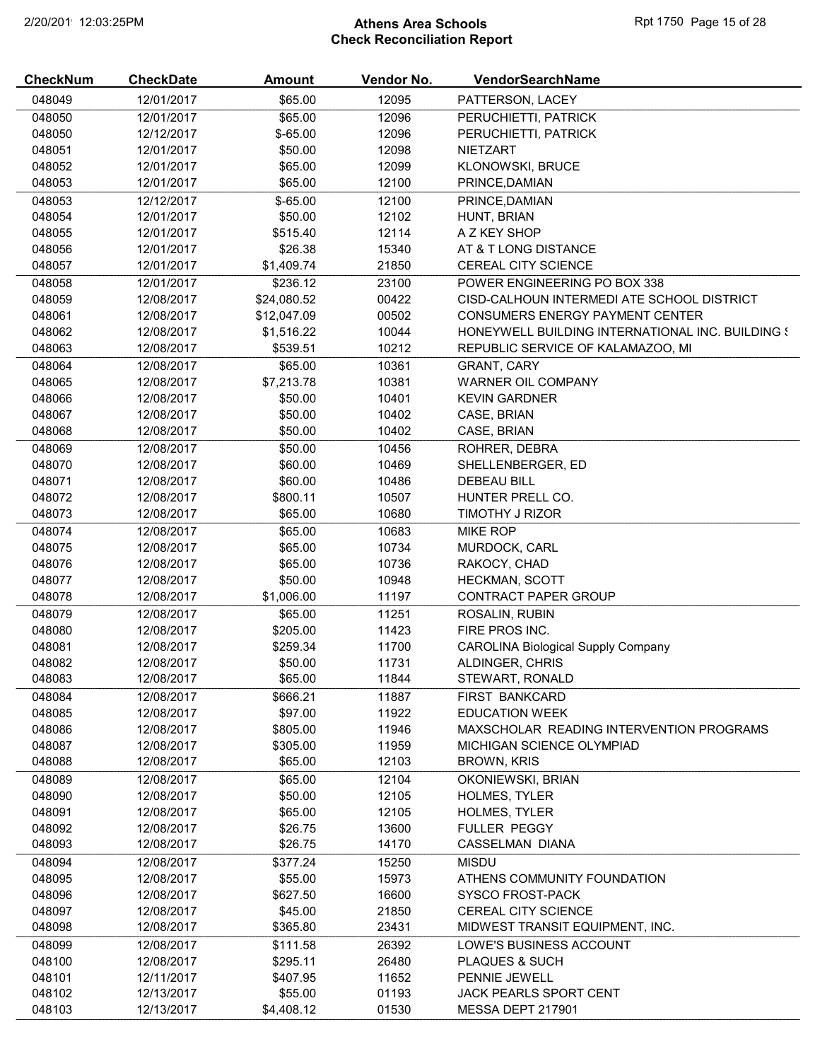# Athens Area Schools
## Check Reconciliation Report

| CheckNum | CheckDate | Amount | Vendor No. | VendorSearchName |
|---|---|---|---|---|
| 048049 | 12/01/2017 | $65.00 | 12095 | PATTERSON, LACEY |
| 048050 | 12/01/2017 | $65.00 | 12096 | PERUCHIETTI, PATRICK |
| 048050 | 12/12/2017 | $-65.00 | 12096 | PERUCHIETTI, PATRICK |
| 048051 | 12/01/2017 | $50.00 | 12098 | NIETZART |
| 048052 | 12/01/2017 | $65.00 | 12099 | KLONOWSKI, BRUCE |
| 048053 | 12/01/2017 | $65.00 | 12100 | PRINCE,DAMIAN |
| 048053 | 12/12/2017 | $-65.00 | 12100 | PRINCE,DAMIAN |
| 048054 | 12/01/2017 | $50.00 | 12102 | HUNT, BRIAN |
| 048055 | 12/01/2017 | $515.40 | 12114 | A Z KEY SHOP |
| 048056 | 12/01/2017 | $26.38 | 15340 | AT & T LONG DISTANCE |
| 048057 | 12/01/2017 | $1,409.74 | 21850 | CEREAL CITY SCIENCE |
| 048058 | 12/01/2017 | $236.12 | 23100 | POWER ENGINEERING PO BOX 338 |
| 048059 | 12/08/2017 | $24,080.52 | 00422 | CISD-CALHOUN INTERMEDI ATE SCHOOL DISTRICT |
| 048061 | 12/08/2017 | $12,047.09 | 00502 | CONSUMERS ENERGY PAYMENT CENTER |
| 048062 | 12/08/2017 | $1,516.22 | 10044 | HONEYWELL BUILDING INTERNATIONAL INC. BUILDING S |
| 048063 | 12/08/2017 | $539.51 | 10212 | REPUBLIC SERVICE OF KALAMAZOO, MI |
| 048064 | 12/08/2017 | $65.00 | 10361 | GRANT, CARY |
| 048065 | 12/08/2017 | $7,213.78 | 10381 | WARNER OIL COMPANY |
| 048066 | 12/08/2017 | $50.00 | 10401 | KEVIN GARDNER |
| 048067 | 12/08/2017 | $50.00 | 10402 | CASE, BRIAN |
| 048068 | 12/08/2017 | $50.00 | 10402 | CASE, BRIAN |
| 048069 | 12/08/2017 | $50.00 | 10456 | ROHRER, DEBRA |
| 048070 | 12/08/2017 | $60.00 | 10469 | SHELLENBERGER, ED |
| 048071 | 12/08/2017 | $60.00 | 10486 | DEBEAU BILL |
| 048072 | 12/08/2017 | $800.11 | 10507 | HUNTER PRELL CO. |
| 048073 | 12/08/2017 | $65.00 | 10680 | TIMOTHY J RIZOR |
| 048074 | 12/08/2017 | $65.00 | 10683 | MIKE ROP |
| 048075 | 12/08/2017 | $65.00 | 10734 | MURDOCK, CARL |
| 048076 | 12/08/2017 | $65.00 | 10736 | RAKOCY, CHAD |
| 048077 | 12/08/2017 | $50.00 | 10948 | HECKMAN, SCOTT |
| 048078 | 12/08/2017 | $1,006.00 | 11197 | CONTRACT PAPER GROUP |
| 048079 | 12/08/2017 | $65.00 | 11251 | ROSALIN, RUBIN |
| 048080 | 12/08/2017 | $205.00 | 11423 | FIRE PROS INC. |
| 048081 | 12/08/2017 | $259.34 | 11700 | CAROLINA Biological Supply Company |
| 048082 | 12/08/2017 | $50.00 | 11731 | ALDINGER, CHRIS |
| 048083 | 12/08/2017 | $65.00 | 11844 | STEWART, RONALD |
| 048084 | 12/08/2017 | $666.21 | 11887 | FIRST BANKCARD |
| 048085 | 12/08/2017 | $97.00 | 11922 | EDUCATION WEEK |
| 048086 | 12/08/2017 | $805.00 | 11946 | MAXSCHOLAR READING INTERVENTION PROGRAMS |
| 048087 | 12/08/2017 | $305.00 | 11959 | MICHIGAN SCIENCE OLYMPIAD |
| 048088 | 12/08/2017 | $65.00 | 12103 | BROWN, KRIS |
| 048089 | 12/08/2017 | $65.00 | 12104 | OKONIEWSKI, BRIAN |
| 048090 | 12/08/2017 | $50.00 | 12105 | HOLMES, TYLER |
| 048091 | 12/08/2017 | $65.00 | 12105 | HOLMES, TYLER |
| 048092 | 12/08/2017 | $26.75 | 13600 | FULLER PEGGY |
| 048093 | 12/08/2017 | $26.75 | 14170 | CASSELMAN DIANA |
| 048094 | 12/08/2017 | $377.24 | 15250 | MISDU |
| 048095 | 12/08/2017 | $55.00 | 15973 | ATHENS COMMUNITY FOUNDATION |
| 048096 | 12/08/2017 | $627.50 | 16600 | SYSCO FROST-PACK |
| 048097 | 12/08/2017 | $45.00 | 21850 | CEREAL CITY SCIENCE |
| 048098 | 12/08/2017 | $365.80 | 23431 | MIDWEST TRANSIT EQUIPMENT, INC. |
| 048099 | 12/08/2017 | $111.58 | 26392 | LOWE'S BUSINESS ACCOUNT |
| 048100 | 12/08/2017 | $295.11 | 26480 | PLAQUES & SUCH |
| 048101 | 12/11/2017 | $407.95 | 11652 | PENNIE JEWELL |
| 048102 | 12/13/2017 | $55.00 | 01193 | JACK PEARLS SPORT CENT |
| 048103 | 12/13/2017 | $4,408.12 | 01530 | MESSA DEPT 217901 |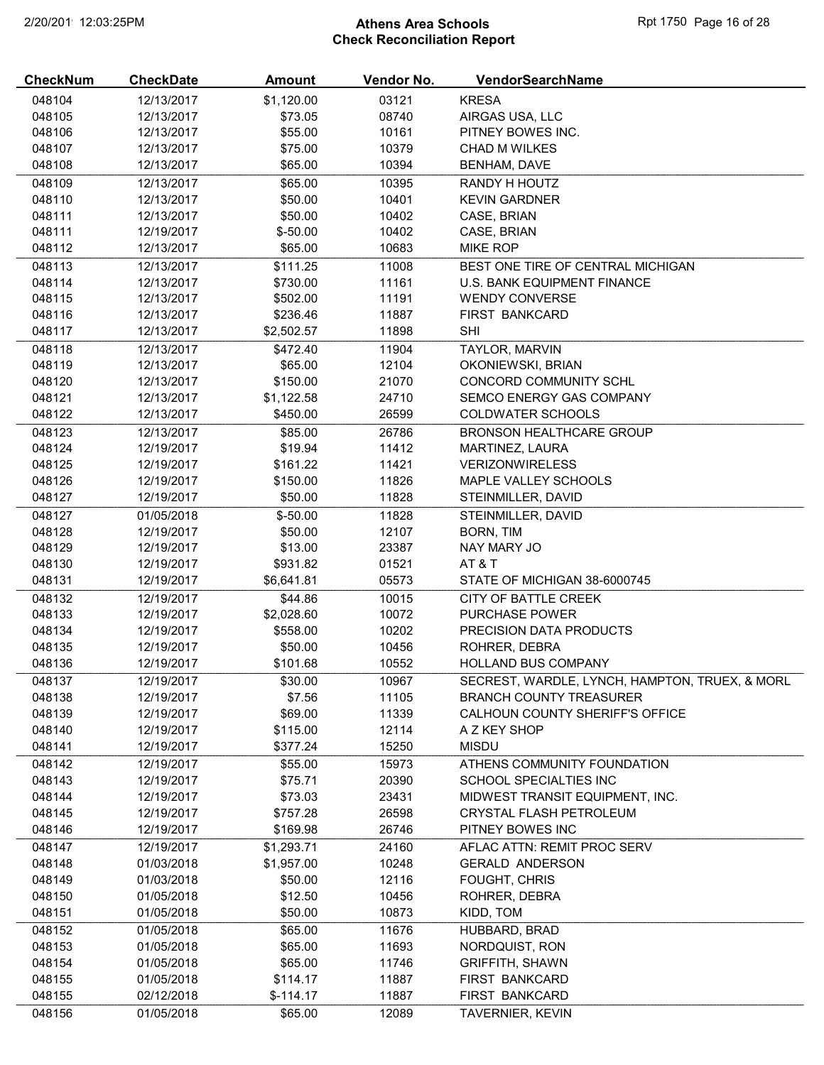# Athens Area Schools
## Check Reconciliation Report

| CheckNum | CheckDate | Amount | Vendor No. | VendorSearchName |
|---|---|---|---|---|
| 048104 | 12/13/2017 | $1,120.00 | 03121 | KRESA |
| 048105 | 12/13/2017 | $73.05 | 08740 | AIRGAS USA, LLC |
| 048106 | 12/13/2017 | $55.00 | 10161 | PITNEY BOWES INC. |
| 048107 | 12/13/2017 | $75.00 | 10379 | CHAD M WILKES |
| 048108 | 12/13/2017 | $65.00 | 10394 | BENHAM, DAVE |
| 048109 | 12/13/2017 | $65.00 | 10395 | RANDY H HOUTZ |
| 048110 | 12/13/2017 | $50.00 | 10401 | KEVIN GARDNER |
| 048111 | 12/13/2017 | $50.00 | 10402 | CASE, BRIAN |
| 048111 | 12/19/2017 | $-50.00 | 10402 | CASE, BRIAN |
| 048112 | 12/13/2017 | $65.00 | 10683 | MIKE ROP |
| 048113 | 12/13/2017 | $111.25 | 11008 | BEST ONE TIRE OF CENTRAL MICHIGAN |
| 048114 | 12/13/2017 | $730.00 | 11161 | U.S. BANK EQUIPMENT FINANCE |
| 048115 | 12/13/2017 | $502.00 | 11191 | WENDY CONVERSE |
| 048116 | 12/13/2017 | $236.46 | 11887 | FIRST BANKCARD |
| 048117 | 12/13/2017 | $2,502.57 | 11898 | SHI |
| 048118 | 12/13/2017 | $472.40 | 11904 | TAYLOR, MARVIN |
| 048119 | 12/13/2017 | $65.00 | 12104 | OKONIEWSKI, BRIAN |
| 048120 | 12/13/2017 | $150.00 | 21070 | CONCORD COMMUNITY SCHL |
| 048121 | 12/13/2017 | $1,122.58 | 24710 | SEMCO ENERGY GAS COMPANY |
| 048122 | 12/13/2017 | $450.00 | 26599 | COLDWATER SCHOOLS |
| 048123 | 12/13/2017 | $85.00 | 26786 | BRONSON HEALTHCARE GROUP |
| 048124 | 12/19/2017 | $19.94 | 11412 | MARTINEZ, LAURA |
| 048125 | 12/19/2017 | $161.22 | 11421 | VERIZONWIRELESS |
| 048126 | 12/19/2017 | $150.00 | 11826 | MAPLE VALLEY SCHOOLS |
| 048127 | 12/19/2017 | $50.00 | 11828 | STEINMILLER, DAVID |
| 048127 | 01/05/2018 | $-50.00 | 11828 | STEINMILLER, DAVID |
| 048128 | 12/19/2017 | $50.00 | 12107 | BORN, TIM |
| 048129 | 12/19/2017 | $13.00 | 23387 | NAY MARY JO |
| 048130 | 12/19/2017 | $931.82 | 01521 | AT & T |
| 048131 | 12/19/2017 | $6,641.81 | 05573 | STATE OF MICHIGAN 38-6000745 |
| 048132 | 12/19/2017 | $44.86 | 10015 | CITY OF BATTLE CREEK |
| 048133 | 12/19/2017 | $2,028.60 | 10072 | PURCHASE POWER |
| 048134 | 12/19/2017 | $558.00 | 10202 | PRECISION DATA PRODUCTS |
| 048135 | 12/19/2017 | $50.00 | 10456 | ROHRER, DEBRA |
| 048136 | 12/19/2017 | $101.68 | 10552 | HOLLAND BUS COMPANY |
| 048137 | 12/19/2017 | $30.00 | 10967 | SECREST, WARDLE, LYNCH, HAMPTON, TRUEX, & MORL |
| 048138 | 12/19/2017 | $7.56 | 11105 | BRANCH COUNTY TREASURER |
| 048139 | 12/19/2017 | $69.00 | 11339 | CALHOUN COUNTY SHERIFF'S OFFICE |
| 048140 | 12/19/2017 | $115.00 | 12114 | A Z KEY SHOP |
| 048141 | 12/19/2017 | $377.24 | 15250 | MISDU |
| 048142 | 12/19/2017 | $55.00 | 15973 | ATHENS COMMUNITY FOUNDATION |
| 048143 | 12/19/2017 | $75.71 | 20390 | SCHOOL SPECIALTIES INC |
| 048144 | 12/19/2017 | $73.03 | 23431 | MIDWEST TRANSIT EQUIPMENT, INC. |
| 048145 | 12/19/2017 | $757.28 | 26598 | CRYSTAL FLASH PETROLEUM |
| 048146 | 12/19/2017 | $169.98 | 26746 | PITNEY BOWES INC |
| 048147 | 12/19/2017 | $1,293.71 | 24160 | AFLAC ATTN: REMIT PROC SERV |
| 048148 | 01/03/2018 | $1,957.00 | 10248 | GERALD ANDERSON |
| 048149 | 01/03/2018 | $50.00 | 12116 | FOUGHT, CHRIS |
| 048150 | 01/05/2018 | $12.50 | 10456 | ROHRER, DEBRA |
| 048151 | 01/05/2018 | $50.00 | 10873 | KIDD, TOM |
| 048152 | 01/05/2018 | $65.00 | 11676 | HUBBARD, BRAD |
| 048153 | 01/05/2018 | $65.00 | 11693 | NORDQUIST, RON |
| 048154 | 01/05/2018 | $65.00 | 11746 | GRIFFITH, SHAWN |
| 048155 | 01/05/2018 | $114.17 | 11887 | FIRST BANKCARD |
| 048155 | 02/12/2018 | $-114.17 | 11887 | FIRST BANKCARD |
| 048156 | 01/05/2018 | $65.00 | 12089 | TAVERNIER, KEVIN |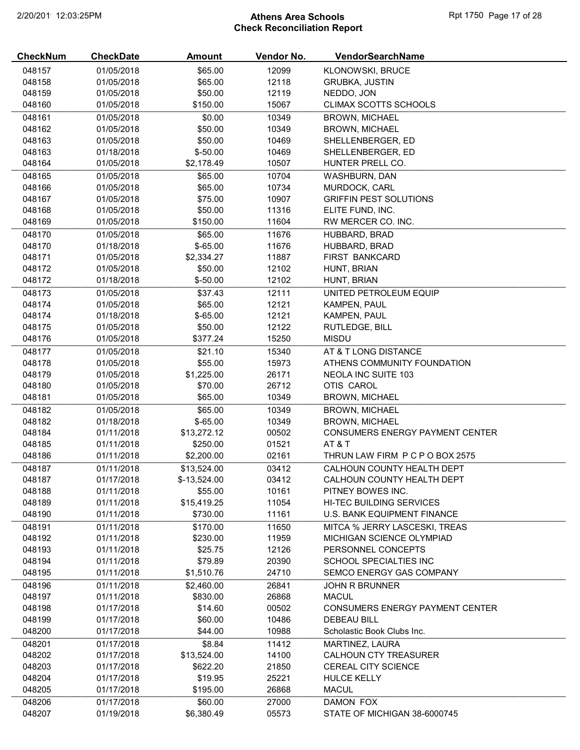# Athens Area Schools
## Check Reconciliation Report

| CheckNum | CheckDate | Amount | Vendor No. | VendorSearchName |
|---|---|---|---|---|
| 048157 | 01/05/2018 | $65.00 | 12099 | KLONOWSKI, BRUCE |
| 048158 | 01/05/2018 | $65.00 | 12118 | GRUBKA, JUSTIN |
| 048159 | 01/05/2018 | $50.00 | 12119 | NEDDO, JON |
| 048160 | 01/05/2018 | $150.00 | 15067 | CLIMAX SCOTTS SCHOOLS |
| 048161 | 01/05/2018 | $0.00 | 10349 | BROWN, MICHAEL |
| 048162 | 01/05/2018 | $50.00 | 10349 | BROWN, MICHAEL |
| 048163 | 01/05/2018 | $50.00 | 10469 | SHELLENBERGER, ED |
| 048163 | 01/18/2018 | $-50.00 | 10469 | SHELLENBERGER, ED |
| 048164 | 01/05/2018 | $2,178.49 | 10507 | HUNTER PRELL CO. |
| 048165 | 01/05/2018 | $65.00 | 10704 | WASHBURN, DAN |
| 048166 | 01/05/2018 | $65.00 | 10734 | MURDOCK, CARL |
| 048167 | 01/05/2018 | $75.00 | 10907 | GRIFFIN PEST SOLUTIONS |
| 048168 | 01/05/2018 | $50.00 | 11316 | ELITE FUND, INC. |
| 048169 | 01/05/2018 | $150.00 | 11604 | RW MERCER CO. INC. |
| 048170 | 01/05/2018 | $65.00 | 11676 | HUBBARD, BRAD |
| 048170 | 01/18/2018 | $-65.00 | 11676 | HUBBARD, BRAD |
| 048171 | 01/05/2018 | $2,334.27 | 11887 | FIRST BANKCARD |
| 048172 | 01/05/2018 | $50.00 | 12102 | HUNT, BRIAN |
| 048172 | 01/18/2018 | $-50.00 | 12102 | HUNT, BRIAN |
| 048173 | 01/05/2018 | $37.43 | 12111 | UNITED PETROLEUM EQUIP |
| 048174 | 01/05/2018 | $65.00 | 12121 | KAMPEN, PAUL |
| 048174 | 01/18/2018 | $-65.00 | 12121 | KAMPEN, PAUL |
| 048175 | 01/05/2018 | $50.00 | 12122 | RUTLEDGE, BILL |
| 048176 | 01/05/2018 | $377.24 | 15250 | MISDU |
| 048177 | 01/05/2018 | $21.10 | 15340 | AT & T LONG DISTANCE |
| 048178 | 01/05/2018 | $55.00 | 15973 | ATHENS COMMUNITY FOUNDATION |
| 048179 | 01/05/2018 | $1,225.00 | 26171 | NEOLA INC SUITE 103 |
| 048180 | 01/05/2018 | $70.00 | 26712 | OTIS CAROL |
| 048181 | 01/05/2018 | $65.00 | 10349 | BROWN, MICHAEL |
| 048182 | 01/05/2018 | $65.00 | 10349 | BROWN, MICHAEL |
| 048182 | 01/18/2018 | $-65.00 | 10349 | BROWN, MICHAEL |
| 048184 | 01/11/2018 | $13,272.12 | 00502 | CONSUMERS ENERGY PAYMENT CENTER |
| 048185 | 01/11/2018 | $250.00 | 01521 | AT & T |
| 048186 | 01/11/2018 | $2,200.00 | 02161 | THRUN LAW FIRM P C P O BOX 2575 |
| 048187 | 01/11/2018 | $13,524.00 | 03412 | CALHOUN COUNTY HEALTH DEPT |
| 048187 | 01/17/2018 | $-13,524.00 | 03412 | CALHOUN COUNTY HEALTH DEPT |
| 048188 | 01/11/2018 | $55.00 | 10161 | PITNEY BOWES INC. |
| 048189 | 01/11/2018 | $15,419.25 | 11054 | HI-TEC BUILDING SERVICES |
| 048190 | 01/11/2018 | $730.00 | 11161 | U.S. BANK EQUIPMENT FINANCE |
| 048191 | 01/11/2018 | $170.00 | 11650 | MITCA % JERRY LASCESKI, TREAS |
| 048192 | 01/11/2018 | $230.00 | 11959 | MICHIGAN SCIENCE OLYMPIAD |
| 048193 | 01/11/2018 | $25.75 | 12126 | PERSONNEL CONCEPTS |
| 048194 | 01/11/2018 | $79.89 | 20390 | SCHOOL SPECIALTIES INC |
| 048195 | 01/11/2018 | $1,510.76 | 24710 | SEMCO ENERGY GAS COMPANY |
| 048196 | 01/11/2018 | $2,460.00 | 26841 | JOHN R BRUNNER |
| 048197 | 01/11/2018 | $830.00 | 26868 | MACUL |
| 048198 | 01/17/2018 | $14.60 | 00502 | CONSUMERS ENERGY PAYMENT CENTER |
| 048199 | 01/17/2018 | $60.00 | 10486 | DEBEAU BILL |
| 048200 | 01/17/2018 | $44.00 | 10988 | Scholastic Book Clubs Inc. |
| 048201 | 01/17/2018 | $8.84 | 11412 | MARTINEZ, LAURA |
| 048202 | 01/17/2018 | $13,524.00 | 14100 | CALHOUN CTY TREASURER |
| 048203 | 01/17/2018 | $622.20 | 21850 | CEREAL CITY SCIENCE |
| 048204 | 01/17/2018 | $19.95 | 25221 | HULCE KELLY |
| 048205 | 01/17/2018 | $195.00 | 26868 | MACUL |
| 048206 | 01/17/2018 | $60.00 | 27000 | DAMON FOX |
| 048207 | 01/19/2018 | $6,380.49 | 05573 | STATE OF MICHIGAN 38-6000745 |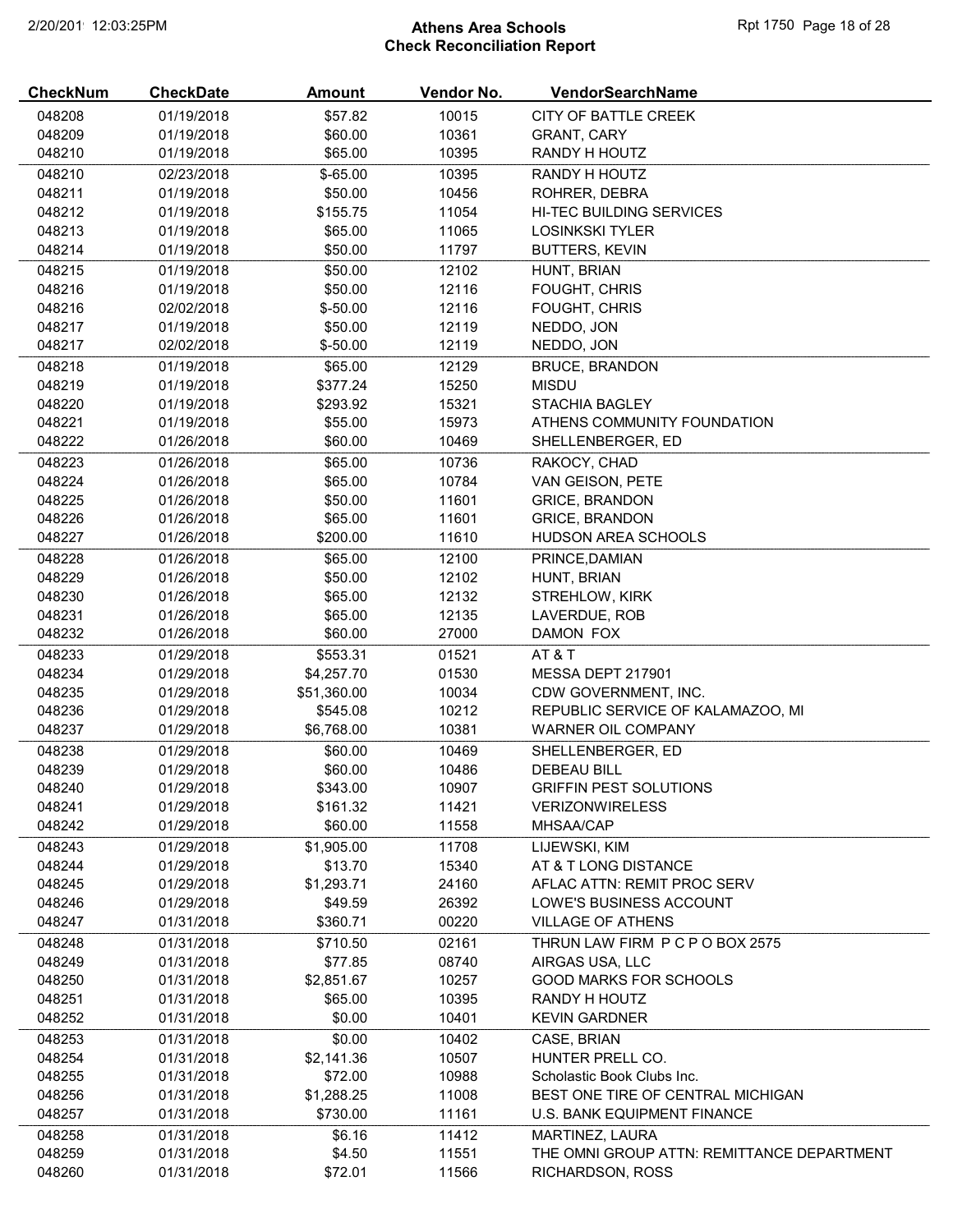# Athens Area Schools
## Check Reconciliation Report

| CheckNum | CheckDate | Amount | Vendor No. | VendorSearchName |
|---|---|---|---|---|
| 048208 | 01/19/2018 | $57.82 | 10015 | CITY OF BATTLE CREEK |
| 048209 | 01/19/2018 | $60.00 | 10361 | GRANT, CARY |
| 048210 | 01/19/2018 | $65.00 | 10395 | RANDY H HOUTZ |
| 048210 | 02/23/2018 | $-65.00 | 10395 | RANDY H HOUTZ |
| 048211 | 01/19/2018 | $50.00 | 10456 | ROHRER, DEBRA |
| 048212 | 01/19/2018 | $155.75 | 11054 | HI-TEC BUILDING SERVICES |
| 048213 | 01/19/2018 | $65.00 | 11065 | LOSINKSKI TYLER |
| 048214 | 01/19/2018 | $50.00 | 11797 | BUTTERS, KEVIN |
| 048215 | 01/19/2018 | $50.00 | 12102 | HUNT, BRIAN |
| 048216 | 01/19/2018 | $50.00 | 12116 | FOUGHT, CHRIS |
| 048216 | 02/02/2018 | $-50.00 | 12116 | FOUGHT, CHRIS |
| 048217 | 01/19/2018 | $50.00 | 12119 | NEDDO, JON |
| 048217 | 02/02/2018 | $-50.00 | 12119 | NEDDO, JON |
| 048218 | 01/19/2018 | $65.00 | 12129 | BRUCE, BRANDON |
| 048219 | 01/19/2018 | $377.24 | 15250 | MISDU |
| 048220 | 01/19/2018 | $293.92 | 15321 | STACHIA BAGLEY |
| 048221 | 01/19/2018 | $55.00 | 15973 | ATHENS COMMUNITY FOUNDATION |
| 048222 | 01/26/2018 | $60.00 | 10469 | SHELLENBERGER, ED |
| 048223 | 01/26/2018 | $65.00 | 10736 | RAKOCY, CHAD |
| 048224 | 01/26/2018 | $65.00 | 10784 | VAN GEISON, PETE |
| 048225 | 01/26/2018 | $50.00 | 11601 | GRICE, BRANDON |
| 048226 | 01/26/2018 | $65.00 | 11601 | GRICE, BRANDON |
| 048227 | 01/26/2018 | $200.00 | 11610 | HUDSON AREA SCHOOLS |
| 048228 | 01/26/2018 | $65.00 | 12100 | PRINCE,DAMIAN |
| 048229 | 01/26/2018 | $50.00 | 12102 | HUNT, BRIAN |
| 048230 | 01/26/2018 | $65.00 | 12132 | STREHLOW, KIRK |
| 048231 | 01/26/2018 | $65.00 | 12135 | LAVERDUE, ROB |
| 048232 | 01/26/2018 | $60.00 | 27000 | DAMON FOX |
| 048233 | 01/29/2018 | $553.31 | 01521 | AT & T |
| 048234 | 01/29/2018 | $4,257.70 | 01530 | MESSA DEPT 217901 |
| 048235 | 01/29/2018 | $51,360.00 | 10034 | CDW GOVERNMENT, INC. |
| 048236 | 01/29/2018 | $545.08 | 10212 | REPUBLIC SERVICE OF KALAMAZOO, MI |
| 048237 | 01/29/2018 | $6,768.00 | 10381 | WARNER OIL COMPANY |
| 048238 | 01/29/2018 | $60.00 | 10469 | SHELLENBERGER, ED |
| 048239 | 01/29/2018 | $60.00 | 10486 | DEBEAU BILL |
| 048240 | 01/29/2018 | $343.00 | 10907 | GRIFFIN PEST SOLUTIONS |
| 048241 | 01/29/2018 | $161.32 | 11421 | VERIZONWIRELESS |
| 048242 | 01/29/2018 | $60.00 | 11558 | MHSAA/CAP |
| 048243 | 01/29/2018 | $1,905.00 | 11708 | LIJEWSKI, KIM |
| 048244 | 01/29/2018 | $13.70 | 15340 | AT & T LONG DISTANCE |
| 048245 | 01/29/2018 | $1,293.71 | 24160 | AFLAC ATTN: REMIT PROC SERV |
| 048246 | 01/29/2018 | $49.59 | 26392 | LOWE'S BUSINESS ACCOUNT |
| 048247 | 01/31/2018 | $360.71 | 00220 | VILLAGE OF ATHENS |
| 048248 | 01/31/2018 | $710.50 | 02161 | THRUN LAW FIRM P C P O BOX 2575 |
| 048249 | 01/31/2018 | $77.85 | 08740 | AIRGAS USA, LLC |
| 048250 | 01/31/2018 | $2,851.67 | 10257 | GOOD MARKS FOR SCHOOLS |
| 048251 | 01/31/2018 | $65.00 | 10395 | RANDY H HOUTZ |
| 048252 | 01/31/2018 | $0.00 | 10401 | KEVIN GARDNER |
| 048253 | 01/31/2018 | $0.00 | 10402 | CASE, BRIAN |
| 048254 | 01/31/2018 | $2,141.36 | 10507 | HUNTER PRELL CO. |
| 048255 | 01/31/2018 | $72.00 | 10988 | Scholastic Book Clubs Inc. |
| 048256 | 01/31/2018 | $1,288.25 | 11008 | BEST ONE TIRE OF CENTRAL MICHIGAN |
| 048257 | 01/31/2018 | $730.00 | 11161 | U.S. BANK EQUIPMENT FINANCE |
| 048258 | 01/31/2018 | $6.16 | 11412 | MARTINEZ, LAURA |
| 048259 | 01/31/2018 | $4.50 | 11551 | THE OMNI GROUP ATTN: REMITTANCE DEPARTMENT |
| 048260 | 01/31/2018 | $72.01 | 11566 | RICHARDSON, ROSS |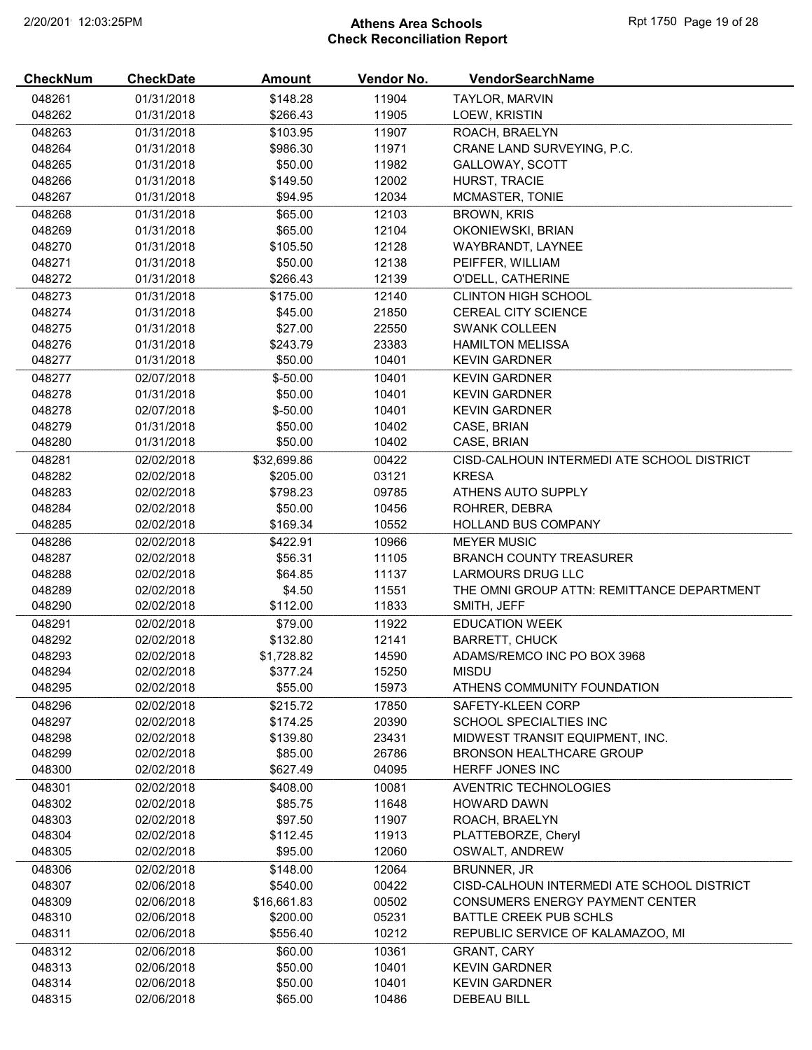## Athens Area Schools
## Check Reconciliation Report

| CheckNum | CheckDate | Amount | Vendor No. | VendorSearchName |
|---|---|---|---|---|
| 048261 | 01/31/2018 | $148.28 | 11904 | TAYLOR, MARVIN |
| 048262 | 01/31/2018 | $266.43 | 11905 | LOEW, KRISTIN |
| 048263 | 01/31/2018 | $103.95 | 11907 | ROACH, BRAELYN |
| 048264 | 01/31/2018 | $986.30 | 11971 | CRANE LAND SURVEYING, P.C. |
| 048265 | 01/31/2018 | $50.00 | 11982 | GALLOWAY, SCOTT |
| 048266 | 01/31/2018 | $149.50 | 12002 | HURST, TRACIE |
| 048267 | 01/31/2018 | $94.95 | 12034 | MCMASTER, TONIE |
| 048268 | 01/31/2018 | $65.00 | 12103 | BROWN, KRIS |
| 048269 | 01/31/2018 | $65.00 | 12104 | OKONIEWSKI, BRIAN |
| 048270 | 01/31/2018 | $105.50 | 12128 | WAYBRANDT, LAYNEE |
| 048271 | 01/31/2018 | $50.00 | 12138 | PEIFFER, WILLIAM |
| 048272 | 01/31/2018 | $266.43 | 12139 | O'DELL, CATHERINE |
| 048273 | 01/31/2018 | $175.00 | 12140 | CLINTON HIGH SCHOOL |
| 048274 | 01/31/2018 | $45.00 | 21850 | CEREAL CITY SCIENCE |
| 048275 | 01/31/2018 | $27.00 | 22550 | SWANK COLLEEN |
| 048276 | 01/31/2018 | $243.79 | 23383 | HAMILTON MELISSA |
| 048277 | 01/31/2018 | $50.00 | 10401 | KEVIN GARDNER |
| 048277 | 02/07/2018 | $-50.00 | 10401 | KEVIN GARDNER |
| 048278 | 01/31/2018 | $50.00 | 10401 | KEVIN GARDNER |
| 048278 | 02/07/2018 | $-50.00 | 10401 | KEVIN GARDNER |
| 048279 | 01/31/2018 | $50.00 | 10402 | CASE, BRIAN |
| 048280 | 01/31/2018 | $50.00 | 10402 | CASE, BRIAN |
| 048281 | 02/02/2018 | $32,699.86 | 00422 | CISD-CALHOUN INTERMEDI ATE SCHOOL DISTRICT |
| 048282 | 02/02/2018 | $205.00 | 03121 | KRESA |
| 048283 | 02/02/2018 | $798.23 | 09785 | ATHENS AUTO SUPPLY |
| 048284 | 02/02/2018 | $50.00 | 10456 | ROHRER, DEBRA |
| 048285 | 02/02/2018 | $169.34 | 10552 | HOLLAND BUS COMPANY |
| 048286 | 02/02/2018 | $422.91 | 10966 | MEYER MUSIC |
| 048287 | 02/02/2018 | $56.31 | 11105 | BRANCH COUNTY TREASURER |
| 048288 | 02/02/2018 | $64.85 | 11137 | LARMOURS DRUG LLC |
| 048289 | 02/02/2018 | $4.50 | 11551 | THE OMNI GROUP ATTN: REMITTANCE DEPARTMENT |
| 048290 | 02/02/2018 | $112.00 | 11833 | SMITH, JEFF |
| 048291 | 02/02/2018 | $79.00 | 11922 | EDUCATION WEEK |
| 048292 | 02/02/2018 | $132.80 | 12141 | BARRETT, CHUCK |
| 048293 | 02/02/2018 | $1,728.82 | 14590 | ADAMS/REMCO INC PO BOX 3968 |
| 048294 | 02/02/2018 | $377.24 | 15250 | MISDU |
| 048295 | 02/02/2018 | $55.00 | 15973 | ATHENS COMMUNITY FOUNDATION |
| 048296 | 02/02/2018 | $215.72 | 17850 | SAFETY-KLEEN CORP |
| 048297 | 02/02/2018 | $174.25 | 20390 | SCHOOL SPECIALTIES INC |
| 048298 | 02/02/2018 | $139.80 | 23431 | MIDWEST TRANSIT EQUIPMENT, INC. |
| 048299 | 02/02/2018 | $85.00 | 26786 | BRONSON HEALTHCARE GROUP |
| 048300 | 02/02/2018 | $627.49 | 04095 | HERFF JONES INC |
| 048301 | 02/02/2018 | $408.00 | 10081 | AVENTRIC TECHNOLOGIES |
| 048302 | 02/02/2018 | $85.75 | 11648 | HOWARD DAWN |
| 048303 | 02/02/2018 | $97.50 | 11907 | ROACH, BRAELYN |
| 048304 | 02/02/2018 | $112.45 | 11913 | PLATTEBORZE, Cheryl |
| 048305 | 02/02/2018 | $95.00 | 12060 | OSWALT, ANDREW |
| 048306 | 02/02/2018 | $148.00 | 12064 | BRUNNER, JR |
| 048307 | 02/06/2018 | $540.00 | 00422 | CISD-CALHOUN INTERMEDI ATE SCHOOL DISTRICT |
| 048309 | 02/06/2018 | $16,661.83 | 00502 | CONSUMERS ENERGY PAYMENT CENTER |
| 048310 | 02/06/2018 | $200.00 | 05231 | BATTLE CREEK PUB SCHLS |
| 048311 | 02/06/2018 | $556.40 | 10212 | REPUBLIC SERVICE OF KALAMAZOO, MI |
| 048312 | 02/06/2018 | $60.00 | 10361 | GRANT, CARY |
| 048313 | 02/06/2018 | $50.00 | 10401 | KEVIN GARDNER |
| 048314 | 02/06/2018 | $50.00 | 10401 | KEVIN GARDNER |
| 048315 | 02/06/2018 | $65.00 | 10486 | DEBEAU BILL |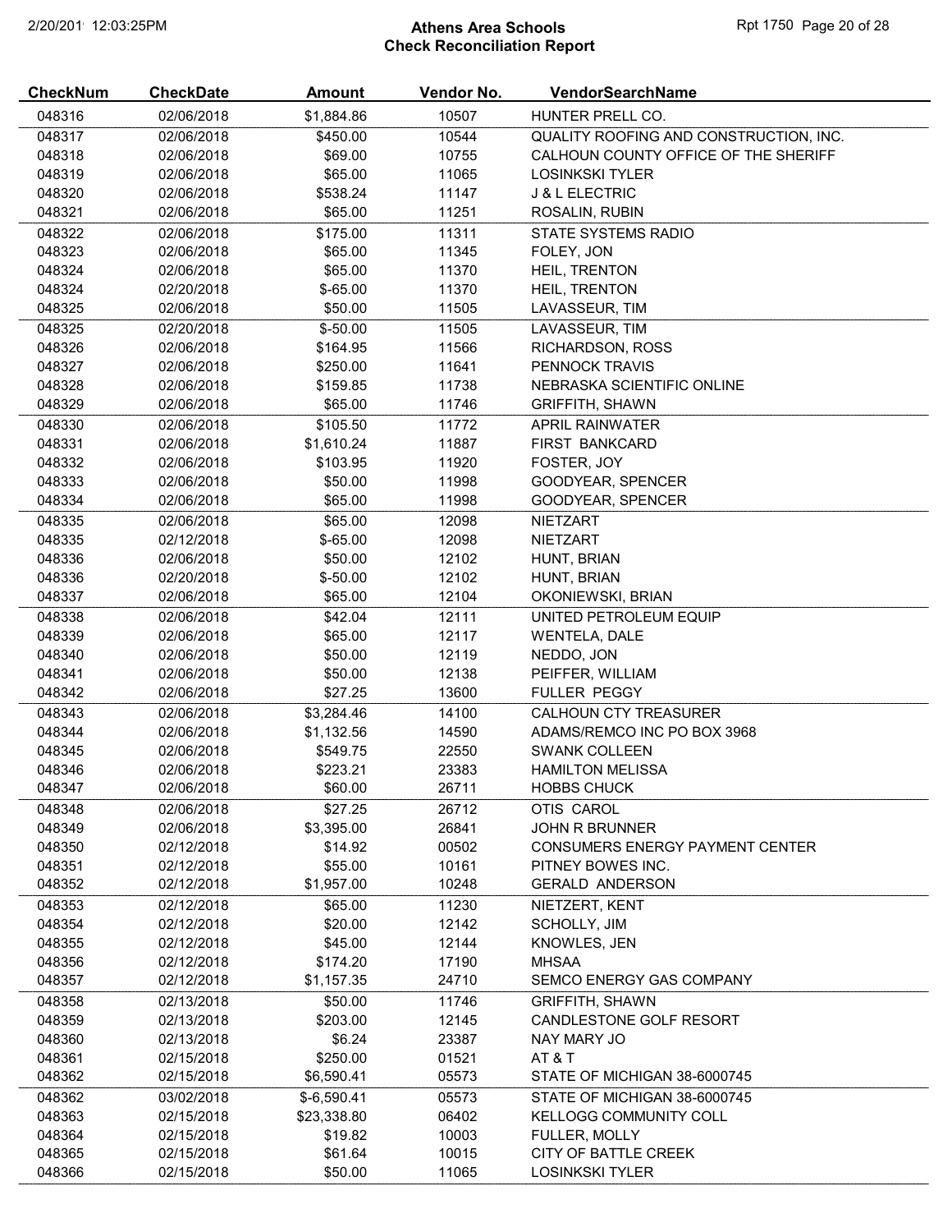# Athens Area Schools
## Check Reconciliation Report

| CheckNum | CheckDate | Amount | Vendor No. | VendorSearchName |
|---|---|---|---|---|
| 048316 | 02/06/2018 | $1,884.86 | 10507 | HUNTER PRELL CO. |
| 048317 | 02/06/2018 | $450.00 | 10544 | QUALITY ROOFING AND CONSTRUCTION, INC. |
| 048318 | 02/06/2018 | $69.00 | 10755 | CALHOUN COUNTY OFFICE OF THE SHERIFF |
| 048319 | 02/06/2018 | $65.00 | 11065 | LOSINKSKI TYLER |
| 048320 | 02/06/2018 | $538.24 | 11147 | J & L ELECTRIC |
| 048321 | 02/06/2018 | $65.00 | 11251 | ROSALIN, RUBIN |
| 048322 | 02/06/2018 | $175.00 | 11311 | STATE SYSTEMS RADIO |
| 048323 | 02/06/2018 | $65.00 | 11345 | FOLEY, JON |
| 048324 | 02/06/2018 | $65.00 | 11370 | HEIL, TRENTON |
| 048324 | 02/20/2018 | $-65.00 | 11370 | HEIL, TRENTON |
| 048325 | 02/06/2018 | $50.00 | 11505 | LAVASSEUR, TIM |
| 048325 | 02/20/2018 | $-50.00 | 11505 | LAVASSEUR, TIM |
| 048326 | 02/06/2018 | $164.95 | 11566 | RICHARDSON, ROSS |
| 048327 | 02/06/2018 | $250.00 | 11641 | PENNOCK TRAVIS |
| 048328 | 02/06/2018 | $159.85 | 11738 | NEBRASKA SCIENTIFIC ONLINE |
| 048329 | 02/06/2018 | $65.00 | 11746 | GRIFFITH, SHAWN |
| 048330 | 02/06/2018 | $105.50 | 11772 | APRIL RAINWATER |
| 048331 | 02/06/2018 | $1,610.24 | 11887 | FIRST BANKCARD |
| 048332 | 02/06/2018 | $103.95 | 11920 | FOSTER, JOY |
| 048333 | 02/06/2018 | $50.00 | 11998 | GOODYEAR, SPENCER |
| 048334 | 02/06/2018 | $65.00 | 11998 | GOODYEAR, SPENCER |
| 048335 | 02/06/2018 | $65.00 | 12098 | NIETZART |
| 048335 | 02/12/2018 | $-65.00 | 12098 | NIETZART |
| 048336 | 02/06/2018 | $50.00 | 12102 | HUNT, BRIAN |
| 048336 | 02/20/2018 | $-50.00 | 12102 | HUNT, BRIAN |
| 048337 | 02/06/2018 | $65.00 | 12104 | OKONIEWSKI, BRIAN |
| 048338 | 02/06/2018 | $42.04 | 12111 | UNITED PETROLEUM EQUIP |
| 048339 | 02/06/2018 | $65.00 | 12117 | WENTELA, DALE |
| 048340 | 02/06/2018 | $50.00 | 12119 | NEDDO, JON |
| 048341 | 02/06/2018 | $50.00 | 12138 | PEIFFER, WILLIAM |
| 048342 | 02/06/2018 | $27.25 | 13600 | FULLER PEGGY |
| 048343 | 02/06/2018 | $3,284.46 | 14100 | CALHOUN CTY TREASURER |
| 048344 | 02/06/2018 | $1,132.56 | 14590 | ADAMS/REMCO INC PO BOX 3968 |
| 048345 | 02/06/2018 | $549.75 | 22550 | SWANK COLLEEN |
| 048346 | 02/06/2018 | $223.21 | 23383 | HAMILTON MELISSA |
| 048347 | 02/06/2018 | $60.00 | 26711 | HOBBS CHUCK |
| 048348 | 02/06/2018 | $27.25 | 26712 | OTIS CAROL |
| 048349 | 02/06/2018 | $3,395.00 | 26841 | JOHN R BRUNNER |
| 048350 | 02/12/2018 | $14.92 | 00502 | CONSUMERS ENERGY PAYMENT CENTER |
| 048351 | 02/12/2018 | $55.00 | 10161 | PITNEY BOWES INC. |
| 048352 | 02/12/2018 | $1,957.00 | 10248 | GERALD ANDERSON |
| 048353 | 02/12/2018 | $65.00 | 11230 | NIETZERT, KENT |
| 048354 | 02/12/2018 | $20.00 | 12142 | SCHOLLY, JIM |
| 048355 | 02/12/2018 | $45.00 | 12144 | KNOWLES, JEN |
| 048356 | 02/12/2018 | $174.20 | 17190 | MHSAA |
| 048357 | 02/12/2018 | $1,157.35 | 24710 | SEMCO ENERGY GAS COMPANY |
| 048358 | 02/13/2018 | $50.00 | 11746 | GRIFFITH, SHAWN |
| 048359 | 02/13/2018 | $203.00 | 12145 | CANDLESTONE GOLF RESORT |
| 048360 | 02/13/2018 | $6.24 | 23387 | NAY MARY JO |
| 048361 | 02/15/2018 | $250.00 | 01521 | AT & T |
| 048362 | 02/15/2018 | $6,590.41 | 05573 | STATE OF MICHIGAN 38-6000745 |
| 048362 | 03/02/2018 | $-6,590.41 | 05573 | STATE OF MICHIGAN 38-6000745 |
| 048363 | 02/15/2018 | $23,338.80 | 06402 | KELLOGG COMMUNITY COLL |
| 048364 | 02/15/2018 | $19.82 | 10003 | FULLER, MOLLY |
| 048365 | 02/15/2018 | $61.64 | 10015 | CITY OF BATTLE CREEK |
| 048366 | 02/15/2018 | $50.00 | 11065 | LOSINKSKI TYLER |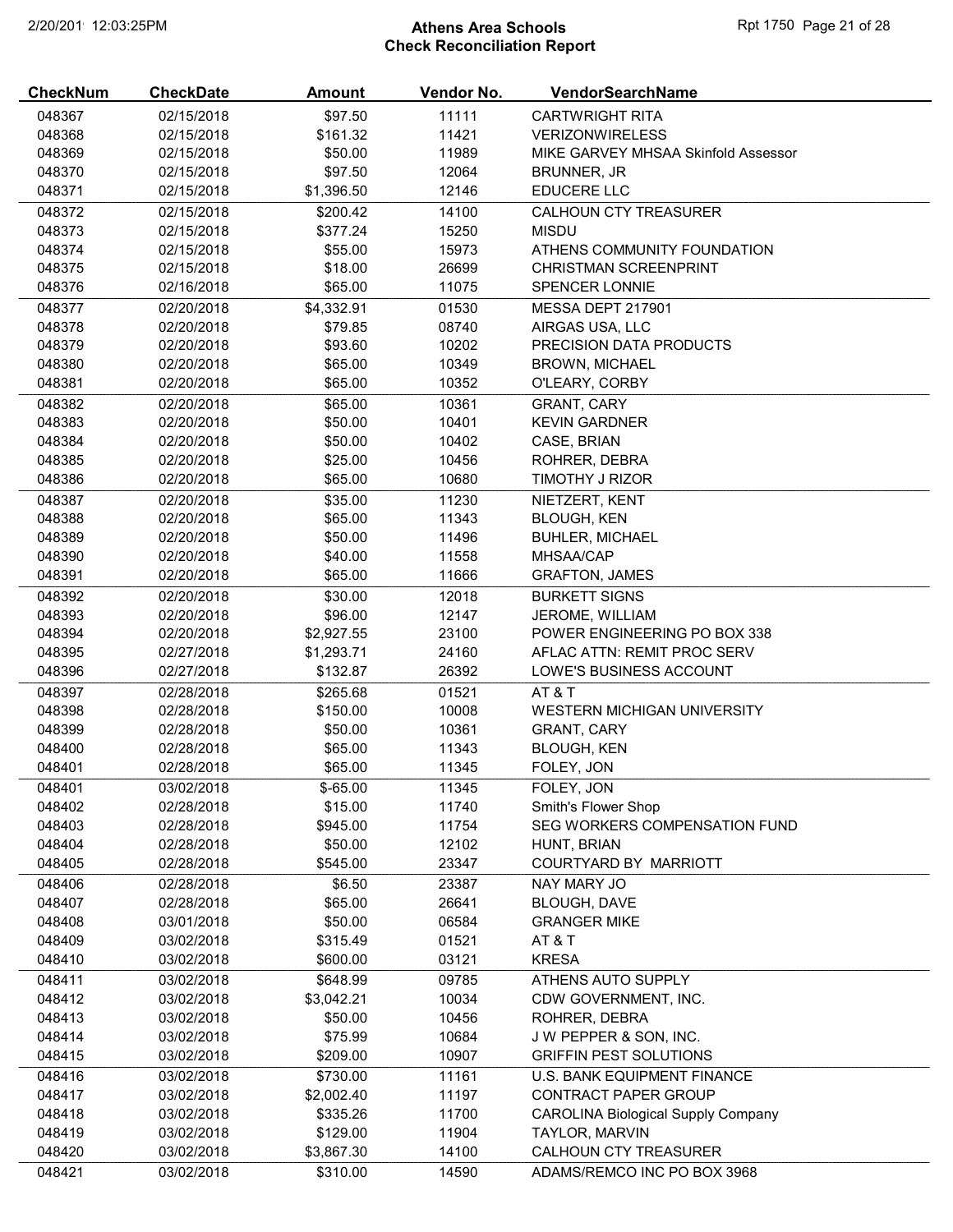# Athens Area Schools
## Check Reconciliation Report

| CheckNum | CheckDate | Amount | Vendor No. | VendorSearchName |
|---|---|---|---|---|
| 048367 | 02/15/2018 | $97.50 | 11111 | CARTWRIGHT RITA |
| 048368 | 02/15/2018 | $161.32 | 11421 | VERIZONWIRELESS |
| 048369 | 02/15/2018 | $50.00 | 11989 | MIKE GARVEY MHSAA Skinfold Assessor |
| 048370 | 02/15/2018 | $97.50 | 12064 | BRUNNER, JR |
| 048371 | 02/15/2018 | $1,396.50 | 12146 | EDUCERE LLC |
| 048372 | 02/15/2018 | $200.42 | 14100 | CALHOUN CTY TREASURER |
| 048373 | 02/15/2018 | $377.24 | 15250 | MISDU |
| 048374 | 02/15/2018 | $55.00 | 15973 | ATHENS COMMUNITY FOUNDATION |
| 048375 | 02/15/2018 | $18.00 | 26699 | CHRISTMAN SCREENPRINT |
| 048376 | 02/16/2018 | $65.00 | 11075 | SPENCER LONNIE |
| 048377 | 02/20/2018 | $4,332.91 | 01530 | MESSA DEPT 217901 |
| 048378 | 02/20/2018 | $79.85 | 08740 | AIRGAS USA, LLC |
| 048379 | 02/20/2018 | $93.60 | 10202 | PRECISION DATA PRODUCTS |
| 048380 | 02/20/2018 | $65.00 | 10349 | BROWN, MICHAEL |
| 048381 | 02/20/2018 | $65.00 | 10352 | O'LEARY, CORBY |
| 048382 | 02/20/2018 | $65.00 | 10361 | GRANT, CARY |
| 048383 | 02/20/2018 | $50.00 | 10401 | KEVIN GARDNER |
| 048384 | 02/20/2018 | $50.00 | 10402 | CASE, BRIAN |
| 048385 | 02/20/2018 | $25.00 | 10456 | ROHRER, DEBRA |
| 048386 | 02/20/2018 | $65.00 | 10680 | TIMOTHY J RIZOR |
| 048387 | 02/20/2018 | $35.00 | 11230 | NIETZERT, KENT |
| 048388 | 02/20/2018 | $65.00 | 11343 | BLOUGH, KEN |
| 048389 | 02/20/2018 | $50.00 | 11496 | BUHLER, MICHAEL |
| 048390 | 02/20/2018 | $40.00 | 11558 | MHSAA/CAP |
| 048391 | 02/20/2018 | $65.00 | 11666 | GRAFTON, JAMES |
| 048392 | 02/20/2018 | $30.00 | 12018 | BURKETT SIGNS |
| 048393 | 02/20/2018 | $96.00 | 12147 | JEROME, WILLIAM |
| 048394 | 02/20/2018 | $2,927.55 | 23100 | POWER ENGINEERING PO BOX 338 |
| 048395 | 02/27/2018 | $1,293.71 | 24160 | AFLAC ATTN: REMIT PROC SERV |
| 048396 | 02/27/2018 | $132.87 | 26392 | LOWE'S BUSINESS ACCOUNT |
| 048397 | 02/28/2018 | $265.68 | 01521 | AT & T |
| 048398 | 02/28/2018 | $150.00 | 10008 | WESTERN MICHIGAN UNIVERSITY |
| 048399 | 02/28/2018 | $50.00 | 10361 | GRANT, CARY |
| 048400 | 02/28/2018 | $65.00 | 11343 | BLOUGH, KEN |
| 048401 | 02/28/2018 | $65.00 | 11345 | FOLEY, JON |
| 048401 | 03/02/2018 | $-65.00 | 11345 | FOLEY, JON |
| 048402 | 02/28/2018 | $15.00 | 11740 | Smith's Flower Shop |
| 048403 | 02/28/2018 | $945.00 | 11754 | SEG WORKERS COMPENSATION FUND |
| 048404 | 02/28/2018 | $50.00 | 12102 | HUNT, BRIAN |
| 048405 | 02/28/2018 | $545.00 | 23347 | COURTYARD BY MARRIOTT |
| 048406 | 02/28/2018 | $6.50 | 23387 | NAY MARY JO |
| 048407 | 02/28/2018 | $65.00 | 26641 | BLOUGH, DAVE |
| 048408 | 03/01/2018 | $50.00 | 06584 | GRANGER MIKE |
| 048409 | 03/02/2018 | $315.49 | 01521 | AT & T |
| 048410 | 03/02/2018 | $600.00 | 03121 | KRESA |
| 048411 | 03/02/2018 | $648.99 | 09785 | ATHENS AUTO SUPPLY |
| 048412 | 03/02/2018 | $3,042.21 | 10034 | CDW GOVERNMENT, INC. |
| 048413 | 03/02/2018 | $50.00 | 10456 | ROHRER, DEBRA |
| 048414 | 03/02/2018 | $75.99 | 10684 | J W PEPPER & SON, INC. |
| 048415 | 03/02/2018 | $209.00 | 10907 | GRIFFIN PEST SOLUTIONS |
| 048416 | 03/02/2018 | $730.00 | 11161 | U.S. BANK EQUIPMENT FINANCE |
| 048417 | 03/02/2018 | $2,002.40 | 11197 | CONTRACT PAPER GROUP |
| 048418 | 03/02/2018 | $335.26 | 11700 | CAROLINA Biological Supply Company |
| 048419 | 03/02/2018 | $129.00 | 11904 | TAYLOR, MARVIN |
| 048420 | 03/02/2018 | $3,867.30 | 14100 | CALHOUN CTY TREASURER |
| 048421 | 03/02/2018 | $310.00 | 14590 | ADAMS/REMCO INC PO BOX 3968 |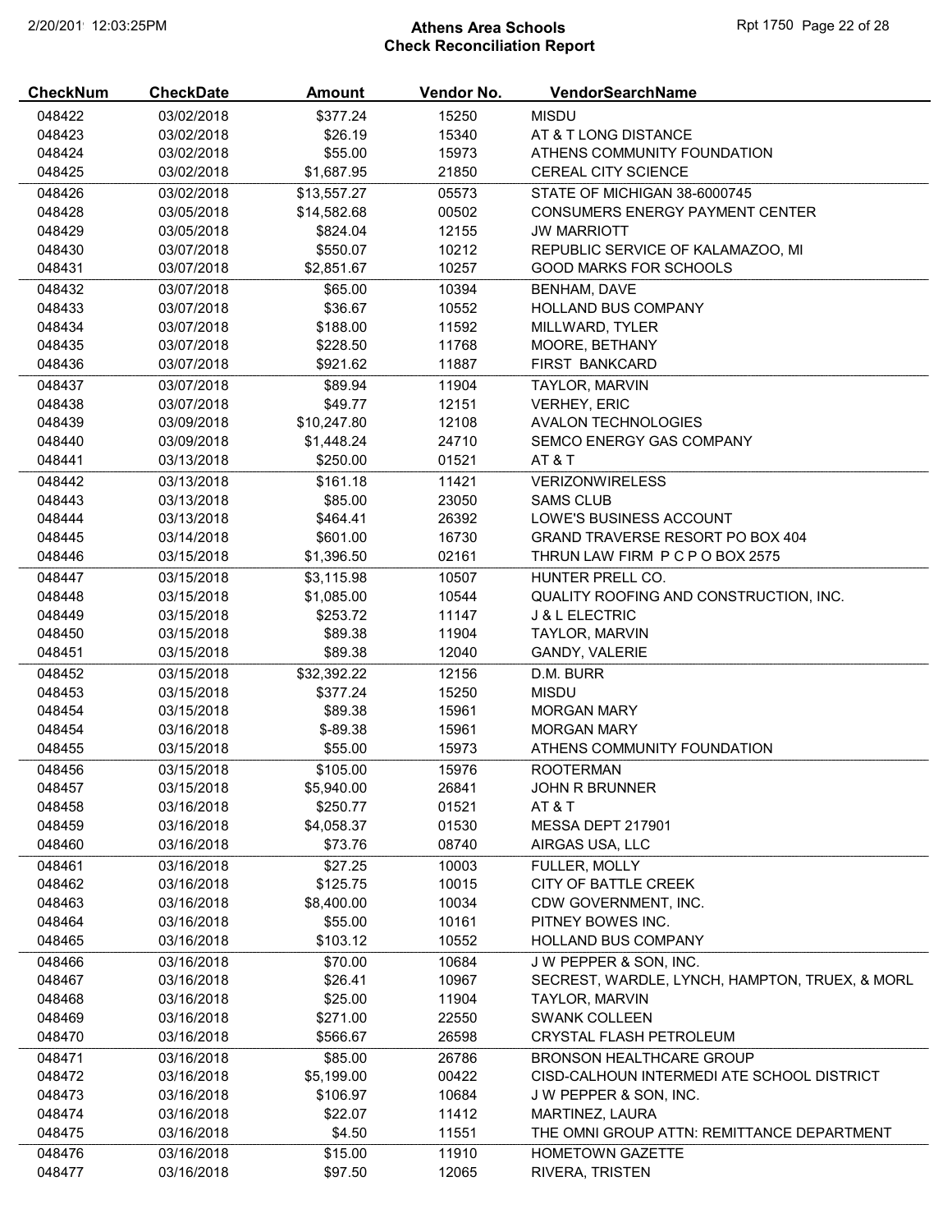# Athens Area Schools

## Check Reconciliation Report

| CheckNum | CheckDate | Amount | Vendor No. | VendorSearchName |
|---|---|---|---|---|
| 048422 | 03/02/2018 | $377.24 | 15250 | MISDU |
| 048423 | 03/02/2018 | $26.19 | 15340 | AT & T LONG DISTANCE |
| 048424 | 03/02/2018 | $55.00 | 15973 | ATHENS COMMUNITY FOUNDATION |
| 048425 | 03/02/2018 | $1,687.95 | 21850 | CEREAL CITY SCIENCE |
| 048426 | 03/02/2018 | $13,557.27 | 05573 | STATE OF MICHIGAN 38-6000745 |
| 048428 | 03/05/2018 | $14,582.68 | 00502 | CONSUMERS ENERGY PAYMENT CENTER |
| 048429 | 03/05/2018 | $824.04 | 12155 | JW MARRIOTT |
| 048430 | 03/07/2018 | $550.07 | 10212 | REPUBLIC SERVICE OF KALAMAZOO, MI |
| 048431 | 03/07/2018 | $2,851.67 | 10257 | GOOD MARKS FOR SCHOOLS |
| 048432 | 03/07/2018 | $65.00 | 10394 | BENHAM, DAVE |
| 048433 | 03/07/2018 | $36.67 | 10552 | HOLLAND BUS COMPANY |
| 048434 | 03/07/2018 | $188.00 | 11592 | MILLWARD, TYLER |
| 048435 | 03/07/2018 | $228.50 | 11768 | MOORE, BETHANY |
| 048436 | 03/07/2018 | $921.62 | 11887 | FIRST BANKCARD |
| 048437 | 03/07/2018 | $89.94 | 11904 | TAYLOR, MARVIN |
| 048438 | 03/07/2018 | $49.77 | 12151 | VERHEY, ERIC |
| 048439 | 03/09/2018 | $10,247.80 | 12108 | AVALON TECHNOLOGIES |
| 048440 | 03/09/2018 | $1,448.24 | 24710 | SEMCO ENERGY GAS COMPANY |
| 048441 | 03/13/2018 | $250.00 | 01521 | AT & T |
| 048442 | 03/13/2018 | $161.18 | 11421 | VERIZONWIRELESS |
| 048443 | 03/13/2018 | $85.00 | 23050 | SAMS CLUB |
| 048444 | 03/13/2018 | $464.41 | 26392 | LOWE'S BUSINESS ACCOUNT |
| 048445 | 03/14/2018 | $601.00 | 16730 | GRAND TRAVERSE RESORT PO BOX 404 |
| 048446 | 03/15/2018 | $1,396.50 | 02161 | THRUN LAW FIRM P C P O BOX 2575 |
| 048447 | 03/15/2018 | $3,115.98 | 10507 | HUNTER PRELL CO. |
| 048448 | 03/15/2018 | $1,085.00 | 10544 | QUALITY ROOFING AND CONSTRUCTION, INC. |
| 048449 | 03/15/2018 | $253.72 | 11147 | J & L ELECTRIC |
| 048450 | 03/15/2018 | $89.38 | 11904 | TAYLOR, MARVIN |
| 048451 | 03/15/2018 | $89.38 | 12040 | GANDY, VALERIE |
| 048452 | 03/15/2018 | $32,392.22 | 12156 | D.M. BURR |
| 048453 | 03/15/2018 | $377.24 | 15250 | MISDU |
| 048454 | 03/15/2018 | $89.38 | 15961 | MORGAN MARY |
| 048454 | 03/16/2018 | $-89.38 | 15961 | MORGAN MARY |
| 048455 | 03/15/2018 | $55.00 | 15973 | ATHENS COMMUNITY FOUNDATION |
| 048456 | 03/15/2018 | $105.00 | 15976 | ROOTERMAN |
| 048457 | 03/15/2018 | $5,940.00 | 26841 | JOHN R BRUNNER |
| 048458 | 03/16/2018 | $250.77 | 01521 | AT & T |
| 048459 | 03/16/2018 | $4,058.37 | 01530 | MESSA DEPT 217901 |
| 048460 | 03/16/2018 | $73.76 | 08740 | AIRGAS USA, LLC |
| 048461 | 03/16/2018 | $27.25 | 10003 | FULLER, MOLLY |
| 048462 | 03/16/2018 | $125.75 | 10015 | CITY OF BATTLE CREEK |
| 048463 | 03/16/2018 | $8,400.00 | 10034 | CDW GOVERNMENT, INC. |
| 048464 | 03/16/2018 | $55.00 | 10161 | PITNEY BOWES INC. |
| 048465 | 03/16/2018 | $103.12 | 10552 | HOLLAND BUS COMPANY |
| 048466 | 03/16/2018 | $70.00 | 10684 | J W PEPPER & SON, INC. |
| 048467 | 03/16/2018 | $26.41 | 10967 | SECREST, WARDLE, LYNCH, HAMPTON, TRUEX, & MORL |
| 048468 | 03/16/2018 | $25.00 | 11904 | TAYLOR, MARVIN |
| 048469 | 03/16/2018 | $271.00 | 22550 | SWANK COLLEEN |
| 048470 | 03/16/2018 | $566.67 | 26598 | CRYSTAL FLASH PETROLEUM |
| 048471 | 03/16/2018 | $85.00 | 26786 | BRONSON HEALTHCARE GROUP |
| 048472 | 03/16/2018 | $5,199.00 | 00422 | CISD-CALHOUN INTERMEDI ATE SCHOOL DISTRICT |
| 048473 | 03/16/2018 | $106.97 | 10684 | J W PEPPER & SON, INC. |
| 048474 | 03/16/2018 | $22.07 | 11412 | MARTINEZ, LAURA |
| 048475 | 03/16/2018 | $4.50 | 11551 | THE OMNI GROUP ATTN: REMITTANCE DEPARTMENT |
| 048476 | 03/16/2018 | $15.00 | 11910 | HOMETOWN GAZETTE |
| 048477 | 03/16/2018 | $97.50 | 12065 | RIVERA, TRISTEN |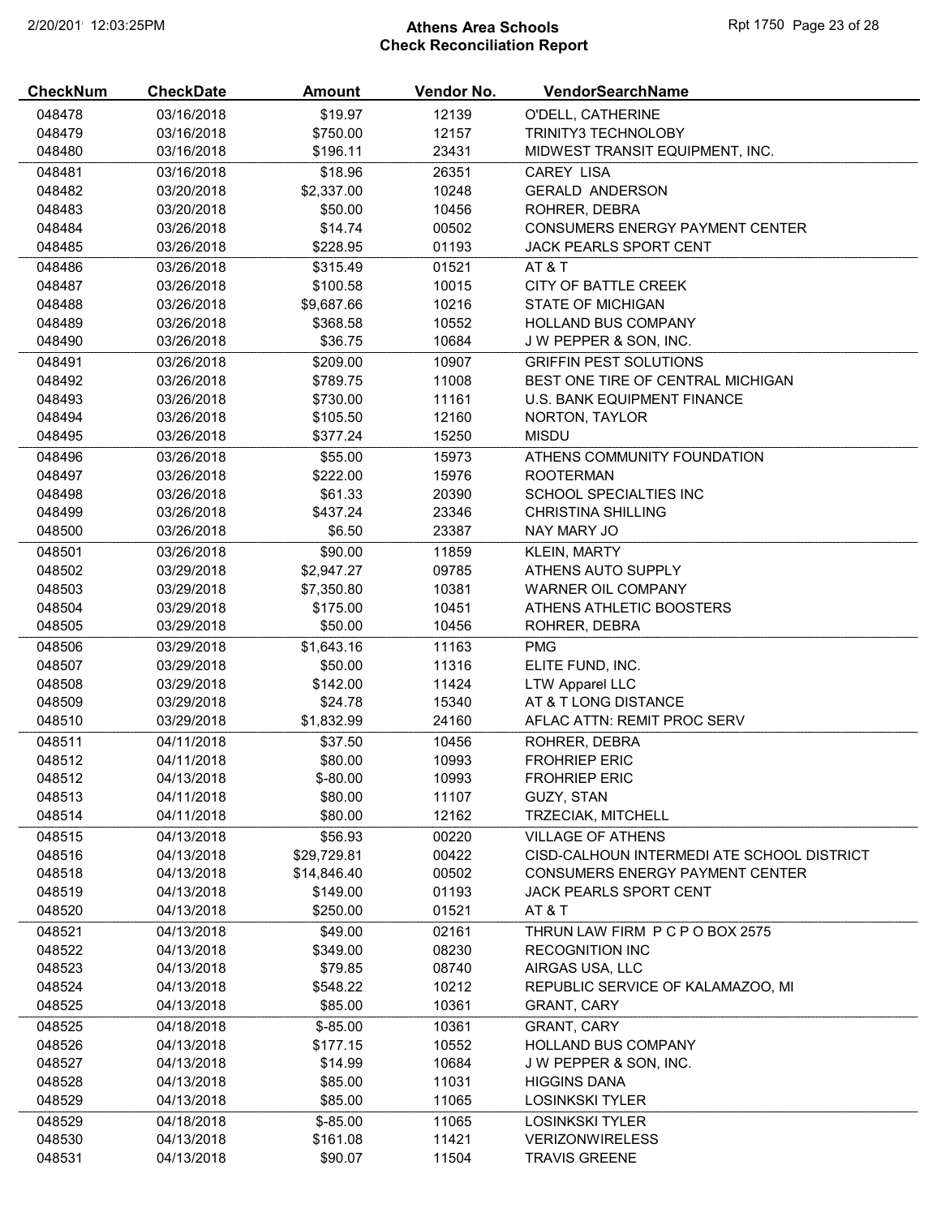# Athens Area Schools
## Check Reconciliation Report

| CheckNum | CheckDate | Amount | Vendor No. | VendorSearchName |
|---|---|---|---|---|
| 048478 | 03/16/2018 | $19.97 | 12139 | O'DELL, CATHERINE |
| 048479 | 03/16/2018 | $750.00 | 12157 | TRINITY3 TECHNOLOBY |
| 048480 | 03/16/2018 | $196.11 | 23431 | MIDWEST TRANSIT EQUIPMENT, INC. |
| 048481 | 03/16/2018 | $18.96 | 26351 | CAREY LISA |
| 048482 | 03/20/2018 | $2,337.00 | 10248 | GERALD ANDERSON |
| 048483 | 03/20/2018 | $50.00 | 10456 | ROHRER, DEBRA |
| 048484 | 03/26/2018 | $14.74 | 00502 | CONSUMERS ENERGY PAYMENT CENTER |
| 048485 | 03/26/2018 | $228.95 | 01193 | JACK PEARLS SPORT CENT |
| 048486 | 03/26/2018 | $315.49 | 01521 | AT & T |
| 048487 | 03/26/2018 | $100.58 | 10015 | CITY OF BATTLE CREEK |
| 048488 | 03/26/2018 | $9,687.66 | 10216 | STATE OF MICHIGAN |
| 048489 | 03/26/2018 | $368.58 | 10552 | HOLLAND BUS COMPANY |
| 048490 | 03/26/2018 | $36.75 | 10684 | J W PEPPER & SON, INC. |
| 048491 | 03/26/2018 | $209.00 | 10907 | GRIFFIN PEST SOLUTIONS |
| 048492 | 03/26/2018 | $789.75 | 11008 | BEST ONE TIRE OF CENTRAL MICHIGAN |
| 048493 | 03/26/2018 | $730.00 | 11161 | U.S. BANK EQUIPMENT FINANCE |
| 048494 | 03/26/2018 | $105.50 | 12160 | NORTON, TAYLOR |
| 048495 | 03/26/2018 | $377.24 | 15250 | MISDU |
| 048496 | 03/26/2018 | $55.00 | 15973 | ATHENS COMMUNITY FOUNDATION |
| 048497 | 03/26/2018 | $222.00 | 15976 | ROOTERMAN |
| 048498 | 03/26/2018 | $61.33 | 20390 | SCHOOL SPECIALTIES INC |
| 048499 | 03/26/2018 | $437.24 | 23346 | CHRISTINA SHILLING |
| 048500 | 03/26/2018 | $6.50 | 23387 | NAY MARY JO |
| 048501 | 03/26/2018 | $90.00 | 11859 | KLEIN, MARTY |
| 048502 | 03/29/2018 | $2,947.27 | 09785 | ATHENS AUTO SUPPLY |
| 048503 | 03/29/2018 | $7,350.80 | 10381 | WARNER OIL COMPANY |
| 048504 | 03/29/2018 | $175.00 | 10451 | ATHENS ATHLETIC BOOSTERS |
| 048505 | 03/29/2018 | $50.00 | 10456 | ROHRER, DEBRA |
| 048506 | 03/29/2018 | $1,643.16 | 11163 | PMG |
| 048507 | 03/29/2018 | $50.00 | 11316 | ELITE FUND, INC. |
| 048508 | 03/29/2018 | $142.00 | 11424 | LTW Apparel LLC |
| 048509 | 03/29/2018 | $24.78 | 15340 | AT & T LONG DISTANCE |
| 048510 | 03/29/2018 | $1,832.99 | 24160 | AFLAC ATTN: REMIT PROC SERV |
| 048511 | 04/11/2018 | $37.50 | 10456 | ROHRER, DEBRA |
| 048512 | 04/11/2018 | $80.00 | 10993 | FROHRIEP ERIC |
| 048512 | 04/13/2018 | $-80.00 | 10993 | FROHRIEP ERIC |
| 048513 | 04/11/2018 | $80.00 | 11107 | GUZY, STAN |
| 048514 | 04/11/2018 | $80.00 | 12162 | TRZECIAK, MITCHELL |
| 048515 | 04/13/2018 | $56.93 | 00220 | VILLAGE OF ATHENS |
| 048516 | 04/13/2018 | $29,729.81 | 00422 | CISD-CALHOUN INTERMEDI ATE SCHOOL DISTRICT |
| 048518 | 04/13/2018 | $14,846.40 | 00502 | CONSUMERS ENERGY PAYMENT CENTER |
| 048519 | 04/13/2018 | $149.00 | 01193 | JACK PEARLS SPORT CENT |
| 048520 | 04/13/2018 | $250.00 | 01521 | AT & T |
| 048521 | 04/13/2018 | $49.00 | 02161 | THRUN LAW FIRM P C P O BOX 2575 |
| 048522 | 04/13/2018 | $349.00 | 08230 | RECOGNITION INC |
| 048523 | 04/13/2018 | $79.85 | 08740 | AIRGAS USA, LLC |
| 048524 | 04/13/2018 | $548.22 | 10212 | REPUBLIC SERVICE OF KALAMAZOO, MI |
| 048525 | 04/13/2018 | $85.00 | 10361 | GRANT, CARY |
| 048525 | 04/18/2018 | $-85.00 | 10361 | GRANT, CARY |
| 048526 | 04/13/2018 | $177.15 | 10552 | HOLLAND BUS COMPANY |
| 048527 | 04/13/2018 | $14.99 | 10684 | J W PEPPER & SON, INC. |
| 048528 | 04/13/2018 | $85.00 | 11031 | HIGGINS DANA |
| 048529 | 04/13/2018 | $85.00 | 11065 | LOSINKSKI TYLER |
| 048529 | 04/18/2018 | $-85.00 | 11065 | LOSINKSKI TYLER |
| 048530 | 04/13/2018 | $161.08 | 11421 | VERIZONWIRELESS |
| 048531 | 04/13/2018 | $90.07 | 11504 | TRAVIS GREENE |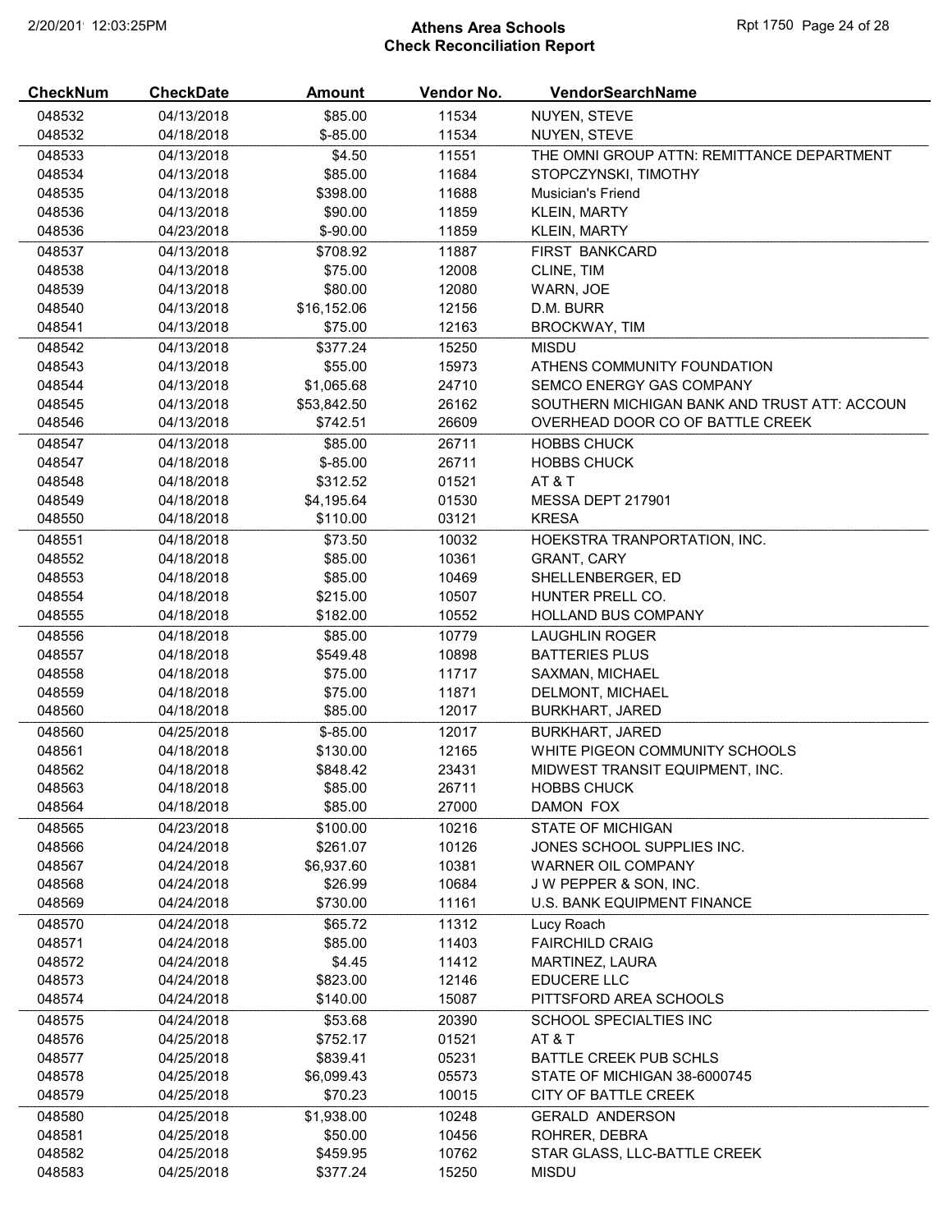# Athens Area Schools
## Check Reconciliation Report

| CheckNum | CheckDate | Amount | Vendor No. | VendorSearchName |
|---|---|---|---|---|
| 048532 | 04/13/2018 | $85.00 | 11534 | NUYEN, STEVE |
| 048532 | 04/18/2018 | $-85.00 | 11534 | NUYEN, STEVE |
| 048533 | 04/13/2018 | $4.50 | 11551 | THE OMNI GROUP ATTN: REMITTANCE DEPARTMENT |
| 048534 | 04/13/2018 | $85.00 | 11684 | STOPCZYNSKI, TIMOTHY |
| 048535 | 04/13/2018 | $398.00 | 11688 | Musician's Friend |
| 048536 | 04/13/2018 | $90.00 | 11859 | KLEIN, MARTY |
| 048536 | 04/23/2018 | $-90.00 | 11859 | KLEIN, MARTY |
| 048537 | 04/13/2018 | $708.92 | 11887 | FIRST BANKCARD |
| 048538 | 04/13/2018 | $75.00 | 12008 | CLINE, TIM |
| 048539 | 04/13/2018 | $80.00 | 12080 | WARN, JOE |
| 048540 | 04/13/2018 | $16,152.06 | 12156 | D.M. BURR |
| 048541 | 04/13/2018 | $75.00 | 12163 | BROCKWAY, TIM |
| 048542 | 04/13/2018 | $377.24 | 15250 | MISDU |
| 048543 | 04/13/2018 | $55.00 | 15973 | ATHENS COMMUNITY FOUNDATION |
| 048544 | 04/13/2018 | $1,065.68 | 24710 | SEMCO ENERGY GAS COMPANY |
| 048545 | 04/13/2018 | $53,842.50 | 26162 | SOUTHERN MICHIGAN BANK AND TRUST ATT: ACCOUN |
| 048546 | 04/13/2018 | $742.51 | 26609 | OVERHEAD DOOR CO OF BATTLE CREEK |
| 048547 | 04/13/2018 | $85.00 | 26711 | HOBBS CHUCK |
| 048547 | 04/18/2018 | $-85.00 | 26711 | HOBBS CHUCK |
| 048548 | 04/18/2018 | $312.52 | 01521 | AT & T |
| 048549 | 04/18/2018 | $4,195.64 | 01530 | MESSA DEPT 217901 |
| 048550 | 04/18/2018 | $110.00 | 03121 | KRESA |
| 048551 | 04/18/2018 | $73.50 | 10032 | HOEKSTRA TRANPORTATION, INC. |
| 048552 | 04/18/2018 | $85.00 | 10361 | GRANT, CARY |
| 048553 | 04/18/2018 | $85.00 | 10469 | SHELLENBERGER, ED |
| 048554 | 04/18/2018 | $215.00 | 10507 | HUNTER PRELL CO. |
| 048555 | 04/18/2018 | $182.00 | 10552 | HOLLAND BUS COMPANY |
| 048556 | 04/18/2018 | $85.00 | 10779 | LAUGHLIN ROGER |
| 048557 | 04/18/2018 | $549.48 | 10898 | BATTERIES PLUS |
| 048558 | 04/18/2018 | $75.00 | 11717 | SAXMAN, MICHAEL |
| 048559 | 04/18/2018 | $75.00 | 11871 | DELMONT, MICHAEL |
| 048560 | 04/18/2018 | $85.00 | 12017 | BURKHART, JARED |
| 048560 | 04/25/2018 | $-85.00 | 12017 | BURKHART, JARED |
| 048561 | 04/18/2018 | $130.00 | 12165 | WHITE PIGEON COMMUNITY SCHOOLS |
| 048562 | 04/18/2018 | $848.42 | 23431 | MIDWEST TRANSIT EQUIPMENT, INC. |
| 048563 | 04/18/2018 | $85.00 | 26711 | HOBBS CHUCK |
| 048564 | 04/18/2018 | $85.00 | 27000 | DAMON FOX |
| 048565 | 04/23/2018 | $100.00 | 10216 | STATE OF MICHIGAN |
| 048566 | 04/24/2018 | $261.07 | 10126 | JONES SCHOOL SUPPLIES INC. |
| 048567 | 04/24/2018 | $6,937.60 | 10381 | WARNER OIL COMPANY |
| 048568 | 04/24/2018 | $26.99 | 10684 | J W PEPPER & SON, INC. |
| 048569 | 04/24/2018 | $730.00 | 11161 | U.S. BANK EQUIPMENT FINANCE |
| 048570 | 04/24/2018 | $65.72 | 11312 | Lucy Roach |
| 048571 | 04/24/2018 | $85.00 | 11403 | FAIRCHILD CRAIG |
| 048572 | 04/24/2018 | $4.45 | 11412 | MARTINEZ, LAURA |
| 048573 | 04/24/2018 | $823.00 | 12146 | EDUCERE LLC |
| 048574 | 04/24/2018 | $140.00 | 15087 | PITTSFORD AREA SCHOOLS |
| 048575 | 04/24/2018 | $53.68 | 20390 | SCHOOL SPECIALTIES INC |
| 048576 | 04/25/2018 | $752.17 | 01521 | AT & T |
| 048577 | 04/25/2018 | $839.41 | 05231 | BATTLE CREEK PUB SCHLS |
| 048578 | 04/25/2018 | $6,099.43 | 05573 | STATE OF MICHIGAN 38-6000745 |
| 048579 | 04/25/2018 | $70.23 | 10015 | CITY OF BATTLE CREEK |
| 048580 | 04/25/2018 | $1,938.00 | 10248 | GERALD ANDERSON |
| 048581 | 04/25/2018 | $50.00 | 10456 | ROHRER, DEBRA |
| 048582 | 04/25/2018 | $459.95 | 10762 | STAR GLASS, LLC-BATTLE CREEK |
| 048583 | 04/25/2018 | $377.24 | 15250 | MISDU |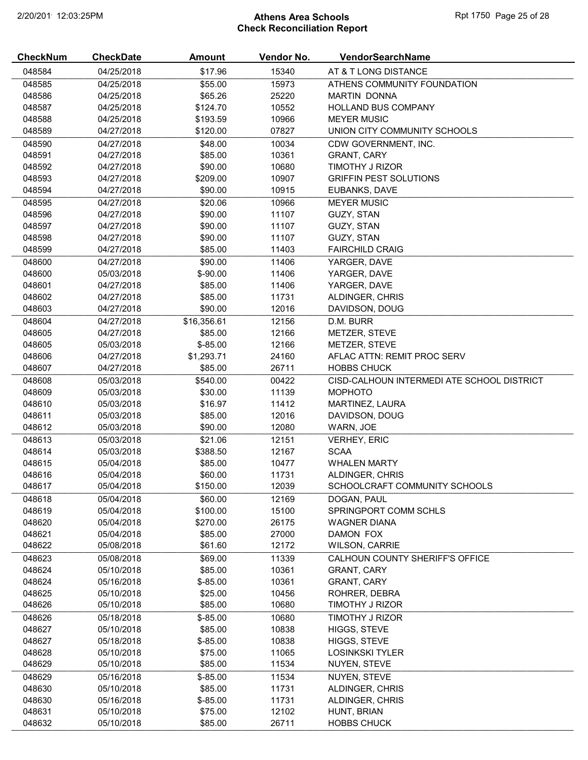# Athens Area Schools
## Check Reconciliation Report

| CheckNum | CheckDate | Amount | Vendor No. | VendorSearchName |
|---|---|---|---|---|
| 048584 | 04/25/2018 | $17.96 | 15340 | AT & T LONG DISTANCE |
| 048585 | 04/25/2018 | $55.00 | 15973 | ATHENS COMMUNITY FOUNDATION |
| 048586 | 04/25/2018 | $65.26 | 25220 | MARTIN DONNA |
| 048587 | 04/25/2018 | $124.70 | 10552 | HOLLAND BUS COMPANY |
| 048588 | 04/25/2018 | $193.59 | 10966 | MEYER MUSIC |
| 048589 | 04/27/2018 | $120.00 | 07827 | UNION CITY COMMUNITY SCHOOLS |
| 048590 | 04/27/2018 | $48.00 | 10034 | CDW GOVERNMENT, INC. |
| 048591 | 04/27/2018 | $85.00 | 10361 | GRANT, CARY |
| 048592 | 04/27/2018 | $90.00 | 10680 | TIMOTHY J RIZOR |
| 048593 | 04/27/2018 | $209.00 | 10907 | GRIFFIN PEST SOLUTIONS |
| 048594 | 04/27/2018 | $90.00 | 10915 | EUBANKS, DAVE |
| 048595 | 04/27/2018 | $20.06 | 10966 | MEYER MUSIC |
| 048596 | 04/27/2018 | $90.00 | 11107 | GUZY, STAN |
| 048597 | 04/27/2018 | $90.00 | 11107 | GUZY, STAN |
| 048598 | 04/27/2018 | $90.00 | 11107 | GUZY, STAN |
| 048599 | 04/27/2018 | $85.00 | 11403 | FAIRCHILD CRAIG |
| 048600 | 04/27/2018 | $90.00 | 11406 | YARGER, DAVE |
| 048600 | 05/03/2018 | $-90.00 | 11406 | YARGER, DAVE |
| 048601 | 04/27/2018 | $85.00 | 11406 | YARGER, DAVE |
| 048602 | 04/27/2018 | $85.00 | 11731 | ALDINGER, CHRIS |
| 048603 | 04/27/2018 | $90.00 | 12016 | DAVIDSON, DOUG |
| 048604 | 04/27/2018 | $16,356.61 | 12156 | D.M. BURR |
| 048605 | 04/27/2018 | $85.00 | 12166 | METZER, STEVE |
| 048605 | 05/03/2018 | $-85.00 | 12166 | METZER, STEVE |
| 048606 | 04/27/2018 | $1,293.71 | 24160 | AFLAC ATTN: REMIT PROC SERV |
| 048607 | 04/27/2018 | $85.00 | 26711 | HOBBS CHUCK |
| 048608 | 05/03/2018 | $540.00 | 00422 | CISD-CALHOUN INTERMEDI ATE SCHOOL DISTRICT |
| 048609 | 05/03/2018 | $30.00 | 11139 | MOPHOTO |
| 048610 | 05/03/2018 | $16.97 | 11412 | MARTINEZ, LAURA |
| 048611 | 05/03/2018 | $85.00 | 12016 | DAVIDSON, DOUG |
| 048612 | 05/03/2018 | $90.00 | 12080 | WARN, JOE |
| 048613 | 05/03/2018 | $21.06 | 12151 | VERHEY, ERIC |
| 048614 | 05/03/2018 | $388.50 | 12167 | SCAA |
| 048615 | 05/04/2018 | $85.00 | 10477 | WHALEN MARTY |
| 048616 | 05/04/2018 | $60.00 | 11731 | ALDINGER, CHRIS |
| 048617 | 05/04/2018 | $150.00 | 12039 | SCHOOLCRAFT COMMUNITY SCHOOLS |
| 048618 | 05/04/2018 | $60.00 | 12169 | DOGAN, PAUL |
| 048619 | 05/04/2018 | $100.00 | 15100 | SPRINGPORT COMM SCHLS |
| 048620 | 05/04/2018 | $270.00 | 26175 | WAGNER DIANA |
| 048621 | 05/04/2018 | $85.00 | 27000 | DAMON FOX |
| 048622 | 05/08/2018 | $61.60 | 12172 | WILSON, CARRIE |
| 048623 | 05/08/2018 | $69.00 | 11339 | CALHOUN COUNTY SHERIFF'S OFFICE |
| 048624 | 05/10/2018 | $85.00 | 10361 | GRANT, CARY |
| 048624 | 05/16/2018 | $-85.00 | 10361 | GRANT, CARY |
| 048625 | 05/10/2018 | $25.00 | 10456 | ROHRER, DEBRA |
| 048626 | 05/10/2018 | $85.00 | 10680 | TIMOTHY J RIZOR |
| 048626 | 05/18/2018 | $-85.00 | 10680 | TIMOTHY J RIZOR |
| 048627 | 05/10/2018 | $85.00 | 10838 | HIGGS, STEVE |
| 048627 | 05/18/2018 | $-85.00 | 10838 | HIGGS, STEVE |
| 048628 | 05/10/2018 | $75.00 | 11065 | LOSINKSKI TYLER |
| 048629 | 05/10/2018 | $85.00 | 11534 | NUYEN, STEVE |
| 048629 | 05/16/2018 | $-85.00 | 11534 | NUYEN, STEVE |
| 048630 | 05/10/2018 | $85.00 | 11731 | ALDINGER, CHRIS |
| 048630 | 05/16/2018 | $-85.00 | 11731 | ALDINGER, CHRIS |
| 048631 | 05/10/2018 | $75.00 | 12102 | HUNT, BRIAN |
| 048632 | 05/10/2018 | $85.00 | 26711 | HOBBS CHUCK |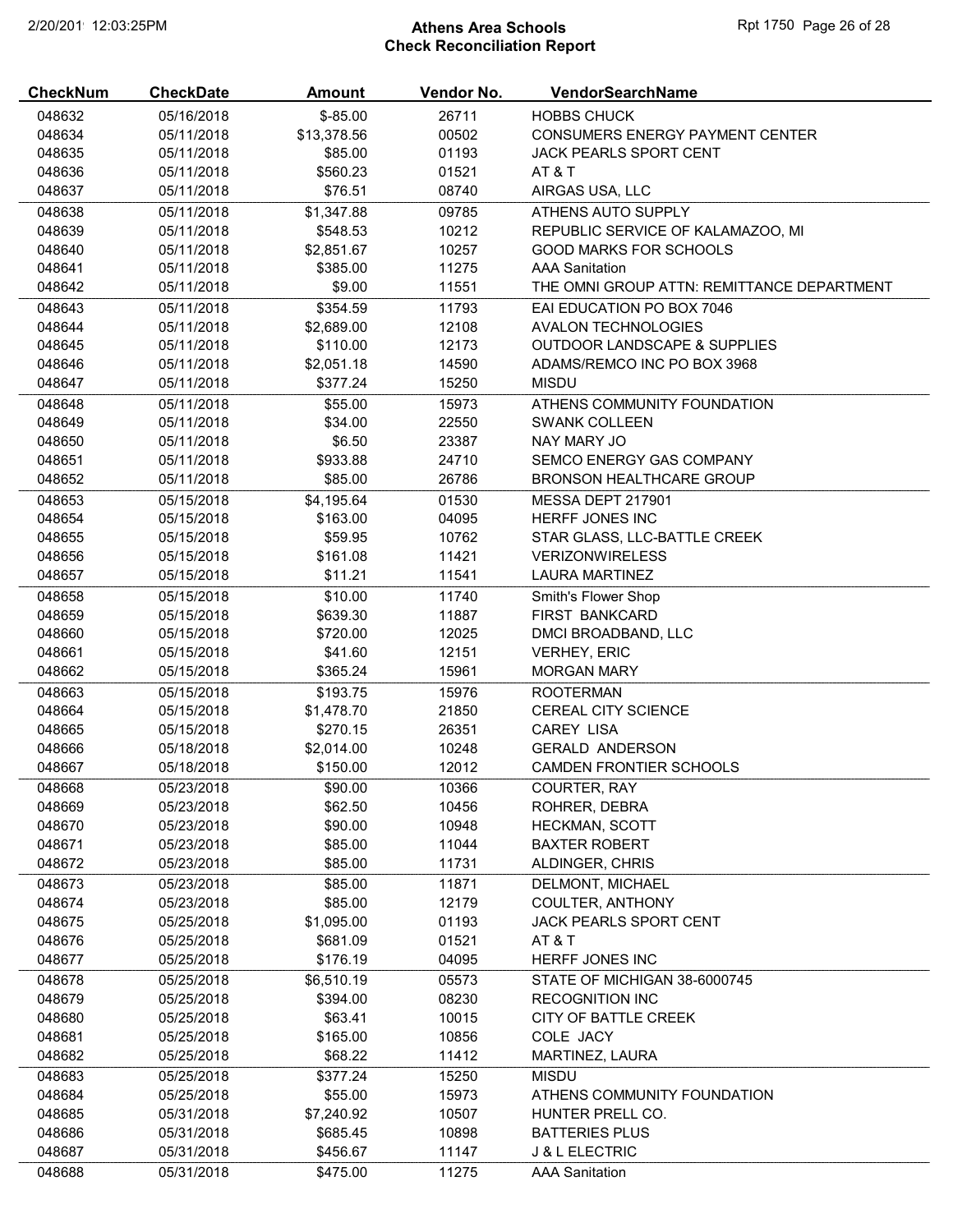# Athens Area Schools
## Check Reconciliation Report

| CheckNum | CheckDate | Amount | Vendor No. | VendorSearchName |
|---|---|---|---|---|
| 048632 | 05/16/2018 | $-85.00 | 26711 | HOBBS CHUCK |
| 048634 | 05/11/2018 | $13,378.56 | 00502 | CONSUMERS ENERGY PAYMENT CENTER |
| 048635 | 05/11/2018 | $85.00 | 01193 | JACK PEARLS SPORT CENT |
| 048636 | 05/11/2018 | $560.23 | 01521 | AT & T |
| 048637 | 05/11/2018 | $76.51 | 08740 | AIRGAS USA, LLC |
| 048638 | 05/11/2018 | $1,347.88 | 09785 | ATHENS AUTO SUPPLY |
| 048639 | 05/11/2018 | $548.53 | 10212 | REPUBLIC SERVICE OF KALAMAZOO, MI |
| 048640 | 05/11/2018 | $2,851.67 | 10257 | GOOD MARKS FOR SCHOOLS |
| 048641 | 05/11/2018 | $385.00 | 11275 | AAA Sanitation |
| 048642 | 05/11/2018 | $9.00 | 11551 | THE OMNI GROUP ATTN: REMITTANCE DEPARTMENT |
| 048643 | 05/11/2018 | $354.59 | 11793 | EAI EDUCATION PO BOX 7046 |
| 048644 | 05/11/2018 | $2,689.00 | 12108 | AVALON TECHNOLOGIES |
| 048645 | 05/11/2018 | $110.00 | 12173 | OUTDOOR LANDSCAPE & SUPPLIES |
| 048646 | 05/11/2018 | $2,051.18 | 14590 | ADAMS/REMCO INC PO BOX 3968 |
| 048647 | 05/11/2018 | $377.24 | 15250 | MISDU |
| 048648 | 05/11/2018 | $55.00 | 15973 | ATHENS COMMUNITY FOUNDATION |
| 048649 | 05/11/2018 | $34.00 | 22550 | SWANK COLLEEN |
| 048650 | 05/11/2018 | $6.50 | 23387 | NAY MARY JO |
| 048651 | 05/11/2018 | $933.88 | 24710 | SEMCO ENERGY GAS COMPANY |
| 048652 | 05/11/2018 | $85.00 | 26786 | BRONSON HEALTHCARE GROUP |
| 048653 | 05/15/2018 | $4,195.64 | 01530 | MESSA DEPT 217901 |
| 048654 | 05/15/2018 | $163.00 | 04095 | HERFF JONES INC |
| 048655 | 05/15/2018 | $59.95 | 10762 | STAR GLASS, LLC-BATTLE CREEK |
| 048656 | 05/15/2018 | $161.08 | 11421 | VERIZONWIRELESS |
| 048657 | 05/15/2018 | $11.21 | 11541 | LAURA MARTINEZ |
| 048658 | 05/15/2018 | $10.00 | 11740 | Smith's Flower Shop |
| 048659 | 05/15/2018 | $639.30 | 11887 | FIRST BANKCARD |
| 048660 | 05/15/2018 | $720.00 | 12025 | DMCI BROADBAND, LLC |
| 048661 | 05/15/2018 | $41.60 | 12151 | VERHEY, ERIC |
| 048662 | 05/15/2018 | $365.24 | 15961 | MORGAN MARY |
| 048663 | 05/15/2018 | $193.75 | 15976 | ROOTERMAN |
| 048664 | 05/15/2018 | $1,478.70 | 21850 | CEREAL CITY SCIENCE |
| 048665 | 05/15/2018 | $270.15 | 26351 | CAREY LISA |
| 048666 | 05/18/2018 | $2,014.00 | 10248 | GERALD ANDERSON |
| 048667 | 05/18/2018 | $150.00 | 12012 | CAMDEN FRONTIER SCHOOLS |
| 048668 | 05/23/2018 | $90.00 | 10366 | COURTER, RAY |
| 048669 | 05/23/2018 | $62.50 | 10456 | ROHRER, DEBRA |
| 048670 | 05/23/2018 | $90.00 | 10948 | HECKMAN, SCOTT |
| 048671 | 05/23/2018 | $85.00 | 11044 | BAXTER ROBERT |
| 048672 | 05/23/2018 | $85.00 | 11731 | ALDINGER, CHRIS |
| 048673 | 05/23/2018 | $85.00 | 11871 | DELMONT, MICHAEL |
| 048674 | 05/23/2018 | $85.00 | 12179 | COULTER, ANTHONY |
| 048675 | 05/25/2018 | $1,095.00 | 01193 | JACK PEARLS SPORT CENT |
| 048676 | 05/25/2018 | $681.09 | 01521 | AT & T |
| 048677 | 05/25/2018 | $176.19 | 04095 | HERFF JONES INC |
| 048678 | 05/25/2018 | $6,510.19 | 05573 | STATE OF MICHIGAN 38-6000745 |
| 048679 | 05/25/2018 | $394.00 | 08230 | RECOGNITION INC |
| 048680 | 05/25/2018 | $63.41 | 10015 | CITY OF BATTLE CREEK |
| 048681 | 05/25/2018 | $165.00 | 10856 | COLE JACY |
| 048682 | 05/25/2018 | $68.22 | 11412 | MARTINEZ, LAURA |
| 048683 | 05/25/2018 | $377.24 | 15250 | MISDU |
| 048684 | 05/25/2018 | $55.00 | 15973 | ATHENS COMMUNITY FOUNDATION |
| 048685 | 05/31/2018 | $7,240.92 | 10507 | HUNTER PRELL CO. |
| 048686 | 05/31/2018 | $685.45 | 10898 | BATTERIES PLUS |
| 048687 | 05/31/2018 | $456.67 | 11147 | J & L ELECTRIC |
| 048688 | 05/31/2018 | $475.00 | 11275 | AAA Sanitation |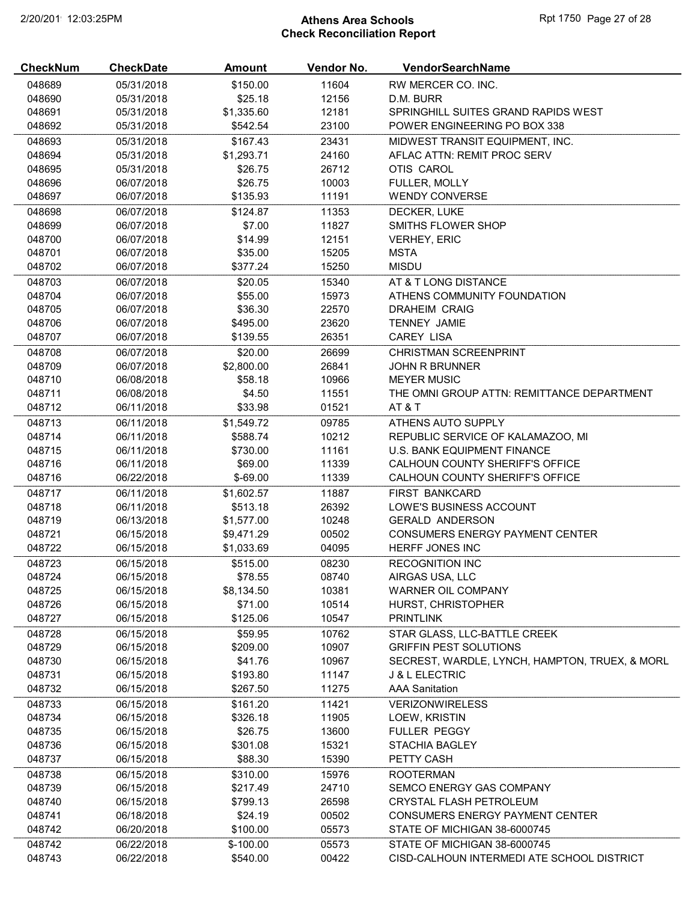# Athens Area Schools
## Check Reconciliation Report

| CheckNum | CheckDate | Amount | Vendor No. | VendorSearchName |
|---|---|---|---|---|
| 048689 | 05/31/2018 | $150.00 | 11604 | RW MERCER CO. INC. |
| 048690 | 05/31/2018 | $25.18 | 12156 | D.M. BURR |
| 048691 | 05/31/2018 | $1,335.60 | 12181 | SPRINGHILL SUITES GRAND RAPIDS WEST |
| 048692 | 05/31/2018 | $542.54 | 23100 | POWER ENGINEERING PO BOX 338 |
| 048693 | 05/31/2018 | $167.43 | 23431 | MIDWEST TRANSIT EQUIPMENT, INC. |
| 048694 | 05/31/2018 | $1,293.71 | 24160 | AFLAC ATTN: REMIT PROC SERV |
| 048695 | 05/31/2018 | $26.75 | 26712 | OTIS CAROL |
| 048696 | 06/07/2018 | $26.75 | 10003 | FULLER, MOLLY |
| 048697 | 06/07/2018 | $135.93 | 11191 | WENDY CONVERSE |
| 048698 | 06/07/2018 | $124.87 | 11353 | DECKER, LUKE |
| 048699 | 06/07/2018 | $7.00 | 11827 | SMITHS FLOWER SHOP |
| 048700 | 06/07/2018 | $14.99 | 12151 | VERHEY, ERIC |
| 048701 | 06/07/2018 | $35.00 | 15205 | MSTA |
| 048702 | 06/07/2018 | $377.24 | 15250 | MISDU |
| 048703 | 06/07/2018 | $20.05 | 15340 | AT & T LONG DISTANCE |
| 048704 | 06/07/2018 | $55.00 | 15973 | ATHENS COMMUNITY FOUNDATION |
| 048705 | 06/07/2018 | $36.30 | 22570 | DRAHEIM CRAIG |
| 048706 | 06/07/2018 | $495.00 | 23620 | TENNEY JAMIE |
| 048707 | 06/07/2018 | $139.55 | 26351 | CAREY LISA |
| 048708 | 06/07/2018 | $20.00 | 26699 | CHRISTMAN SCREENPRINT |
| 048709 | 06/07/2018 | $2,800.00 | 26841 | JOHN R BRUNNER |
| 048710 | 06/08/2018 | $58.18 | 10966 | MEYER MUSIC |
| 048711 | 06/08/2018 | $4.50 | 11551 | THE OMNI GROUP ATTN: REMITTANCE DEPARTMENT |
| 048712 | 06/11/2018 | $33.98 | 01521 | AT & T |
| 048713 | 06/11/2018 | $1,549.72 | 09785 | ATHENS AUTO SUPPLY |
| 048714 | 06/11/2018 | $588.74 | 10212 | REPUBLIC SERVICE OF KALAMAZOO, MI |
| 048715 | 06/11/2018 | $730.00 | 11161 | U.S. BANK EQUIPMENT FINANCE |
| 048716 | 06/11/2018 | $69.00 | 11339 | CALHOUN COUNTY SHERIFF'S OFFICE |
| 048716 | 06/22/2018 | $-69.00 | 11339 | CALHOUN COUNTY SHERIFF'S OFFICE |
| 048717 | 06/11/2018 | $1,602.57 | 11887 | FIRST BANKCARD |
| 048718 | 06/11/2018 | $513.18 | 26392 | LOWE'S BUSINESS ACCOUNT |
| 048719 | 06/13/2018 | $1,577.00 | 10248 | GERALD ANDERSON |
| 048721 | 06/15/2018 | $9,471.29 | 00502 | CONSUMERS ENERGY PAYMENT CENTER |
| 048722 | 06/15/2018 | $1,033.69 | 04095 | HERFF JONES INC |
| 048723 | 06/15/2018 | $515.00 | 08230 | RECOGNITION INC |
| 048724 | 06/15/2018 | $78.55 | 08740 | AIRGAS USA, LLC |
| 048725 | 06/15/2018 | $8,134.50 | 10381 | WARNER OIL COMPANY |
| 048726 | 06/15/2018 | $71.00 | 10514 | HURST, CHRISTOPHER |
| 048727 | 06/15/2018 | $125.06 | 10547 | PRINTLINK |
| 048728 | 06/15/2018 | $59.95 | 10762 | STAR GLASS, LLC-BATTLE CREEK |
| 048729 | 06/15/2018 | $209.00 | 10907 | GRIFFIN PEST SOLUTIONS |
| 048730 | 06/15/2018 | $41.76 | 10967 | SECREST, WARDLE, LYNCH, HAMPTON, TRUEX, & MORL |
| 048731 | 06/15/2018 | $193.80 | 11147 | J & L ELECTRIC |
| 048732 | 06/15/2018 | $267.50 | 11275 | AAA Sanitation |
| 048733 | 06/15/2018 | $161.20 | 11421 | VERIZONWIRELESS |
| 048734 | 06/15/2018 | $326.18 | 11905 | LOEW, KRISTIN |
| 048735 | 06/15/2018 | $26.75 | 13600 | FULLER PEGGY |
| 048736 | 06/15/2018 | $301.08 | 15321 | STACHIA BAGLEY |
| 048737 | 06/15/2018 | $88.30 | 15390 | PETTY CASH |
| 048738 | 06/15/2018 | $310.00 | 15976 | ROOTERMAN |
| 048739 | 06/15/2018 | $217.49 | 24710 | SEMCO ENERGY GAS COMPANY |
| 048740 | 06/15/2018 | $799.13 | 26598 | CRYSTAL FLASH PETROLEUM |
| 048741 | 06/18/2018 | $24.19 | 00502 | CONSUMERS ENERGY PAYMENT CENTER |
| 048742 | 06/20/2018 | $100.00 | 05573 | STATE OF MICHIGAN 38-6000745 |
| 048742 | 06/22/2018 | $-100.00 | 05573 | STATE OF MICHIGAN 38-6000745 |
| 048743 | 06/22/2018 | $540.00 | 00422 | CISD-CALHOUN INTERMEDI ATE SCHOOL DISTRICT |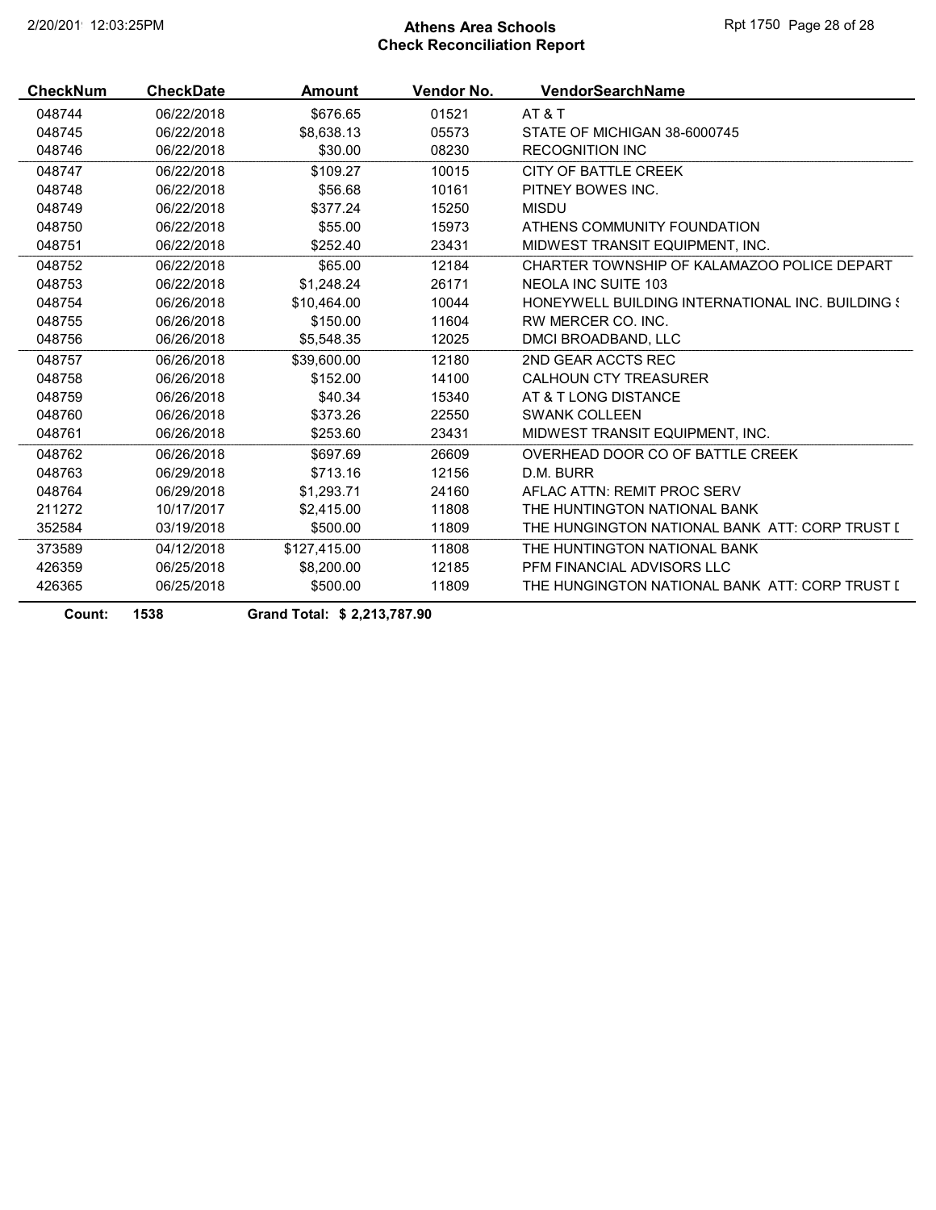| CheckNum | CheckDate | Amount | Vendor No. | VendorSearchName |
|---|---|---|---|---|
| 048744 | 06/22/2018 | $676.65 | 01521 | AT & T |
| 048745 | 06/22/2018 | $8,638.13 | 05573 | STATE OF MICHIGAN 38-6000745 |
| 048746 | 06/22/2018 | $30.00 | 08230 | RECOGNITION INC |
| 048747 | 06/22/2018 | $109.27 | 10015 | CITY OF BATTLE CREEK |
| 048748 | 06/22/2018 | $56.68 | 10161 | PITNEY BOWES INC. |
| 048749 | 06/22/2018 | $377.24 | 15250 | MISDU |
| 048750 | 06/22/2018 | $55.00 | 15973 | ATHENS COMMUNITY FOUNDATION |
| 048751 | 06/22/2018 | $252.40 | 23431 | MIDWEST TRANSIT EQUIPMENT, INC. |
| 048752 | 06/22/2018 | $65.00 | 12184 | CHARTER TOWNSHIP OF KALAMAZOO POLICE DEPART |
| 048753 | 06/22/2018 | $1,248.24 | 26171 | NEOLA INC SUITE 103 |
| 048754 | 06/26/2018 | $10,464.00 | 10044 | HONEYWELL BUILDING INTERNATIONAL INC. BUILDING S |
| 048755 | 06/26/2018 | $150.00 | 11604 | RW MERCER CO. INC. |
| 048756 | 06/26/2018 | $5,548.35 | 12025 | DMCI BROADBAND, LLC |
| 048757 | 06/26/2018 | $39,600.00 | 12180 | 2ND GEAR ACCTS REC |
| 048758 | 06/26/2018 | $152.00 | 14100 | CALHOUN CTY TREASURER |
| 048759 | 06/26/2018 | $40.34 | 15340 | AT & T LONG DISTANCE |
| 048760 | 06/26/2018 | $373.26 | 22550 | SWANK COLLEEN |
| 048761 | 06/26/2018 | $253.60 | 23431 | MIDWEST TRANSIT EQUIPMENT, INC. |
| 048762 | 06/26/2018 | $697.69 | 26609 | OVERHEAD DOOR CO OF BATTLE CREEK |
| 048763 | 06/29/2018 | $713.16 | 12156 | D.M. BURR |
| 048764 | 06/29/2018 | $1,293.71 | 24160 | AFLAC ATTN: REMIT PROC SERV |
| 211272 | 10/17/2017 | $2,415.00 | 11808 | THE HUNTINGTON NATIONAL BANK |
| 352584 | 03/19/2018 | $500.00 | 11809 | THE HUNGINGTON NATIONAL BANK ATT: CORP TRUST D |
| 373589 | 04/12/2018 | $127,415.00 | 11808 | THE HUNTINGTON NATIONAL BANK |
| 426359 | 06/25/2018 | $8,200.00 | 12185 | PFM FINANCIAL ADVISORS LLC |
| 426365 | 06/25/2018 | $500.00 | 11809 | THE HUNGINGTON NATIONAL BANK ATT: CORP TRUST D |

**Count:** 1538 **Grand Total: $ 2,213,787.90**